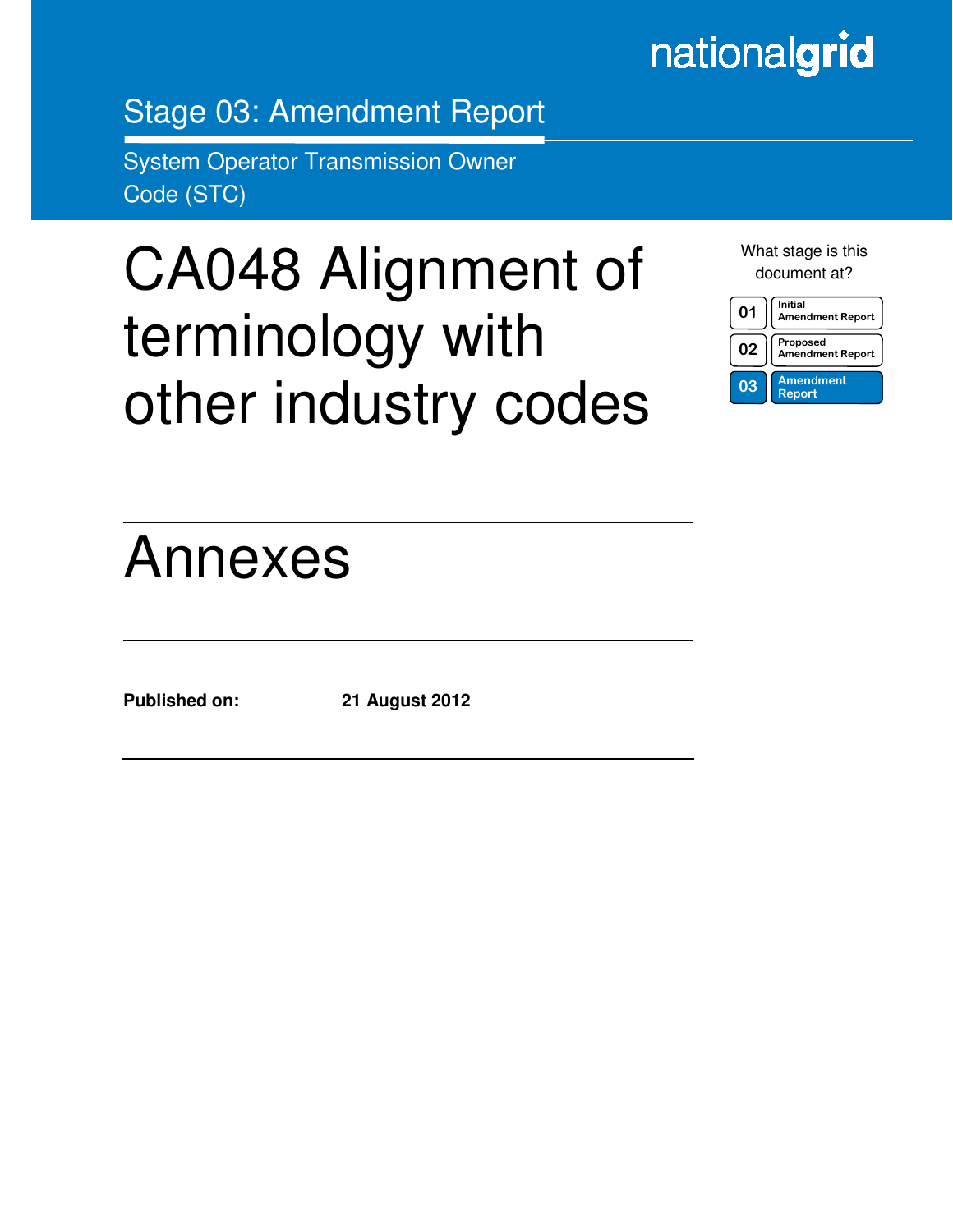nationalgrid

Stage 03: Amendment Report

System Operator Transmission Owner Code (STC)

# CA048 Alignment of terminology with other industry codes

What stage is this document at?

| | |
|---|---|
| 01 | Initial Amendment Report |
| 02 | Proposed Amendment Report |
| 03 | Amendment Report |

# Annexes

**Published on:** **21 August 2012**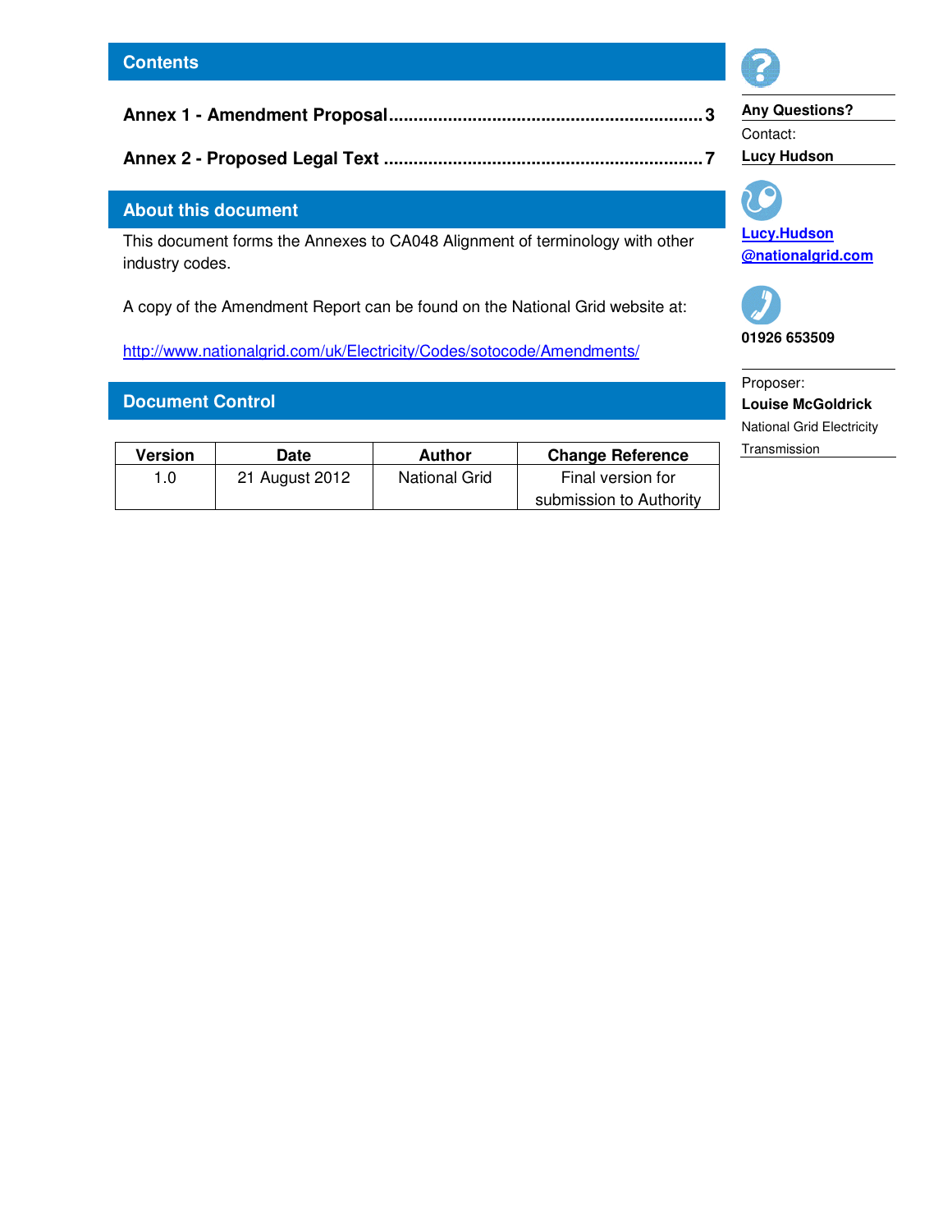## Contents

**Annex 1 - Amendment Proposal** ........................................................ 3

**Annex 2 - Proposed Legal Text** ........................................................ 7

## About this document

This document forms the Annexes to CA048 Alignment of terminology with other industry codes.

A copy of the Amendment Report can be found on the National Grid website at:

http://www.nationalgrid.com/uk/Electricity/Codes/sotocode/Amendments/

## Document Control

| Version | Date | Author | Change Reference |
|---|---|---|---|
| 1.0 | 21 August 2012 | National Grid | Final version for submission to Authority |

**Any Questions?**

Contact:

**Lucy Hudson**

Lucy.Hudson@nationalgrid.com

**01926 653509**

Proposer:

**Louise McGoldrick**

National Grid Electricity Transmission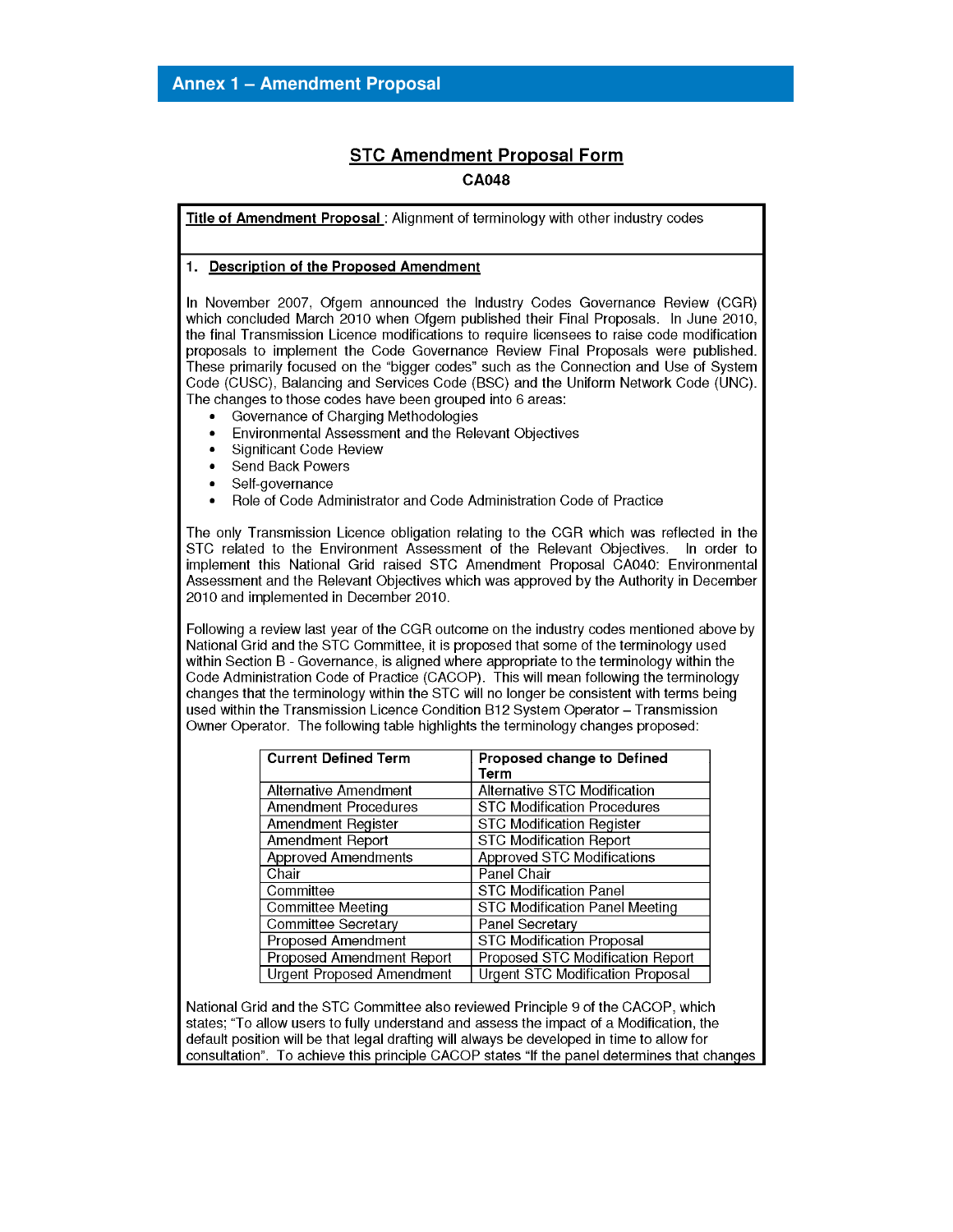## Annex 1 – Amendment Proposal

# STC Amendment Proposal Form

**CA048**

**Title of Amendment Proposal** : Alignment of terminology with other industry codes

### 1. Description of the Proposed Amendment

In November 2007, Ofgem announced the Industry Codes Governance Review (CGR) which concluded March 2010 when Ofgem published their Final Proposals. In June 2010, the final Transmission Licence modifications to require licensees to raise code modification proposals to implement the Code Governance Review Final Proposals were published. These primarily focused on the "bigger codes" such as the Connection and Use of System Code (CUSC), Balancing and Services Code (BSC) and the Uniform Network Code (UNC). The changes to those codes have been grouped into 6 areas:

- Governance of Charging Methodologies
- Environmental Assessment and the Relevant Objectives
- Significant Code Review
- Send Back Powers
- Self-governance
- Role of Code Administrator and Code Administration Code of Practice

The only Transmission Licence obligation relating to the CGR which was reflected in the STC related to the Environment Assessment of the Relevant Objectives. In order to implement this National Grid raised STC Amendment Proposal CA040: Environmental Assessment and the Relevant Objectives which was approved by the Authority in December 2010 and implemented in December 2010.

Following a review last year of the CGR outcome on the industry codes mentioned above by National Grid and the STC Committee, it is proposed that some of the terminology used within Section B - Governance, is aligned where appropriate to the terminology within the Code Administration Code of Practice (CACOP). This will mean following the terminology changes that the terminology within the STC will no longer be consistent with terms being used within the Transmission Licence Condition B12 System Operator – Transmission Owner Operator. The following table highlights the terminology changes proposed:

| Current Defined Term | Proposed change to Defined Term |
|---|---|
| Alternative Amendment | Alternative STC Modification |
| Amendment Procedures | STC Modification Procedures |
| Amendment Register | STC Modification Register |
| Amendment Report | STC Modification Report |
| Approved Amendments | Approved STC Modifications |
| Chair | Panel Chair |
| Committee | STC Modification Panel |
| Committee Meeting | STC Modification Panel Meeting |
| Committee Secretary | Panel Secretary |
| Proposed Amendment | STC Modification Proposal |
| Proposed Amendment Report | Proposed STC Modification Report |
| Urgent Proposed Amendment | Urgent STC Modification Proposal |

National Grid and the STC Committee also reviewed Principle 9 of the CACOP, which states; "To allow users to fully understand and assess the impact of a Modification, the default position will be that legal drafting will always be developed in time to allow for consultation". To achieve this principle CACOP states "If the panel determines that changes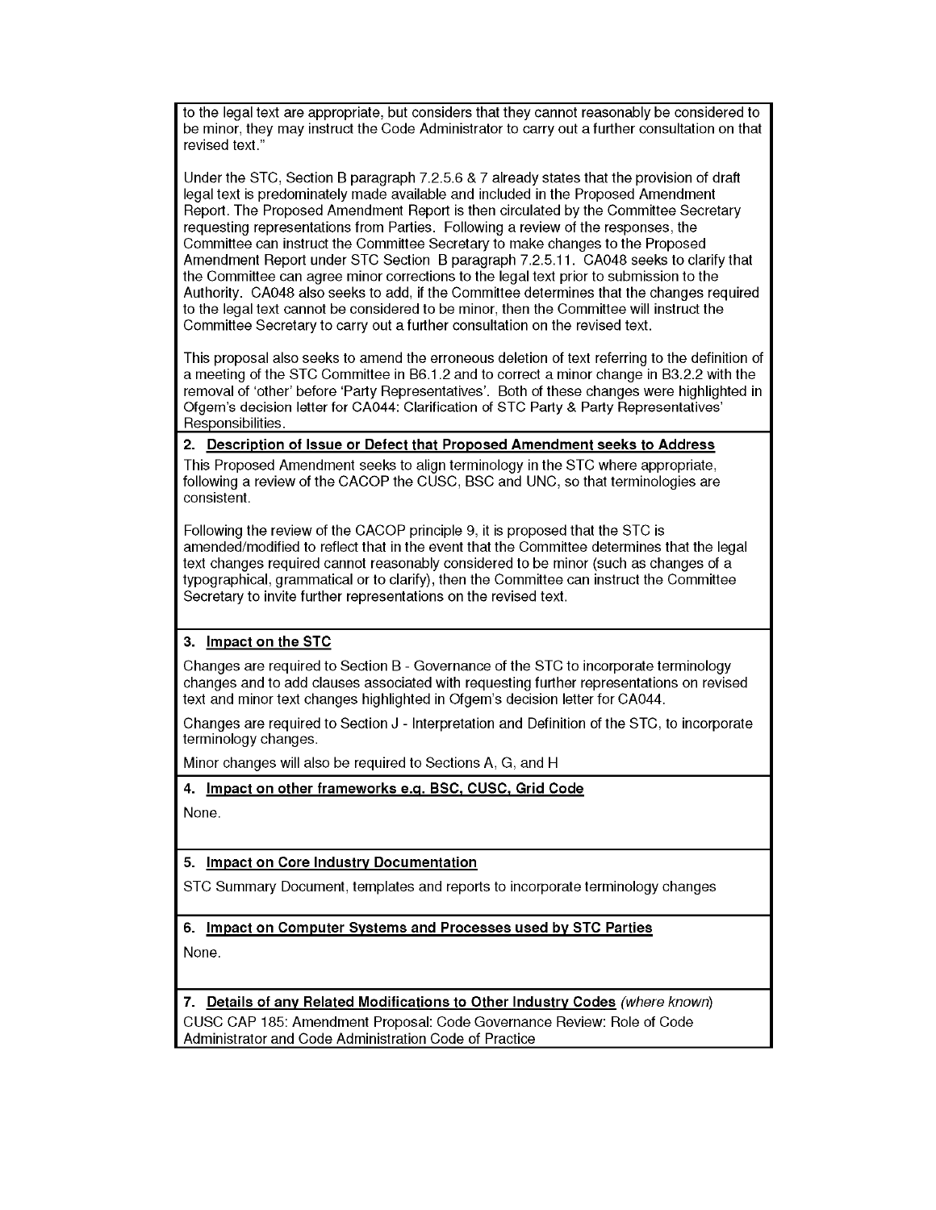to the legal text are appropriate, but considers that they cannot reasonably be considered to be minor, they may instruct the Code Administrator to carry out a further consultation on that revised text."

Under the STC, Section B paragraph 7.2.5.6 & 7 already states that the provision of draft legal text is predominately made available and included in the Proposed Amendment Report. The Proposed Amendment Report is then circulated by the Committee Secretary requesting representations from Parties. Following a review of the responses, the Committee can instruct the Committee Secretary to make changes to the Proposed Amendment Report under STC Section B paragraph 7.2.5.11. CA048 seeks to clarify that the Committee can agree minor corrections to the legal text prior to submission to the Authority. CA048 also seeks to add, if the Committee determines that the changes required to the legal text cannot be considered to be minor, then the Committee will instruct the Committee Secretary to carry out a further consultation on the revised text.

This proposal also seeks to amend the erroneous deletion of text referring to the definition of a meeting of the STC Committee in B6.1.2 and to correct a minor change in B3.2.2 with the removal of 'other' before 'Party Representatives'. Both of these changes were highlighted in Ofgem's decision letter for CA044: Clarification of STC Party & Party Representatives' Responsibilities.

**2. Description of Issue or Defect that Proposed Amendment seeks to Address**

This Proposed Amendment seeks to align terminology in the STC where appropriate, following a review of the CACOP the CUSC, BSC and UNC, so that terminologies are consistent.

Following the review of the CACOP principle 9, it is proposed that the STC is amended/modified to reflect that in the event that the Committee determines that the legal text changes required cannot reasonably considered to be minor (such as changes of a typographical, grammatical or to clarify), then the Committee can instruct the Committee Secretary to invite further representations on the revised text.

**3. Impact on the STC**

Changes are required to Section B - Governance of the STC to incorporate terminology changes and to add clauses associated with requesting further representations on revised text and minor text changes highlighted in Ofgem's decision letter for CA044.

Changes are required to Section J - Interpretation and Definition of the STC, to incorporate terminology changes.

Minor changes will also be required to Sections A, G, and H

**4. Impact on other frameworks e.g. BSC, CUSC, Grid Code**

None.

**5. Impact on Core Industry Documentation**

STC Summary Document, templates and reports to incorporate terminology changes

**6. Impact on Computer Systems and Processes used by STC Parties**

None.

**7. Details of any Related Modifications to Other Industry Codes** *(where known)*

CUSC CAP 185: Amendment Proposal: Code Governance Review: Role of Code Administrator and Code Administration Code of Practice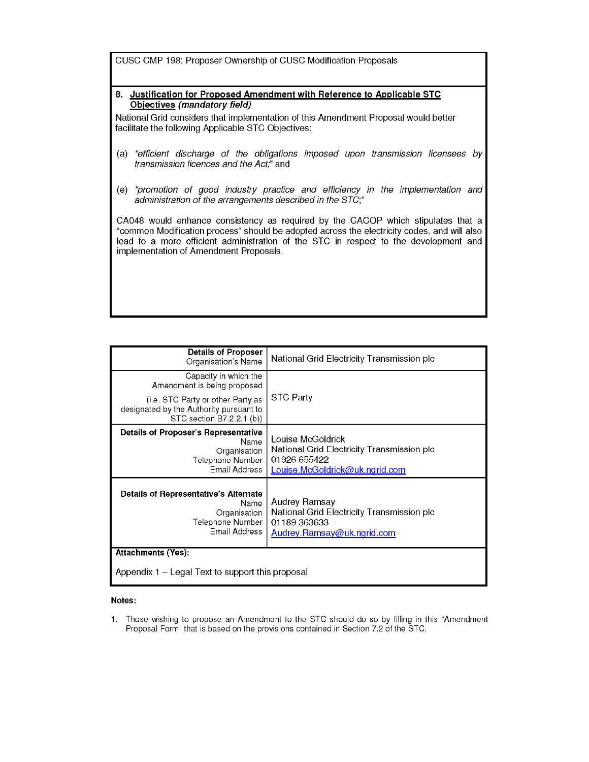CUSC CMP 198: Proposer Ownership of CUSC Modification Proposals

**8. Justification for Proposed Amendment with Reference to Applicable STC Objectives *(mandatory field)***

National Grid considers that implementation of this Amendment Proposal would better facilitate the following Applicable STC Objectives:

(a) *"efficient discharge of the obligations imposed upon transmission licensees by transmission licences and the Act;"* and

(e) *"promotion of good industry practice and efficiency in the implementation and administration of the arrangements described in the STC;"*

CA048 would enhance consistency as required by the CACOP which stipulates that a "common Modification process" should be adopted across the electricity codes, and will also lead to a more efficient administration of the STC in respect to the development and implementation of Amendment Proposals.

| | |
|---|---|
| **Details of Proposer**<br>Organisation's Name | National Grid Electricity Transmission plc |
| Capacity in which the Amendment is being proposed<br>(i.e. STC Party or other Party as designated by the Authority pursuant to STC section B7.2.2.1 (b)) | STC Party |
| **Details of Proposer's Representative**<br>Name<br>Organisation<br>Telephone Number<br>Email Address | Louise McGoldrick<br>National Grid Electricity Transmission plc<br>01926 655422<br>Louise.McGoldrick@uk.ngrid.com |
| **Details of Representative's Alternate**<br>Name<br>Organisation<br>Telephone Number<br>Email Address | Audrey Ramsay<br>National Grid Electricity Transmission plc<br>01189 363633<br>Audrey.Ramsay@uk.ngrid.com |
| **Attachments (Yes):**<br>Appendix 1 – Legal Text to support this proposal | |

**Notes:**

1. Those wishing to propose an Amendment to the STC should do so by filling in this "Amendment Proposal Form" that is based on the provisions contained in Section 7.2 of the STC.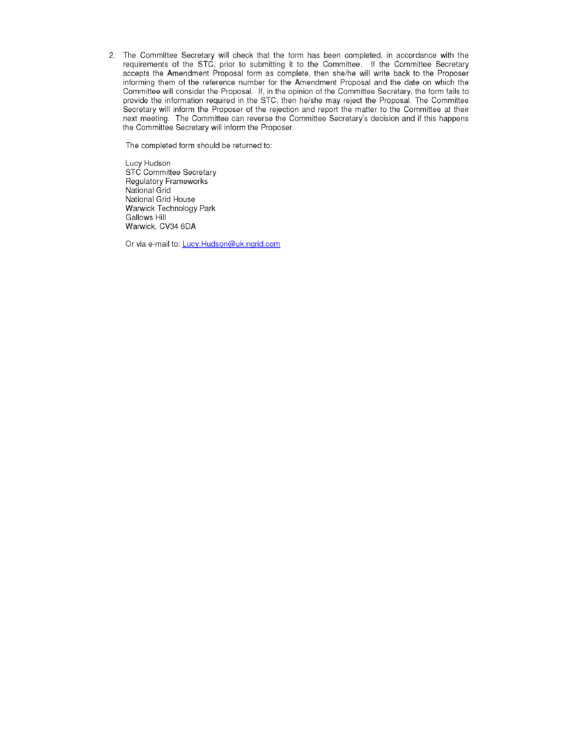2. The Committee Secretary will check that the form has been completed, in accordance with the requirements of the STC, prior to submitting it to the Committee. If the Committee Secretary accepts the Amendment Proposal form as complete, then she/he will write back to the Proposer informing them of the reference number for the Amendment Proposal and the date on which the Committee will consider the Proposal. If, in the opinion of the Committee Secretary, the form fails to provide the information required in the STC, then he/she may reject the Proposal. The Committee Secretary will inform the Proposer of the rejection and report the matter to the Committee at their next meeting. The Committee can reverse the Committee Secretary's decision and if this happens the Committee Secretary will inform the Proposer.

   The completed form should be returned to:

   Lucy Hudson
   STC Committee Secretary
   Regulatory Frameworks
   National Grid
   National Grid House
   Warwick Technology Park
   Gallows Hill
   Warwick, CV34 6DA

   Or via e-mail to: Lucy.Hudson@uk.ngrid.com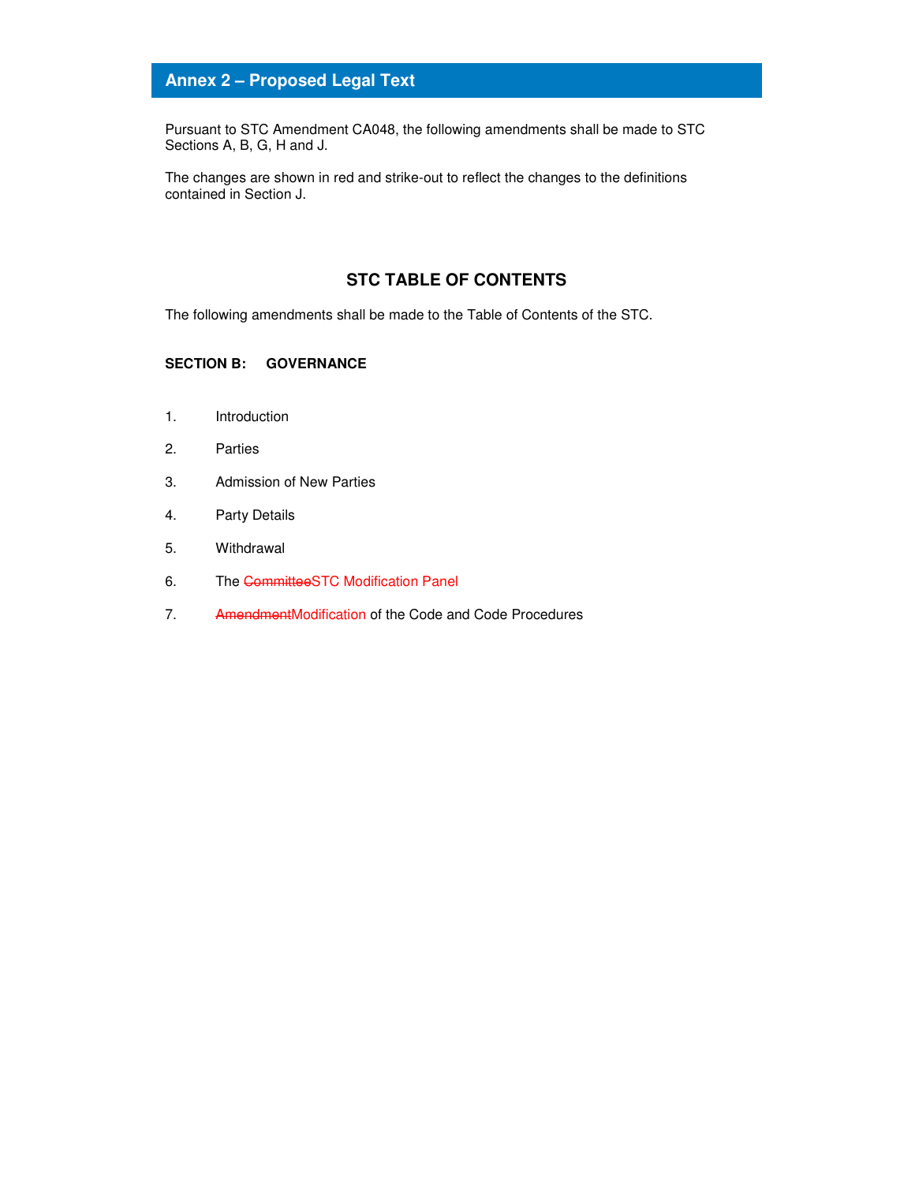## Annex 2 – Proposed Legal Text

Pursuant to STC Amendment CA048, the following amendments shall be made to STC Sections A, B, G, H and J.

The changes are shown in red and strike-out to reflect the changes to the definitions contained in Section J.

### STC TABLE OF CONTENTS

The following amendments shall be made to the Table of Contents of the STC.

**SECTION B: GOVERNANCE**

1. Introduction
2. Parties
3. Admission of New Parties
4. Party Details
5. Withdrawal
6. The ~~Committee~~STC Modification Panel
7. ~~Amendment~~Modification of the Code and Code Procedures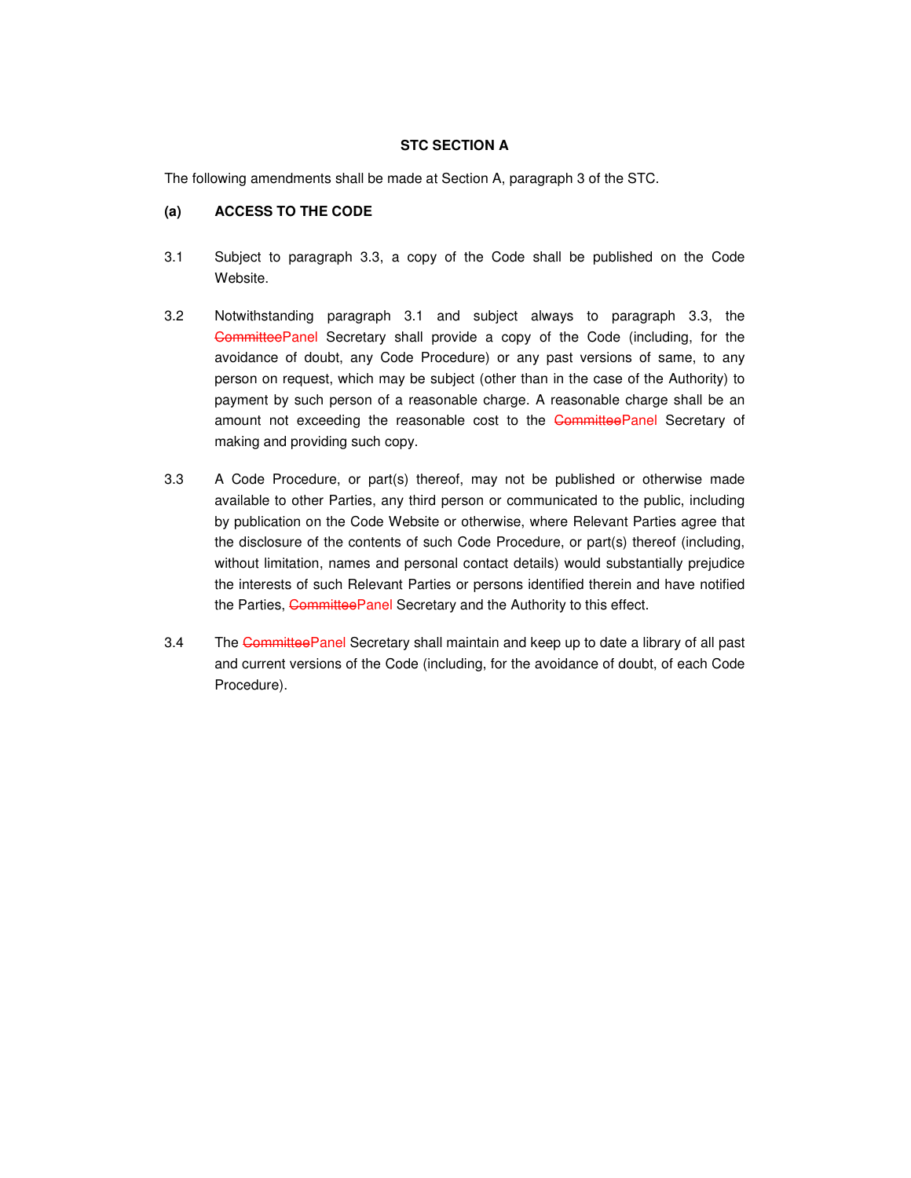**STC SECTION A**

The following amendments shall be made at Section A, paragraph 3 of the STC.

**(a) ACCESS TO THE CODE**

3.1 Subject to paragraph 3.3, a copy of the Code shall be published on the Code Website.

3.2 Notwithstanding paragraph 3.1 and subject always to paragraph 3.3, the ~~Committee~~Panel Secretary shall provide a copy of the Code (including, for the avoidance of doubt, any Code Procedure) or any past versions of same, to any person on request, which may be subject (other than in the case of the Authority) to payment by such person of a reasonable charge. A reasonable charge shall be an amount not exceeding the reasonable cost to the ~~Committee~~Panel Secretary of making and providing such copy.

3.3 A Code Procedure, or part(s) thereof, may not be published or otherwise made available to other Parties, any third person or communicated to the public, including by publication on the Code Website or otherwise, where Relevant Parties agree that the disclosure of the contents of such Code Procedure, or part(s) thereof (including, without limitation, names and personal contact details) would substantially prejudice the interests of such Relevant Parties or persons identified therein and have notified the Parties, ~~Committee~~Panel Secretary and the Authority to this effect.

3.4 The ~~Committee~~Panel Secretary shall maintain and keep up to date a library of all past and current versions of the Code (including, for the avoidance of doubt, of each Code Procedure).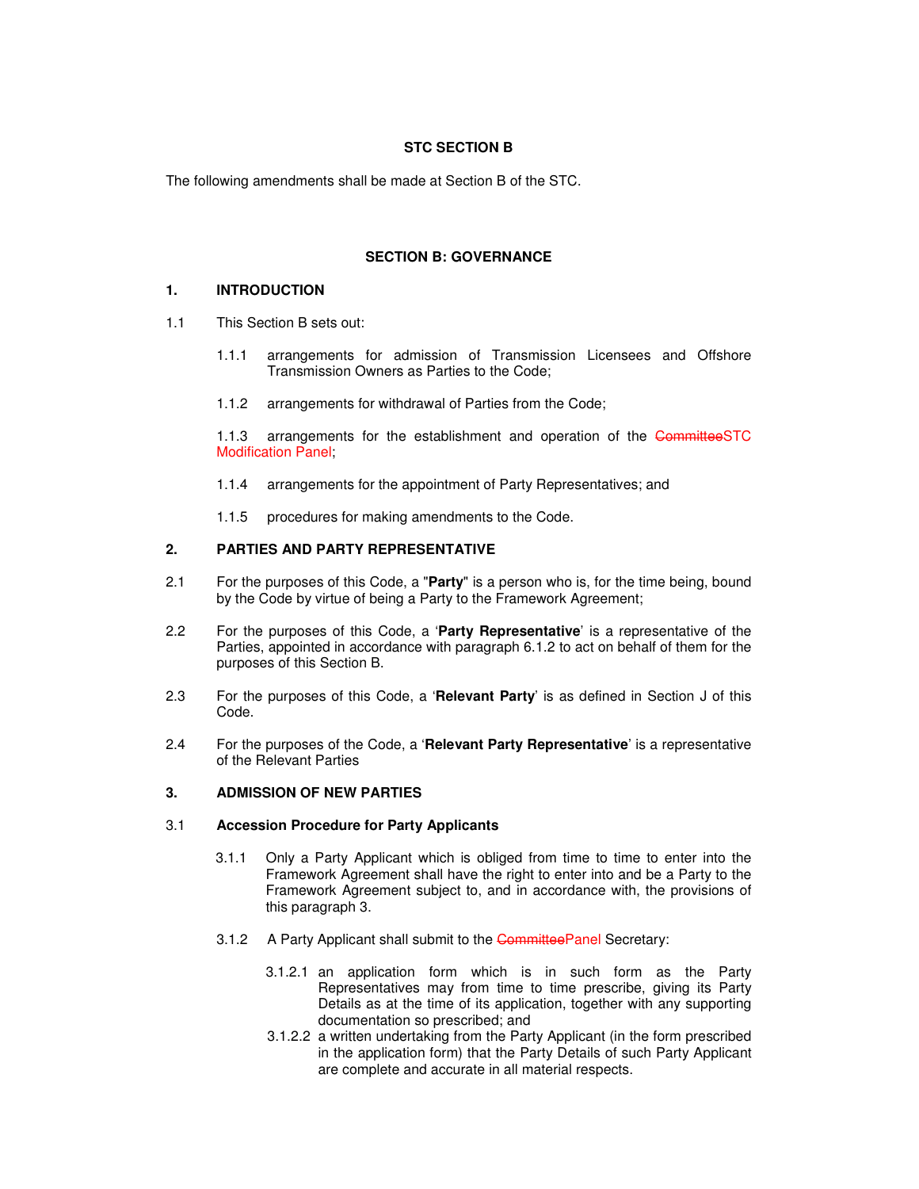**STC SECTION B**

The following amendments shall be made at Section B of the STC.

**SECTION B: GOVERNANCE**

**1. INTRODUCTION**

1.1 This Section B sets out:

1.1.1 arrangements for admission of Transmission Licensees and Offshore Transmission Owners as Parties to the Code;

1.1.2 arrangements for withdrawal of Parties from the Code;

1.1.3 arrangements for the establishment and operation of the ~~Committee~~STC Modification Panel;

1.1.4 arrangements for the appointment of Party Representatives; and

1.1.5 procedures for making amendments to the Code.

**2. PARTIES AND PARTY REPRESENTATIVE**

2.1 For the purposes of this Code, a "**Party**" is a person who is, for the time being, bound by the Code by virtue of being a Party to the Framework Agreement;

2.2 For the purposes of this Code, a '**Party Representative**' is a representative of the Parties, appointed in accordance with paragraph 6.1.2 to act on behalf of them for the purposes of this Section B.

2.3 For the purposes of this Code, a '**Relevant Party**' is as defined in Section J of this Code.

2.4 For the purposes of the Code, a '**Relevant Party Representative**' is a representative of the Relevant Parties

**3. ADMISSION OF NEW PARTIES**

3.1 **Accession Procedure for Party Applicants**

3.1.1 Only a Party Applicant which is obliged from time to time to enter into the Framework Agreement shall have the right to enter into and be a Party to the Framework Agreement subject to, and in accordance with, the provisions of this paragraph 3.

3.1.2 A Party Applicant shall submit to the ~~Committee~~Panel Secretary:

3.1.2.1 an application form which is in such form as the Party Representatives may from time to time prescribe, giving its Party Details as at the time of its application, together with any supporting documentation so prescribed; and

3.1.2.2 a written undertaking from the Party Applicant (in the form prescribed in the application form) that the Party Details of such Party Applicant are complete and accurate in all material respects.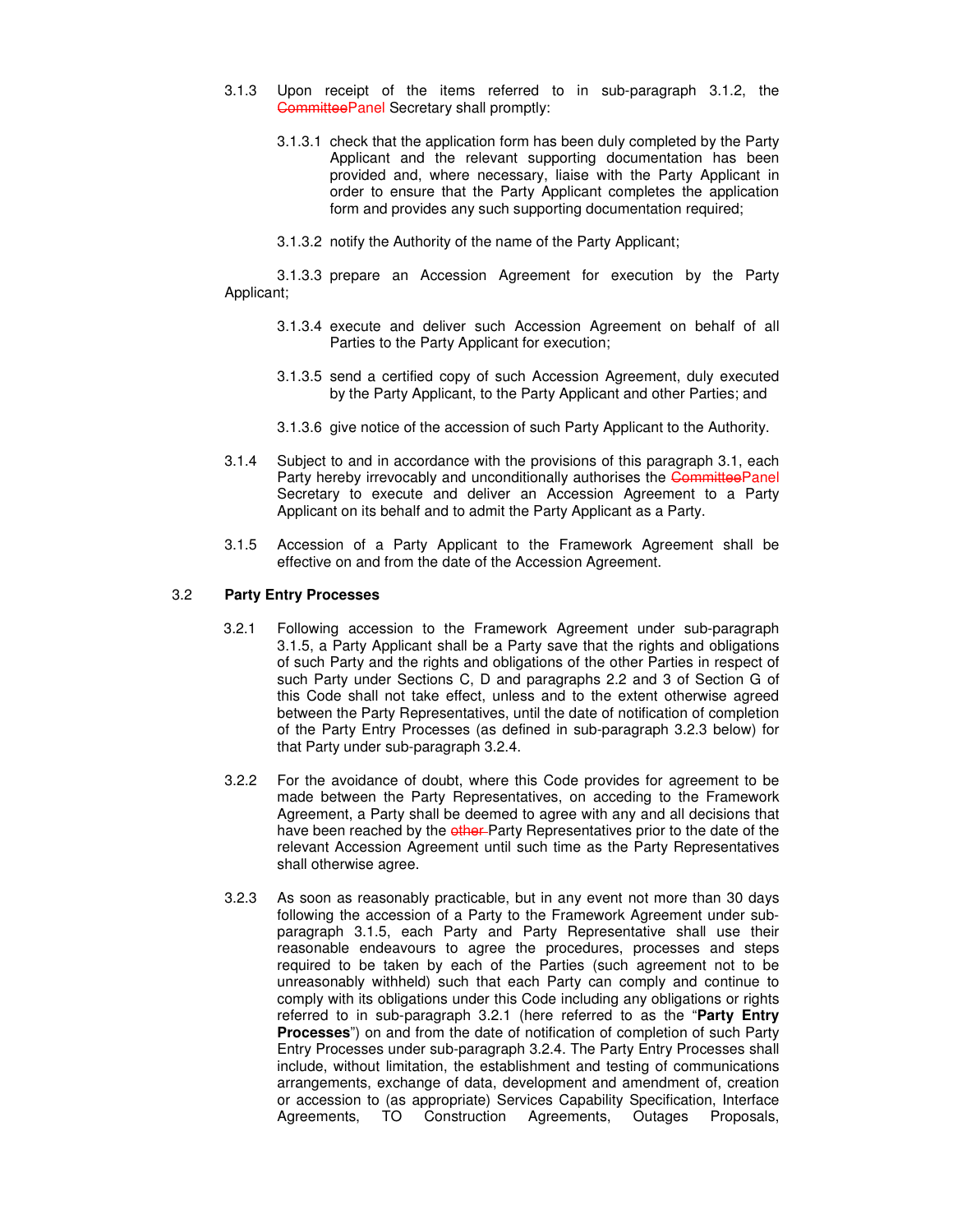3.1.3 Upon receipt of the items referred to in sub-paragraph 3.1.2, the ~~Committee~~Panel Secretary shall promptly:

3.1.3.1 check that the application form has been duly completed by the Party Applicant and the relevant supporting documentation has been provided and, where necessary, liaise with the Party Applicant in order to ensure that the Party Applicant completes the application form and provides any such supporting documentation required;

3.1.3.2 notify the Authority of the name of the Party Applicant;

3.1.3.3 prepare an Accession Agreement for execution by the Party Applicant;

3.1.3.4 execute and deliver such Accession Agreement on behalf of all Parties to the Party Applicant for execution;

3.1.3.5 send a certified copy of such Accession Agreement, duly executed by the Party Applicant, to the Party Applicant and other Parties; and

3.1.3.6 give notice of the accession of such Party Applicant to the Authority.

3.1.4 Subject to and in accordance with the provisions of this paragraph 3.1, each Party hereby irrevocably and unconditionally authorises the ~~Committee~~Panel Secretary to execute and deliver an Accession Agreement to a Party Applicant on its behalf and to admit the Party Applicant as a Party.

3.1.5 Accession of a Party Applicant to the Framework Agreement shall be effective on and from the date of the Accession Agreement.

3.2 **Party Entry Processes**

3.2.1 Following accession to the Framework Agreement under sub-paragraph 3.1.5, a Party Applicant shall be a Party save that the rights and obligations of such Party and the rights and obligations of the other Parties in respect of such Party under Sections C, D and paragraphs 2.2 and 3 of Section G of this Code shall not take effect, unless and to the extent otherwise agreed between the Party Representatives, until the date of notification of completion of the Party Entry Processes (as defined in sub-paragraph 3.2.3 below) for that Party under sub-paragraph 3.2.4.

3.2.2 For the avoidance of doubt, where this Code provides for agreement to be made between the Party Representatives, on acceding to the Framework Agreement, a Party shall be deemed to agree with any and all decisions that have been reached by the ~~other~~ Party Representatives prior to the date of the relevant Accession Agreement until such time as the Party Representatives shall otherwise agree.

3.2.3 As soon as reasonably practicable, but in any event not more than 30 days following the accession of a Party to the Framework Agreement under sub-paragraph 3.1.5, each Party and Party Representative shall use their reasonable endeavours to agree the procedures, processes and steps required to be taken by each of the Parties (such agreement not to be unreasonably withheld) such that each Party can comply and continue to comply with its obligations under this Code including any obligations or rights referred to in sub-paragraph 3.2.1 (here referred to as the "**Party Entry Processes**") on and from the date of notification of completion of such Party Entry Processes under sub-paragraph 3.2.4. The Party Entry Processes shall include, without limitation, the establishment and testing of communications arrangements, exchange of data, development and amendment of, creation or accession to (as appropriate) Services Capability Specification, Interface Agreements, TO Construction Agreements, Outages Proposals,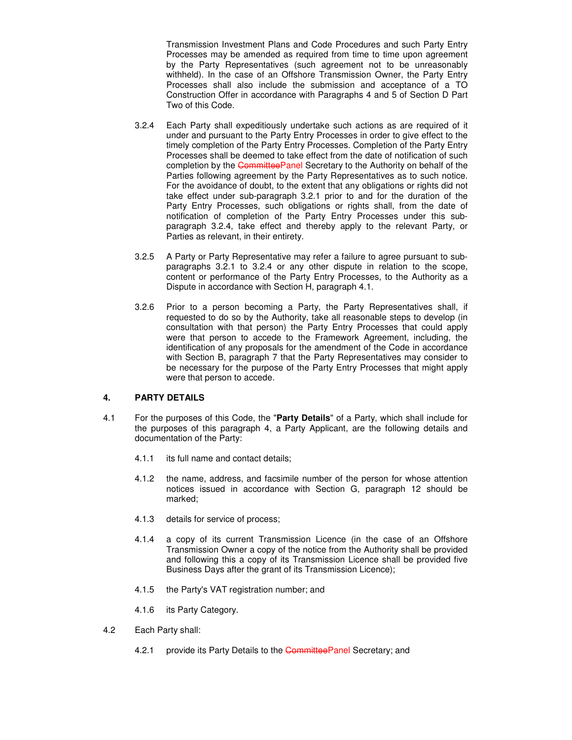Transmission Investment Plans and Code Procedures and such Party Entry Processes may be amended as required from time to time upon agreement by the Party Representatives (such agreement not to be unreasonably withheld). In the case of an Offshore Transmission Owner, the Party Entry Processes shall also include the submission and acceptance of a TO Construction Offer in accordance with Paragraphs 4 and 5 of Section D Part Two of this Code.

3.2.4 Each Party shall expeditiously undertake such actions as are required of it under and pursuant to the Party Entry Processes in order to give effect to the timely completion of the Party Entry Processes. Completion of the Party Entry Processes shall be deemed to take effect from the date of notification of such completion by the ~~Committee~~Panel Secretary to the Authority on behalf of the Parties following agreement by the Party Representatives as to such notice. For the avoidance of doubt, to the extent that any obligations or rights did not take effect under sub-paragraph 3.2.1 prior to and for the duration of the Party Entry Processes, such obligations or rights shall, from the date of notification of completion of the Party Entry Processes under this sub-paragraph 3.2.4, take effect and thereby apply to the relevant Party, or Parties as relevant, in their entirety.

3.2.5 A Party or Party Representative may refer a failure to agree pursuant to sub-paragraphs 3.2.1 to 3.2.4 or any other dispute in relation to the scope, content or performance of the Party Entry Processes, to the Authority as a Dispute in accordance with Section H, paragraph 4.1.

3.2.6 Prior to a person becoming a Party, the Party Representatives shall, if requested to do so by the Authority, take all reasonable steps to develop (in consultation with that person) the Party Entry Processes that could apply were that person to accede to the Framework Agreement, including, the identification of any proposals for the amendment of the Code in accordance with Section B, paragraph 7 that the Party Representatives may consider to be necessary for the purpose of the Party Entry Processes that might apply were that person to accede.

## 4. PARTY DETAILS

4.1 For the purposes of this Code, the "**Party Details**" of a Party, which shall include for the purposes of this paragraph 4, a Party Applicant, are the following details and documentation of the Party:

4.1.1 its full name and contact details;

4.1.2 the name, address, and facsimile number of the person for whose attention notices issued in accordance with Section G, paragraph 12 should be marked;

4.1.3 details for service of process;

4.1.4 a copy of its current Transmission Licence (in the case of an Offshore Transmission Owner a copy of the notice from the Authority shall be provided and following this a copy of its Transmission Licence shall be provided five Business Days after the grant of its Transmission Licence);

4.1.5 the Party's VAT registration number; and

4.1.6 its Party Category.

4.2 Each Party shall:

4.2.1 provide its Party Details to the ~~Committee~~Panel Secretary; and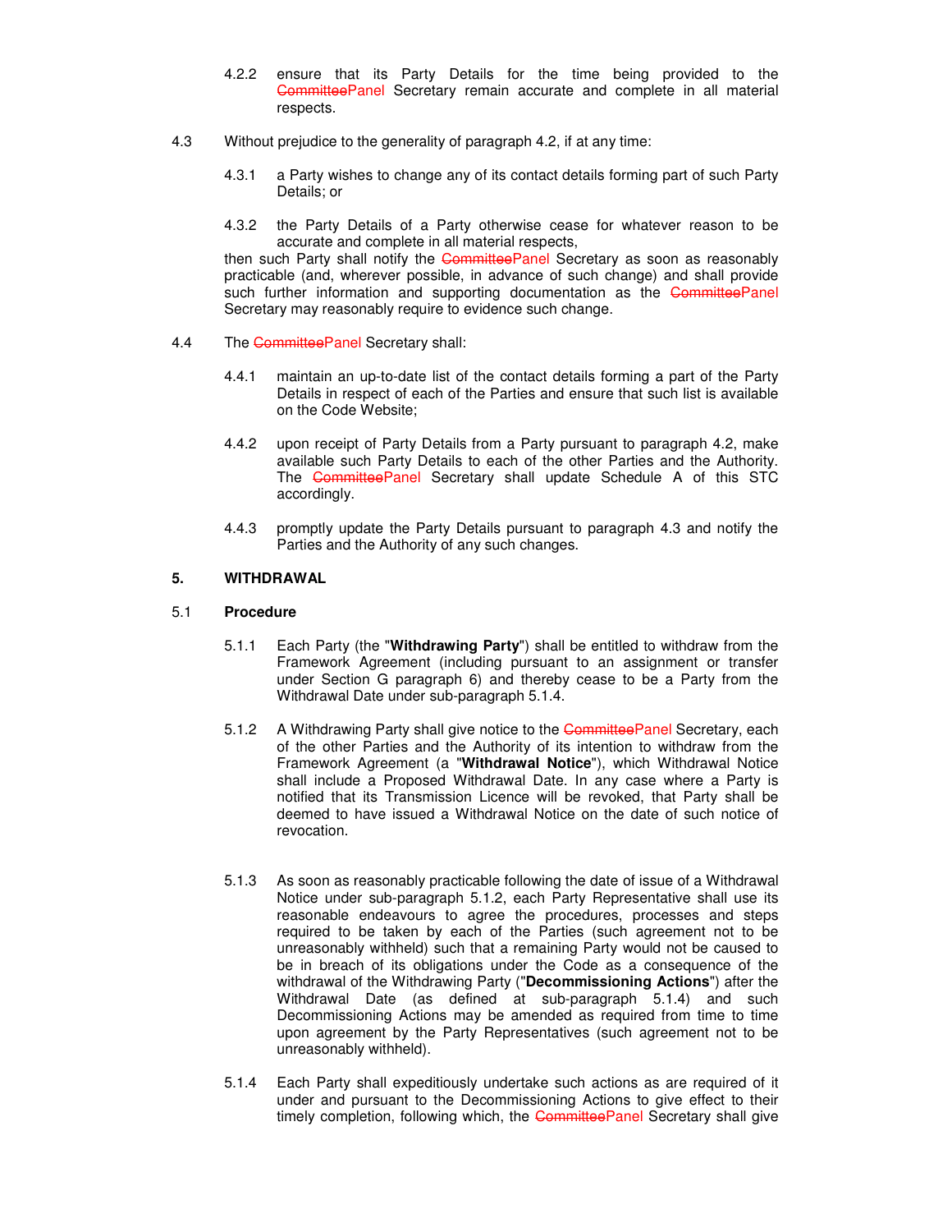4.2.2 ensure that its Party Details for the time being provided to the ~~Committee~~Panel Secretary remain accurate and complete in all material respects.

4.3 Without prejudice to the generality of paragraph 4.2, if at any time:

4.3.1 a Party wishes to change any of its contact details forming part of such Party Details; or

4.3.2 the Party Details of a Party otherwise cease for whatever reason to be accurate and complete in all material respects,

then such Party shall notify the ~~Committee~~Panel Secretary as soon as reasonably practicable (and, wherever possible, in advance of such change) and shall provide such further information and supporting documentation as the ~~Committee~~Panel Secretary may reasonably require to evidence such change.

4.4 The ~~Committee~~Panel Secretary shall:

4.4.1 maintain an up-to-date list of the contact details forming a part of the Party Details in respect of each of the Parties and ensure that such list is available on the Code Website;

4.4.2 upon receipt of Party Details from a Party pursuant to paragraph 4.2, make available such Party Details to each of the other Parties and the Authority. The ~~Committee~~Panel Secretary shall update Schedule A of this STC accordingly.

4.4.3 promptly update the Party Details pursuant to paragraph 4.3 and notify the Parties and the Authority of any such changes.

## 5. WITHDRAWAL

### 5.1 Procedure

5.1.1 Each Party (the "**Withdrawing Party**") shall be entitled to withdraw from the Framework Agreement (including pursuant to an assignment or transfer under Section G paragraph 6) and thereby cease to be a Party from the Withdrawal Date under sub-paragraph 5.1.4.

5.1.2 A Withdrawing Party shall give notice to the ~~Committee~~Panel Secretary, each of the other Parties and the Authority of its intention to withdraw from the Framework Agreement (a "**Withdrawal Notice**"), which Withdrawal Notice shall include a Proposed Withdrawal Date. In any case where a Party is notified that its Transmission Licence will be revoked, that Party shall be deemed to have issued a Withdrawal Notice on the date of such notice of revocation.

5.1.3 As soon as reasonably practicable following the date of issue of a Withdrawal Notice under sub-paragraph 5.1.2, each Party Representative shall use its reasonable endeavours to agree the procedures, processes and steps required to be taken by each of the Parties (such agreement not to be unreasonably withheld) such that a remaining Party would not be caused to be in breach of its obligations under the Code as a consequence of the withdrawal of the Withdrawing Party ("**Decommissioning Actions**") after the Withdrawal Date (as defined at sub-paragraph 5.1.4) and such Decommissioning Actions may be amended as required from time to time upon agreement by the Party Representatives (such agreement not to be unreasonably withheld).

5.1.4 Each Party shall expeditiously undertake such actions as are required of it under and pursuant to the Decommissioning Actions to give effect to their timely completion, following which, the ~~Committee~~Panel Secretary shall give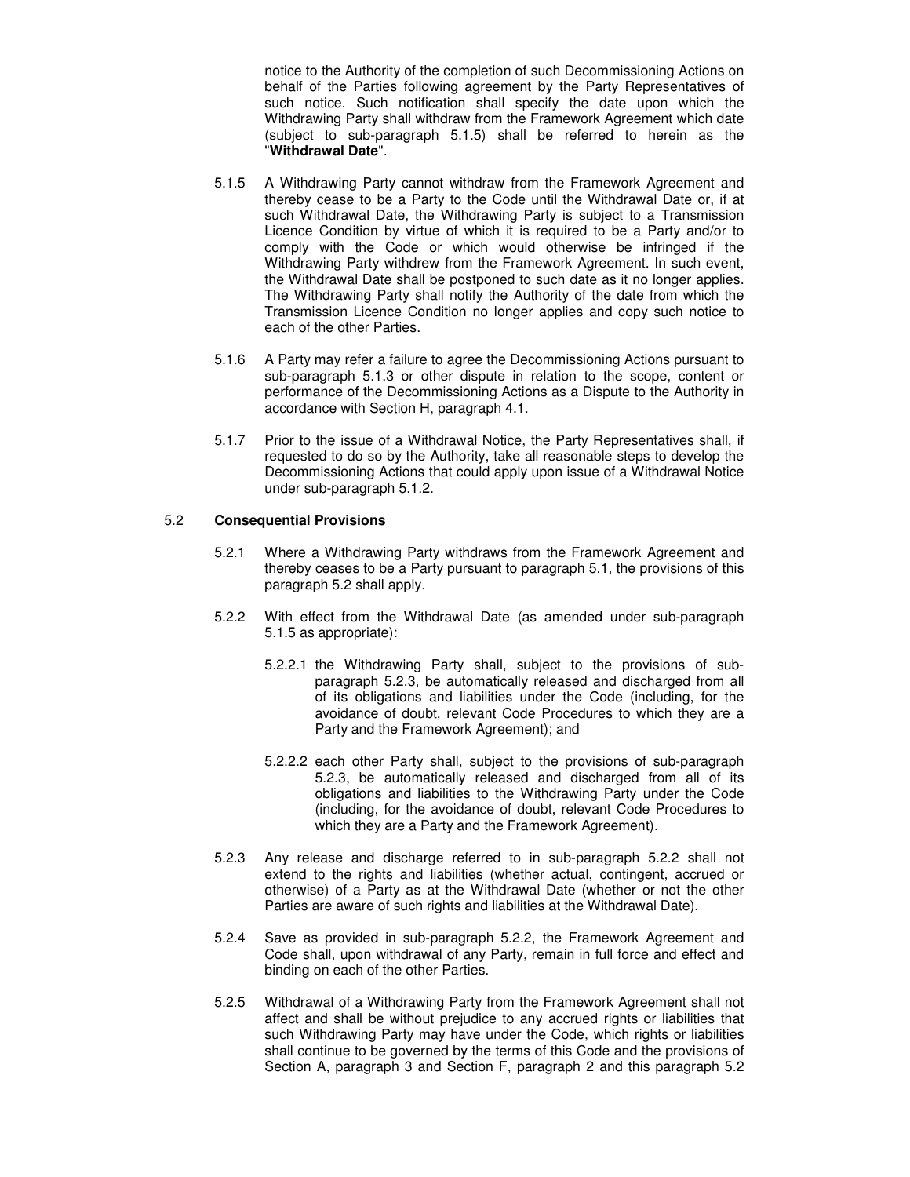notice to the Authority of the completion of such Decommissioning Actions on behalf of the Parties following agreement by the Party Representatives of such notice. Such notification shall specify the date upon which the Withdrawing Party shall withdraw from the Framework Agreement which date (subject to sub-paragraph 5.1.5) shall be referred to herein as the "**Withdrawal Date**".

5.1.5 A Withdrawing Party cannot withdraw from the Framework Agreement and thereby cease to be a Party to the Code until the Withdrawal Date or, if at such Withdrawal Date, the Withdrawing Party is subject to a Transmission Licence Condition by virtue of which it is required to be a Party and/or to comply with the Code or which would otherwise be infringed if the Withdrawing Party withdrew from the Framework Agreement. In such event, the Withdrawal Date shall be postponed to such date as it no longer applies. The Withdrawing Party shall notify the Authority of the date from which the Transmission Licence Condition no longer applies and copy such notice to each of the other Parties.

5.1.6 A Party may refer a failure to agree the Decommissioning Actions pursuant to sub-paragraph 5.1.3 or other dispute in relation to the scope, content or performance of the Decommissioning Actions as a Dispute to the Authority in accordance with Section H, paragraph 4.1.

5.1.7 Prior to the issue of a Withdrawal Notice, the Party Representatives shall, if requested to do so by the Authority, take all reasonable steps to develop the Decommissioning Actions that could apply upon issue of a Withdrawal Notice under sub-paragraph 5.1.2.

### 5.2 **Consequential Provisions**

5.2.1 Where a Withdrawing Party withdraws from the Framework Agreement and thereby ceases to be a Party pursuant to paragraph 5.1, the provisions of this paragraph 5.2 shall apply.

5.2.2 With effect from the Withdrawal Date (as amended under sub-paragraph 5.1.5 as appropriate):

5.2.2.1 the Withdrawing Party shall, subject to the provisions of sub-paragraph 5.2.3, be automatically released and discharged from all of its obligations and liabilities under the Code (including, for the avoidance of doubt, relevant Code Procedures to which they are a Party and the Framework Agreement); and

5.2.2.2 each other Party shall, subject to the provisions of sub-paragraph 5.2.3, be automatically released and discharged from all of its obligations and liabilities to the Withdrawing Party under the Code (including, for the avoidance of doubt, relevant Code Procedures to which they are a Party and the Framework Agreement).

5.2.3 Any release and discharge referred to in sub-paragraph 5.2.2 shall not extend to the rights and liabilities (whether actual, contingent, accrued or otherwise) of a Party as at the Withdrawal Date (whether or not the other Parties are aware of such rights and liabilities at the Withdrawal Date).

5.2.4 Save as provided in sub-paragraph 5.2.2, the Framework Agreement and Code shall, upon withdrawal of any Party, remain in full force and effect and binding on each of the other Parties.

5.2.5 Withdrawal of a Withdrawing Party from the Framework Agreement shall not affect and shall be without prejudice to any accrued rights or liabilities that such Withdrawing Party may have under the Code, which rights or liabilities shall continue to be governed by the terms of this Code and the provisions of Section A, paragraph 3 and Section F, paragraph 2 and this paragraph 5.2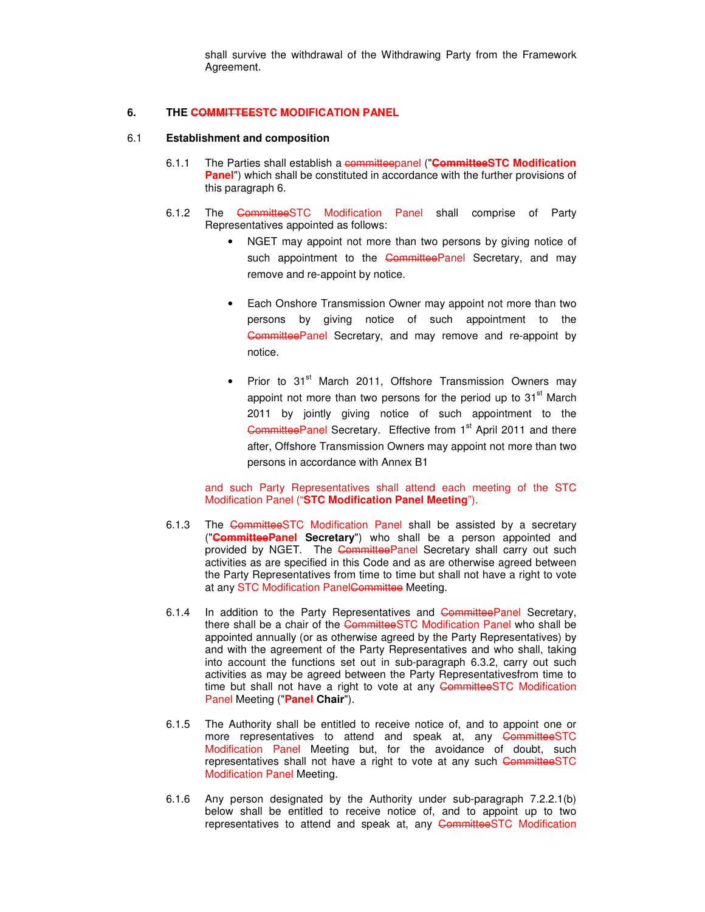shall survive the withdrawal of the Withdrawing Party from the Framework Agreement.

## 6. THE ~~COMMITTEE~~STC MODIFICATION PANEL

### 6.1 Establishment and composition

6.1.1 The Parties shall establish a ~~committee~~panel ("**~~Committee~~STC Modification Panel**") which shall be constituted in accordance with the further provisions of this paragraph 6.

6.1.2 The ~~Committee~~STC Modification Panel shall comprise of Party Representatives appointed as follows:

- NGET may appoint not more than two persons by giving notice of such appointment to the ~~Committee~~Panel Secretary, and may remove and re-appoint by notice.

- Each Onshore Transmission Owner may appoint not more than two persons by giving notice of such appointment to the ~~Committee~~Panel Secretary, and may remove and re-appoint by notice.

- Prior to 31st March 2011, Offshore Transmission Owners may appoint not more than two persons for the period up to 31st March 2011 by jointly giving notice of such appointment to the ~~Committee~~Panel Secretary. Effective from 1st April 2011 and there after, Offshore Transmission Owners may appoint not more than two persons in accordance with Annex B1

and such Party Representatives shall attend each meeting of the STC Modification Panel ("**STC Modification Panel Meeting**").

6.1.3 The ~~Committee~~STC Modification Panel shall be assisted by a secretary ("**~~Committee~~Panel Secretary**") who shall be a person appointed and provided by NGET. The ~~Committee~~Panel Secretary shall carry out such activities as are specified in this Code and as are otherwise agreed between the Party Representatives from time to time but shall not have a right to vote at any STC Modification Panel~~Committee~~ Meeting.

6.1.4 In addition to the Party Representatives and ~~Committee~~Panel Secretary, there shall be a chair of the ~~Committee~~STC Modification Panel who shall be appointed annually (or as otherwise agreed by the Party Representatives) by and with the agreement of the Party Representatives and who shall, taking into account the functions set out in sub-paragraph 6.3.2, carry out such activities as may be agreed between the Party Representativesfrom time to time but shall not have a right to vote at any ~~Committee~~STC Modification Panel Meeting ("**Panel Chair**").

6.1.5 The Authority shall be entitled to receive notice of, and to appoint one or more representatives to attend and speak at, any ~~Committee~~STC Modification Panel Meeting but, for the avoidance of doubt, such representatives shall not have a right to vote at any such ~~Committee~~STC Modification Panel Meeting.

6.1.6 Any person designated by the Authority under sub-paragraph 7.2.2.1(b) below shall be entitled to receive notice of, and to appoint up to two representatives to attend and speak at, any ~~Committee~~STC Modification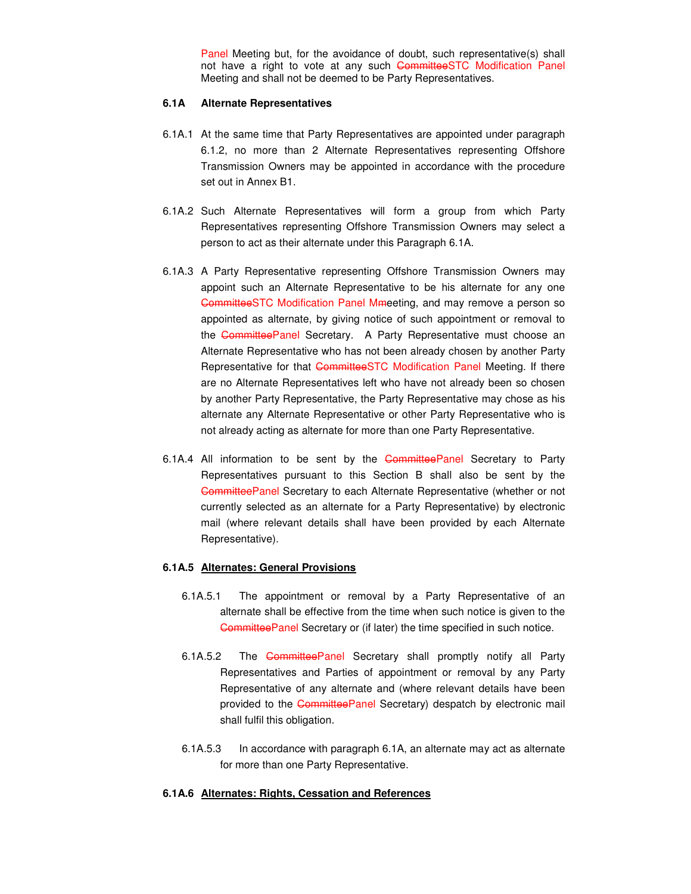Panel Meeting but, for the avoidance of doubt, such representative(s) shall not have a right to vote at any such ~~Committee~~STC Modification Panel Meeting and shall not be deemed to be Party Representatives.

**6.1A Alternate Representatives**

6.1A.1 At the same time that Party Representatives are appointed under paragraph 6.1.2, no more than 2 Alternate Representatives representing Offshore Transmission Owners may be appointed in accordance with the procedure set out in Annex B1.

6.1A.2 Such Alternate Representatives will form a group from which Party Representatives representing Offshore Transmission Owners may select a person to act as their alternate under this Paragraph 6.1A.

6.1A.3 A Party Representative representing Offshore Transmission Owners may appoint such an Alternate Representative to be his alternate for any one ~~Committee~~STC Modification Panel M~~m~~eeting, and may remove a person so appointed as alternate, by giving notice of such appointment or removal to the ~~Committee~~Panel Secretary. A Party Representative must choose an Alternate Representative who has not been already chosen by another Party Representative for that ~~Committee~~STC Modification Panel Meeting. If there are no Alternate Representatives left who have not already been so chosen by another Party Representative, the Party Representative may chose as his alternate any Alternate Representative or other Party Representative who is not already acting as alternate for more than one Party Representative.

6.1A.4 All information to be sent by the ~~Committee~~Panel Secretary to Party Representatives pursuant to this Section B shall also be sent by the ~~Committee~~Panel Secretary to each Alternate Representative (whether or not currently selected as an alternate for a Party Representative) by electronic mail (where relevant details shall have been provided by each Alternate Representative).

**6.1A.5 <u>Alternates: General Provisions</u>**

6.1A.5.1 The appointment or removal by a Party Representative of an alternate shall be effective from the time when such notice is given to the ~~Committee~~Panel Secretary or (if later) the time specified in such notice.

6.1A.5.2 The ~~Committee~~Panel Secretary shall promptly notify all Party Representatives and Parties of appointment or removal by any Party Representative of any alternate and (where relevant details have been provided to the ~~Committee~~Panel Secretary) despatch by electronic mail shall fulfil this obligation.

6.1A.5.3 In accordance with paragraph 6.1A, an alternate may act as alternate for more than one Party Representative.

**6.1A.6 <u>Alternates: Rights, Cessation and References</u>**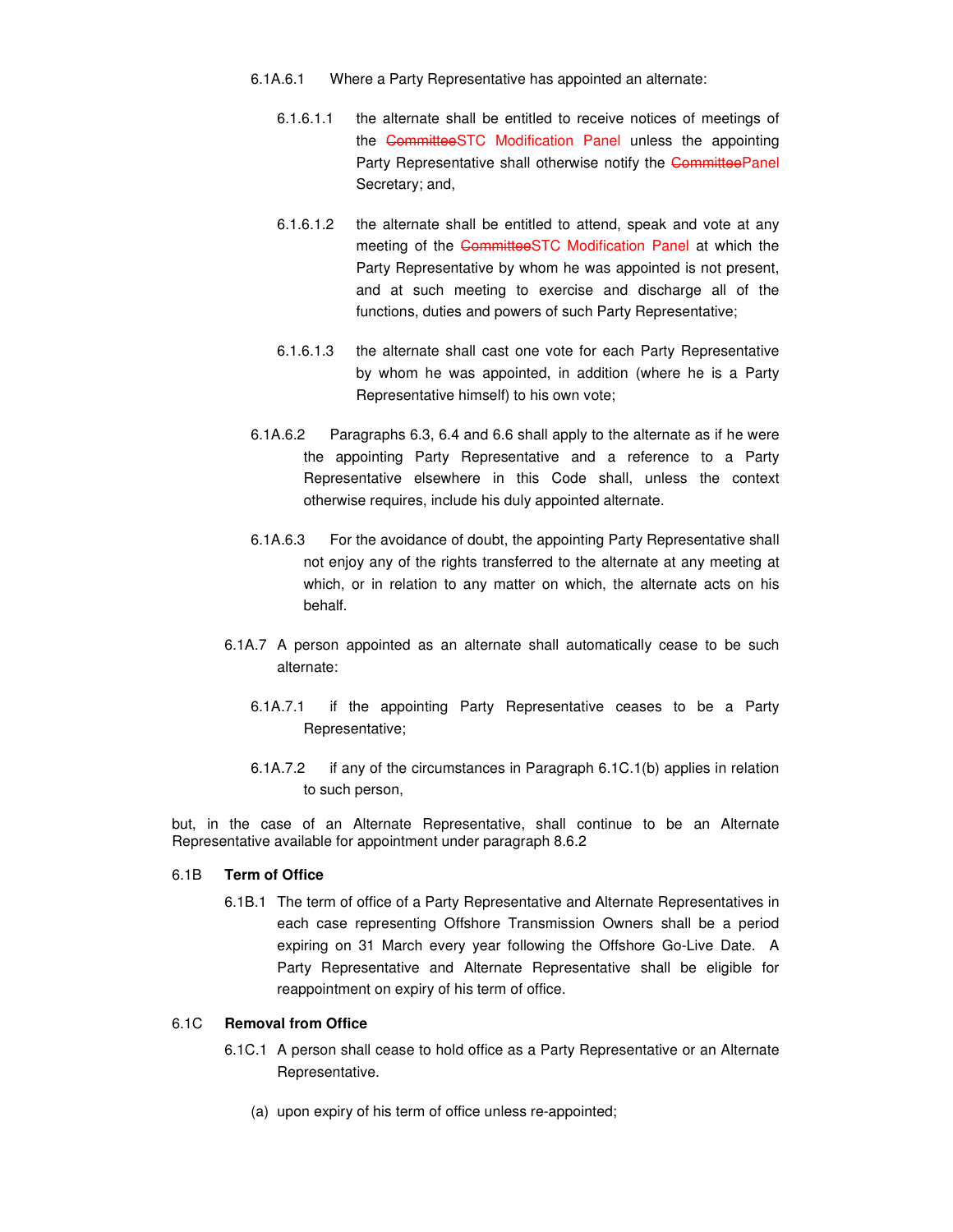6.1A.6.1 Where a Party Representative has appointed an alternate:

6.1.6.1.1 the alternate shall be entitled to receive notices of meetings of the ~~Committee~~STC Modification Panel unless the appointing Party Representative shall otherwise notify the ~~Committee~~Panel Secretary; and,

6.1.6.1.2 the alternate shall be entitled to attend, speak and vote at any meeting of the ~~Committee~~STC Modification Panel at which the Party Representative by whom he was appointed is not present, and at such meeting to exercise and discharge all of the functions, duties and powers of such Party Representative;

6.1.6.1.3 the alternate shall cast one vote for each Party Representative by whom he was appointed, in addition (where he is a Party Representative himself) to his own vote;

6.1A.6.2 Paragraphs 6.3, 6.4 and 6.6 shall apply to the alternate as if he were the appointing Party Representative and a reference to a Party Representative elsewhere in this Code shall, unless the context otherwise requires, include his duly appointed alternate.

6.1A.6.3 For the avoidance of doubt, the appointing Party Representative shall not enjoy any of the rights transferred to the alternate at any meeting at which, or in relation to any matter on which, the alternate acts on his behalf.

6.1A.7 A person appointed as an alternate shall automatically cease to be such alternate:

6.1A.7.1 if the appointing Party Representative ceases to be a Party Representative;

6.1A.7.2 if any of the circumstances in Paragraph 6.1C.1(b) applies in relation to such person,

but, in the case of an Alternate Representative, shall continue to be an Alternate Representative available for appointment under paragraph 8.6.2

6.1B **Term of Office**

6.1B.1 The term of office of a Party Representative and Alternate Representatives in each case representing Offshore Transmission Owners shall be a period expiring on 31 March every year following the Offshore Go-Live Date. A Party Representative and Alternate Representative shall be eligible for reappointment on expiry of his term of office.

6.1C **Removal from Office**

6.1C.1 A person shall cease to hold office as a Party Representative or an Alternate Representative.

(a) upon expiry of his term of office unless re-appointed;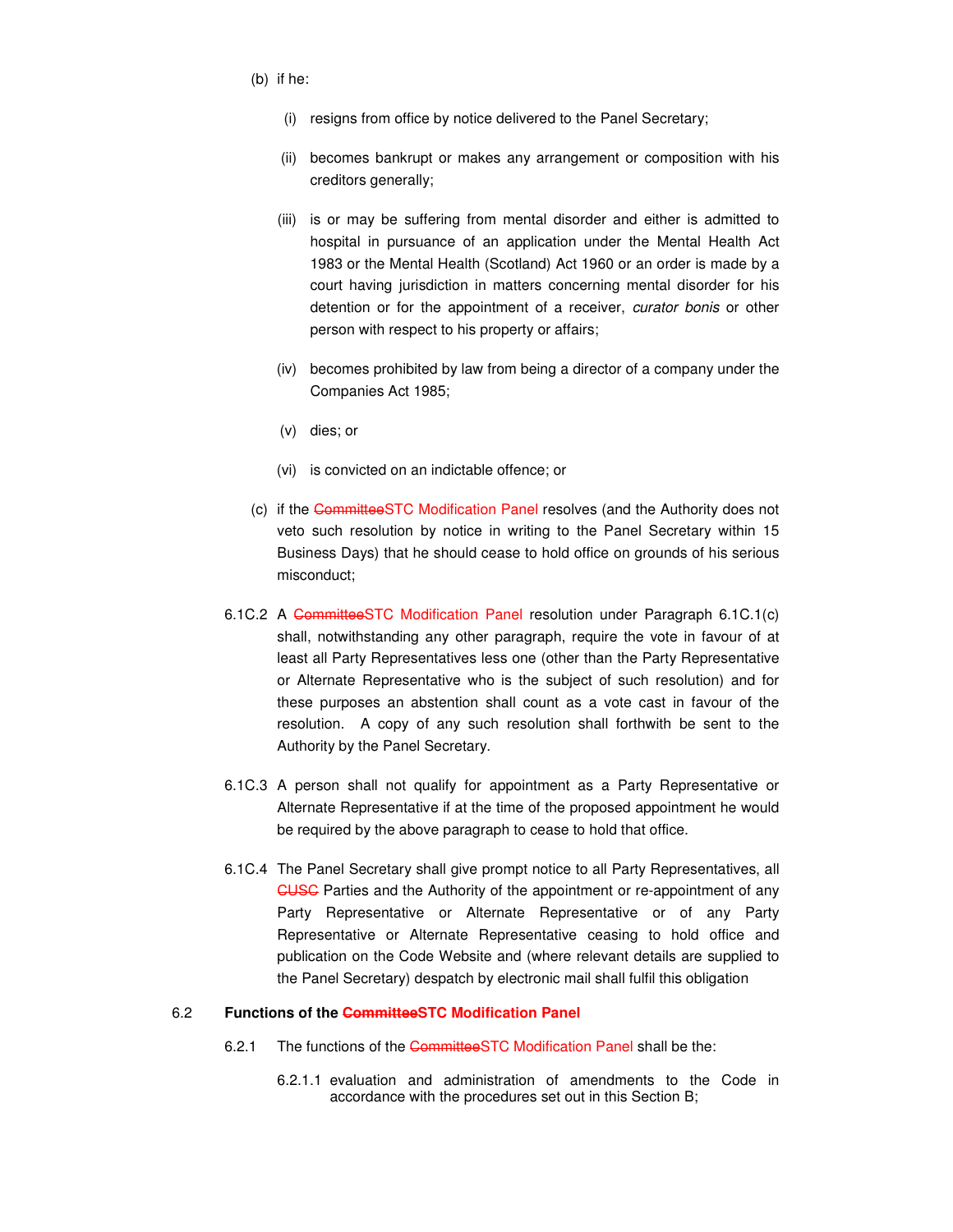(b) if he:

(i) resigns from office by notice delivered to the Panel Secretary;

(ii) becomes bankrupt or makes any arrangement or composition with his creditors generally;

(iii) is or may be suffering from mental disorder and either is admitted to hospital in pursuance of an application under the Mental Health Act 1983 or the Mental Health (Scotland) Act 1960 or an order is made by a court having jurisdiction in matters concerning mental disorder for his detention or for the appointment of a receiver, *curator bonis* or other person with respect to his property or affairs;

(iv) becomes prohibited by law from being a director of a company under the Companies Act 1985;

(v) dies; or

(vi) is convicted on an indictable offence; or

(c) if the ~~Committee~~STC Modification Panel resolves (and the Authority does not veto such resolution by notice in writing to the Panel Secretary within 15 Business Days) that he should cease to hold office on grounds of his serious misconduct;

6.1C.2 A ~~Committee~~STC Modification Panel resolution under Paragraph 6.1C.1(c) shall, notwithstanding any other paragraph, require the vote in favour of at least all Party Representatives less one (other than the Party Representative or Alternate Representative who is the subject of such resolution) and for these purposes an abstention shall count as a vote cast in favour of the resolution. A copy of any such resolution shall forthwith be sent to the Authority by the Panel Secretary.

6.1C.3 A person shall not qualify for appointment as a Party Representative or Alternate Representative if at the time of the proposed appointment he would be required by the above paragraph to cease to hold that office.

6.1C.4 The Panel Secretary shall give prompt notice to all Party Representatives, all ~~CUSC~~ Parties and the Authority of the appointment or re-appointment of any Party Representative or Alternate Representative or of any Party Representative or Alternate Representative ceasing to hold office and publication on the Code Website and (where relevant details are supplied to the Panel Secretary) despatch by electronic mail shall fulfil this obligation

### 6.2 Functions of the ~~Committee~~STC Modification Panel

6.2.1 The functions of the ~~Committee~~STC Modification Panel shall be the:

6.2.1.1 evaluation and administration of amendments to the Code in accordance with the procedures set out in this Section B;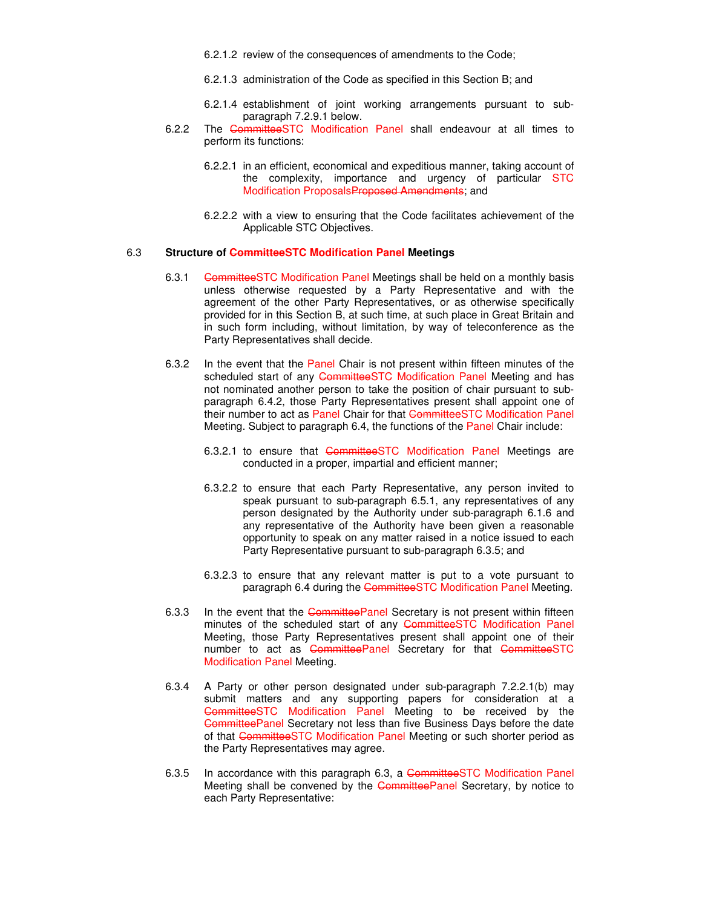6.2.1.2 review of the consequences of amendments to the Code;

6.2.1.3 administration of the Code as specified in this Section B; and

6.2.1.4 establishment of joint working arrangements pursuant to sub-paragraph 7.2.9.1 below.

6.2.2 The ~~Committee~~STC Modification Panel shall endeavour at all times to perform its functions:

6.2.2.1 in an efficient, economical and expeditious manner, taking account of the complexity, importance and urgency of particular STC Modification Proposals~~Proposed Amendments~~; and

6.2.2.2 with a view to ensuring that the Code facilitates achievement of the Applicable STC Objectives.

## 6.3 Structure of ~~Committee~~STC Modification Panel Meetings

6.3.1 ~~Committee~~STC Modification Panel Meetings shall be held on a monthly basis unless otherwise requested by a Party Representative and with the agreement of the other Party Representatives, or as otherwise specifically provided for in this Section B, at such time, at such place in Great Britain and in such form including, without limitation, by way of teleconference as the Party Representatives shall decide.

6.3.2 In the event that the Panel Chair is not present within fifteen minutes of the scheduled start of any ~~Committee~~STC Modification Panel Meeting and has not nominated another person to take the position of chair pursuant to sub-paragraph 6.4.2, those Party Representatives present shall appoint one of their number to act as Panel Chair for that ~~Committee~~STC Modification Panel Meeting. Subject to paragraph 6.4, the functions of the Panel Chair include:

6.3.2.1 to ensure that ~~Committee~~STC Modification Panel Meetings are conducted in a proper, impartial and efficient manner;

6.3.2.2 to ensure that each Party Representative, any person invited to speak pursuant to sub-paragraph 6.5.1, any representatives of any person designated by the Authority under sub-paragraph 6.1.6 and any representative of the Authority have been given a reasonable opportunity to speak on any matter raised in a notice issued to each Party Representative pursuant to sub-paragraph 6.3.5; and

6.3.2.3 to ensure that any relevant matter is put to a vote pursuant to paragraph 6.4 during the ~~Committee~~STC Modification Panel Meeting.

6.3.3 In the event that the ~~Committee~~Panel Secretary is not present within fifteen minutes of the scheduled start of any ~~Committee~~STC Modification Panel Meeting, those Party Representatives present shall appoint one of their number to act as ~~Committee~~Panel Secretary for that ~~Committee~~STC Modification Panel Meeting.

6.3.4 A Party or other person designated under sub-paragraph 7.2.2.1(b) may submit matters and any supporting papers for consideration at a ~~Committee~~STC Modification Panel Meeting to be received by the ~~Committee~~Panel Secretary not less than five Business Days before the date of that ~~Committee~~STC Modification Panel Meeting or such shorter period as the Party Representatives may agree.

6.3.5 In accordance with this paragraph 6.3, a ~~Committee~~STC Modification Panel Meeting shall be convened by the ~~Committee~~Panel Secretary, by notice to each Party Representative: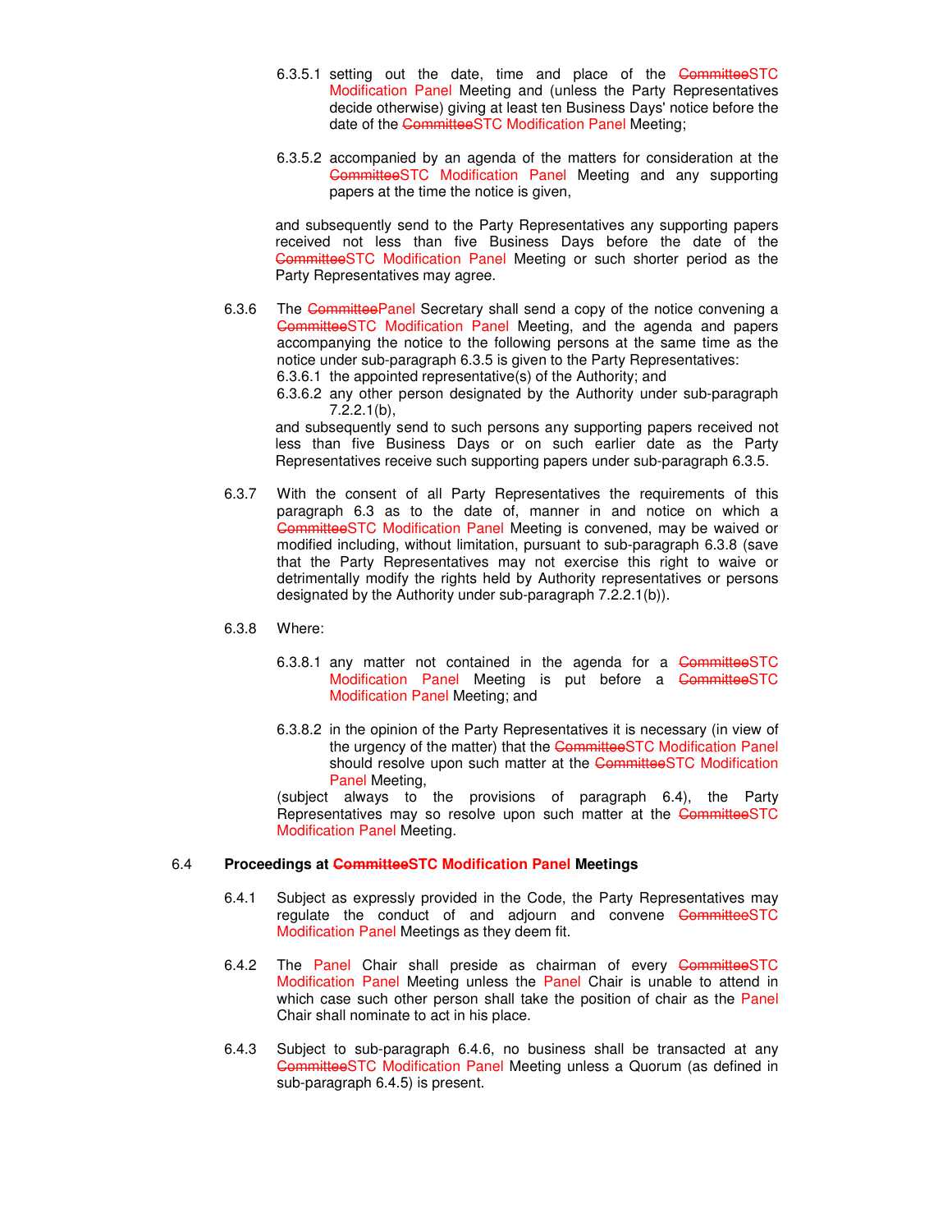6.3.5.1 setting out the date, time and place of the ~~Committee~~STC Modification Panel Meeting and (unless the Party Representatives decide otherwise) giving at least ten Business Days' notice before the date of the ~~Committee~~STC Modification Panel Meeting;

6.3.5.2 accompanied by an agenda of the matters for consideration at the ~~Committee~~STC Modification Panel Meeting and any supporting papers at the time the notice is given,

and subsequently send to the Party Representatives any supporting papers received not less than five Business Days before the date of the ~~Committee~~STC Modification Panel Meeting or such shorter period as the Party Representatives may agree.

6.3.6 The ~~Committee~~Panel Secretary shall send a copy of the notice convening a ~~Committee~~STC Modification Panel Meeting, and the agenda and papers accompanying the notice to the following persons at the same time as the notice under sub-paragraph 6.3.5 is given to the Party Representatives:

6.3.6.1 the appointed representative(s) of the Authority; and

6.3.6.2 any other person designated by the Authority under sub-paragraph 7.2.2.1(b),

and subsequently send to such persons any supporting papers received not less than five Business Days or on such earlier date as the Party Representatives receive such supporting papers under sub-paragraph 6.3.5.

6.3.7 With the consent of all Party Representatives the requirements of this paragraph 6.3 as to the date of, manner in and notice on which a ~~Committee~~STC Modification Panel Meeting is convened, may be waived or modified including, without limitation, pursuant to sub-paragraph 6.3.8 (save that the Party Representatives may not exercise this right to waive or detrimentally modify the rights held by Authority representatives or persons designated by the Authority under sub-paragraph 7.2.2.1(b)).

6.3.8 Where:

6.3.8.1 any matter not contained in the agenda for a ~~Committee~~STC Modification Panel Meeting is put before a ~~Committee~~STC Modification Panel Meeting; and

6.3.8.2 in the opinion of the Party Representatives it is necessary (in view of the urgency of the matter) that the ~~Committee~~STC Modification Panel should resolve upon such matter at the ~~Committee~~STC Modification Panel Meeting,

(subject always to the provisions of paragraph 6.4), the Party Representatives may so resolve upon such matter at the ~~Committee~~STC Modification Panel Meeting.

## 6.4 Proceedings at ~~Committee~~STC Modification Panel Meetings

6.4.1 Subject as expressly provided in the Code, the Party Representatives may regulate the conduct of and adjourn and convene ~~Committee~~STC Modification Panel Meetings as they deem fit.

6.4.2 The Panel Chair shall preside as chairman of every ~~Committee~~STC Modification Panel Meeting unless the Panel Chair is unable to attend in which case such other person shall take the position of chair as the Panel Chair shall nominate to act in his place.

6.4.3 Subject to sub-paragraph 6.4.6, no business shall be transacted at any ~~Committee~~STC Modification Panel Meeting unless a Quorum (as defined in sub-paragraph 6.4.5) is present.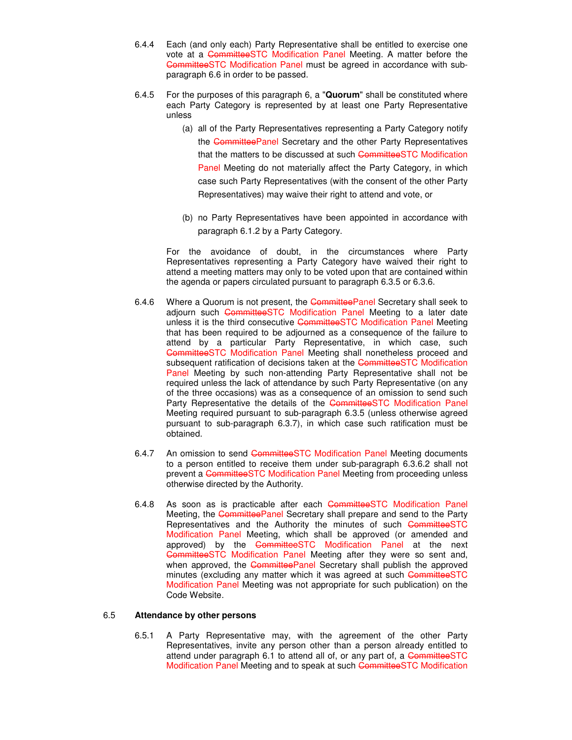6.4.4 Each (and only each) Party Representative shall be entitled to exercise one vote at a ~~Committee~~STC Modification Panel Meeting. A matter before the ~~Committee~~STC Modification Panel must be agreed in accordance with sub-paragraph 6.6 in order to be passed.

6.4.5 For the purposes of this paragraph 6, a "**Quorum**" shall be constituted where each Party Category is represented by at least one Party Representative unless

(a) all of the Party Representatives representing a Party Category notify the ~~Committee~~Panel Secretary and the other Party Representatives that the matters to be discussed at such ~~Committee~~STC Modification Panel Meeting do not materially affect the Party Category, in which case such Party Representatives (with the consent of the other Party Representatives) may waive their right to attend and vote, or

(b) no Party Representatives have been appointed in accordance with paragraph 6.1.2 by a Party Category.

For the avoidance of doubt, in the circumstances where Party Representatives representing a Party Category have waived their right to attend a meeting matters may only to be voted upon that are contained within the agenda or papers circulated pursuant to paragraph 6.3.5 or 6.3.6.

6.4.6 Where a Quorum is not present, the ~~Committee~~Panel Secretary shall seek to adjourn such ~~Committee~~STC Modification Panel Meeting to a later date unless it is the third consecutive ~~Committee~~STC Modification Panel Meeting that has been required to be adjourned as a consequence of the failure to attend by a particular Party Representative, in which case, such ~~Committee~~STC Modification Panel Meeting shall nonetheless proceed and subsequent ratification of decisions taken at the ~~Committee~~STC Modification Panel Meeting by such non-attending Party Representative shall not be required unless the lack of attendance by such Party Representative (on any of the three occasions) was as a consequence of an omission to send such Party Representative the details of the ~~Committee~~STC Modification Panel Meeting required pursuant to sub-paragraph 6.3.5 (unless otherwise agreed pursuant to sub-paragraph 6.3.7), in which case such ratification must be obtained.

6.4.7 An omission to send ~~Committee~~STC Modification Panel Meeting documents to a person entitled to receive them under sub-paragraph 6.3.6.2 shall not prevent a ~~Committee~~STC Modification Panel Meeting from proceeding unless otherwise directed by the Authority.

6.4.8 As soon as is practicable after each ~~Committee~~STC Modification Panel Meeting, the ~~Committee~~Panel Secretary shall prepare and send to the Party Representatives and the Authority the minutes of such ~~Committee~~STC Modification Panel Meeting, which shall be approved (or amended and approved) by the ~~Committee~~STC Modification Panel at the next ~~Committee~~STC Modification Panel Meeting after they were so sent and, when approved, the ~~Committee~~Panel Secretary shall publish the approved minutes (excluding any matter which it was agreed at such ~~Committee~~STC Modification Panel Meeting was not appropriate for such publication) on the Code Website.

### 6.5 Attendance by other persons

6.5.1 A Party Representative may, with the agreement of the other Party Representatives, invite any person other than a person already entitled to attend under paragraph 6.1 to attend all of, or any part of, a ~~Committee~~STC Modification Panel Meeting and to speak at such ~~Committee~~STC Modification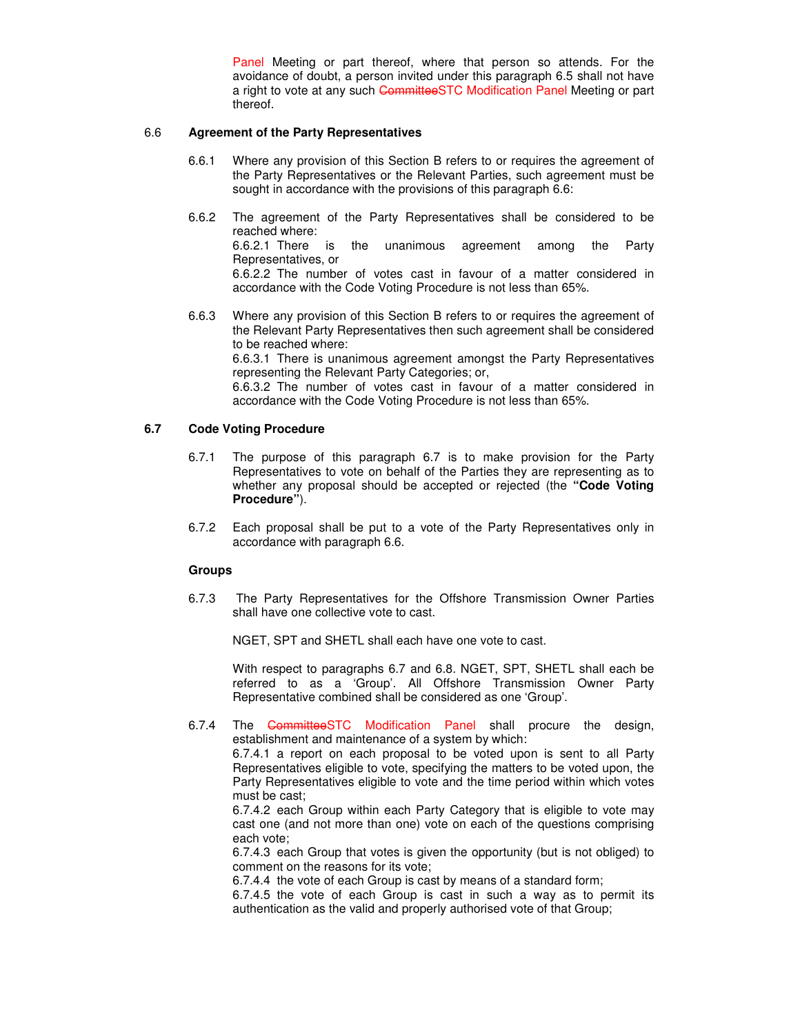Panel Meeting or part thereof, where that person so attends. For the avoidance of doubt, a person invited under this paragraph 6.5 shall not have a right to vote at any such ~~Committee~~STC Modification Panel Meeting or part thereof.

6.6 **Agreement of the Party Representatives**

6.6.1 Where any provision of this Section B refers to or requires the agreement of the Party Representatives or the Relevant Parties, such agreement must be sought in accordance with the provisions of this paragraph 6.6:

6.6.2 The agreement of the Party Representatives shall be considered to be reached where:
6.6.2.1 There is the unanimous agreement among the Party Representatives, or
6.6.2.2 The number of votes cast in favour of a matter considered in accordance with the Code Voting Procedure is not less than 65%.

6.6.3 Where any provision of this Section B refers to or requires the agreement of the Relevant Party Representatives then such agreement shall be considered to be reached where:
6.6.3.1 There is unanimous agreement amongst the Party Representatives representing the Relevant Party Categories; or,
6.6.3.2 The number of votes cast in favour of a matter considered in accordance with the Code Voting Procedure is not less than 65%.

**6.7 Code Voting Procedure**

6.7.1 The purpose of this paragraph 6.7 is to make provision for the Party Representatives to vote on behalf of the Parties they are representing as to whether any proposal should be accepted or rejected (the **"Code Voting Procedure"**).

6.7.2 Each proposal shall be put to a vote of the Party Representatives only in accordance with paragraph 6.6.

**Groups**

6.7.3 The Party Representatives for the Offshore Transmission Owner Parties shall have one collective vote to cast.

NGET, SPT and SHETL shall each have one vote to cast.

With respect to paragraphs 6.7 and 6.8. NGET, SPT, SHETL shall each be referred to as a 'Group'. All Offshore Transmission Owner Party Representative combined shall be considered as one 'Group'.

6.7.4 The ~~Committee~~STC Modification Panel shall procure the design, establishment and maintenance of a system by which:
6.7.4.1 a report on each proposal to be voted upon is sent to all Party Representatives eligible to vote, specifying the matters to be voted upon, the Party Representatives eligible to vote and the time period within which votes must be cast;
6.7.4.2 each Group within each Party Category that is eligible to vote may cast one (and not more than one) vote on each of the questions comprising each vote;
6.7.4.3 each Group that votes is given the opportunity (but is not obliged) to comment on the reasons for its vote;
6.7.4.4 the vote of each Group is cast by means of a standard form;
6.7.4.5 the vote of each Group is cast in such a way as to permit its authentication as the valid and properly authorised vote of that Group;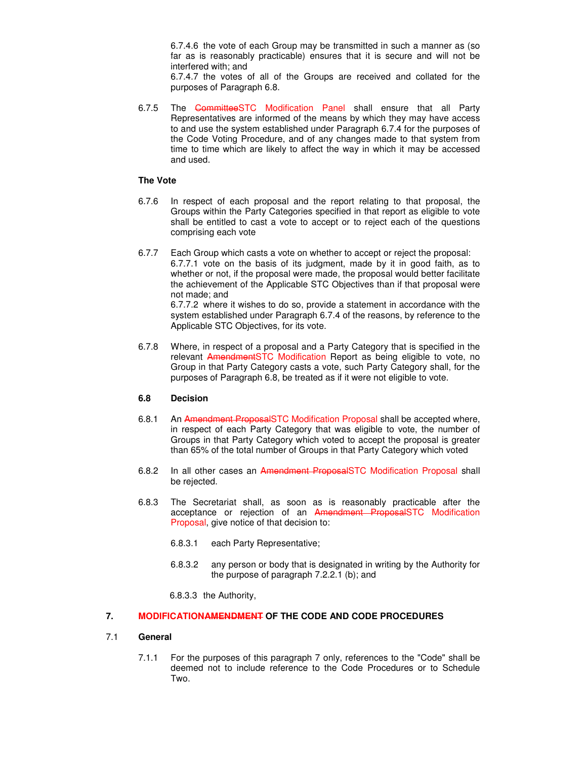6.7.4.6 the vote of each Group may be transmitted in such a manner as (so far as is reasonably practicable) ensures that it is secure and will not be interfered with; and

6.7.4.7 the votes of all of the Groups are received and collated for the purposes of Paragraph 6.8.

6.7.5 The ~~Committee~~STC Modification Panel shall ensure that all Party Representatives are informed of the means by which they may have access to and use the system established under Paragraph 6.7.4 for the purposes of the Code Voting Procedure, and of any changes made to that system from time to time which are likely to affect the way in which it may be accessed and used.

**The Vote**

6.7.6 In respect of each proposal and the report relating to that proposal, the Groups within the Party Categories specified in that report as eligible to vote shall be entitled to cast a vote to accept or to reject each of the questions comprising each vote

6.7.7 Each Group which casts a vote on whether to accept or reject the proposal:

6.7.7.1 vote on the basis of its judgment, made by it in good faith, as to whether or not, if the proposal were made, the proposal would better facilitate the achievement of the Applicable STC Objectives than if that proposal were not made; and

6.7.7.2 where it wishes to do so, provide a statement in accordance with the system established under Paragraph 6.7.4 of the reasons, by reference to the Applicable STC Objectives, for its vote.

6.7.8 Where, in respect of a proposal and a Party Category that is specified in the relevant ~~Amendment~~STC Modification Report as being eligible to vote, no Group in that Party Category casts a vote, such Party Category shall, for the purposes of Paragraph 6.8, be treated as if it were not eligible to vote.

### 6.8 Decision

6.8.1 An ~~Amendment Proposal~~STC Modification Proposal shall be accepted where, in respect of each Party Category that was eligible to vote, the number of Groups in that Party Category which voted to accept the proposal is greater than 65% of the total number of Groups in that Party Category which voted

6.8.2 In all other cases an ~~Amendment Proposal~~STC Modification Proposal shall be rejected.

6.8.3 The Secretariat shall, as soon as is reasonably practicable after the acceptance or rejection of an ~~Amendment Proposal~~STC Modification Proposal, give notice of that decision to:

6.8.3.1 each Party Representative;

6.8.3.2 any person or body that is designated in writing by the Authority for the purpose of paragraph 7.2.2.1 (b); and

6.8.3.3 the Authority,

## 7. MODIFICATION~~AMENDMENT~~ OF THE CODE AND CODE PROCEDURES

### 7.1 General

7.1.1 For the purposes of this paragraph 7 only, references to the "Code" shall be deemed not to include reference to the Code Procedures or to Schedule Two.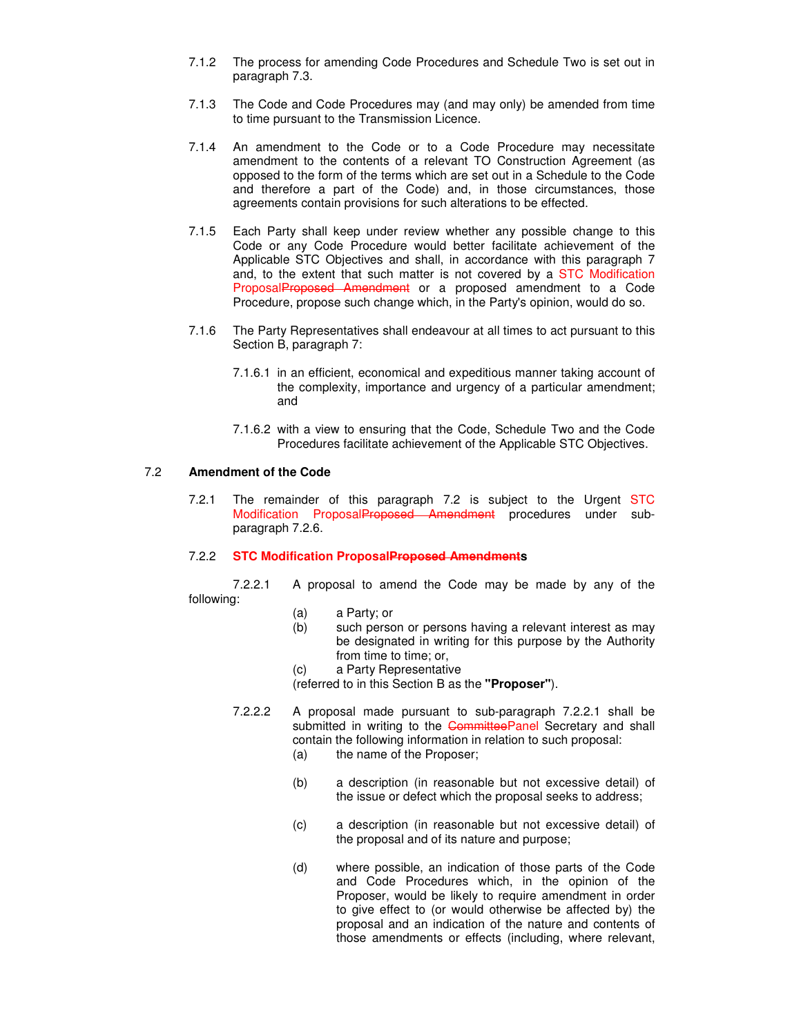7.1.2 The process for amending Code Procedures and Schedule Two is set out in paragraph 7.3.

7.1.3 The Code and Code Procedures may (and may only) be amended from time to time pursuant to the Transmission Licence.

7.1.4 An amendment to the Code or to a Code Procedure may necessitate amendment to the contents of a relevant TO Construction Agreement (as opposed to the form of the terms which are set out in a Schedule to the Code and therefore a part of the Code) and, in those circumstances, those agreements contain provisions for such alterations to be effected.

7.1.5 Each Party shall keep under review whether any possible change to this Code or any Code Procedure would better facilitate achievement of the Applicable STC Objectives and shall, in accordance with this paragraph 7 and, to the extent that such matter is not covered by a STC Modification Proposal~~Proposed Amendment~~ or a proposed amendment to a Code Procedure, propose such change which, in the Party's opinion, would do so.

7.1.6 The Party Representatives shall endeavour at all times to act pursuant to this Section B, paragraph 7:

7.1.6.1 in an efficient, economical and expeditious manner taking account of the complexity, importance and urgency of a particular amendment; and

7.1.6.2 with a view to ensuring that the Code, Schedule Two and the Code Procedures facilitate achievement of the Applicable STC Objectives.

## 7.2 Amendment of the Code

7.2.1 The remainder of this paragraph 7.2 is subject to the Urgent STC Modification Proposal~~Proposed Amendment~~ procedures under sub-paragraph 7.2.6.

### 7.2.2 STC Modification Proposal~~Proposed Amendment~~s

7.2.2.1 A proposal to amend the Code may be made by any of the following:

(a) a Party; or
(b) such person or persons having a relevant interest as may be designated in writing for this purpose by the Authority from time to time; or,
(c) a Party Representative
(referred to in this Section B as the **"Proposer"**).

7.2.2.2 A proposal made pursuant to sub-paragraph 7.2.2.1 shall be submitted in writing to the ~~Committee~~Panel Secretary and shall contain the following information in relation to such proposal:

(a) the name of the Proposer;

(b) a description (in reasonable but not excessive detail) of the issue or defect which the proposal seeks to address;

(c) a description (in reasonable but not excessive detail) of the proposal and of its nature and purpose;

(d) where possible, an indication of those parts of the Code and Code Procedures which, in the opinion of the Proposer, would be likely to require amendment in order to give effect to (or would otherwise be affected by) the proposal and an indication of the nature and contents of those amendments or effects (including, where relevant,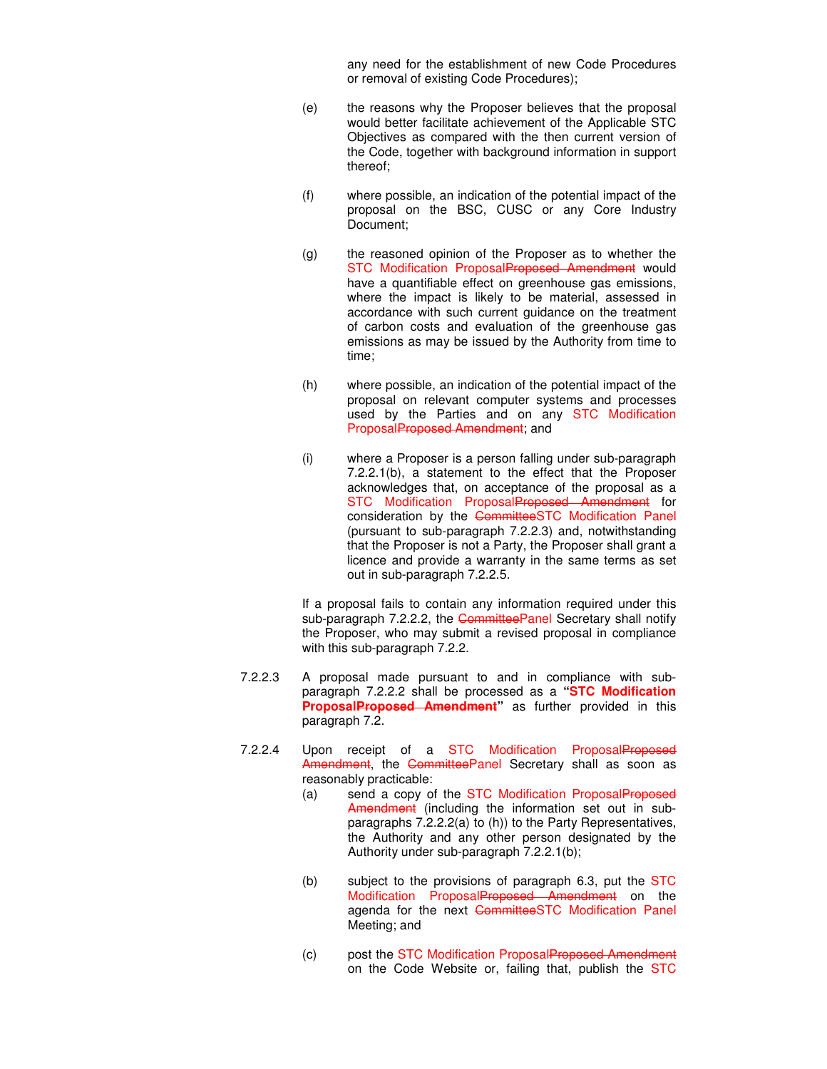any need for the establishment of new Code Procedures or removal of existing Code Procedures);

(e) the reasons why the Proposer believes that the proposal would better facilitate achievement of the Applicable STC Objectives as compared with the then current version of the Code, together with background information in support thereof;

(f) where possible, an indication of the potential impact of the proposal on the BSC, CUSC or any Core Industry Document;

(g) the reasoned opinion of the Proposer as to whether the STC Modification Proposal~~Proposed Amendment~~ would have a quantifiable effect on greenhouse gas emissions, where the impact is likely to be material, assessed in accordance with such current guidance on the treatment of carbon costs and evaluation of the greenhouse gas emissions as may be issued by the Authority from time to time;

(h) where possible, an indication of the potential impact of the proposal on relevant computer systems and processes used by the Parties and on any STC Modification Proposal~~Proposed Amendment~~; and

(i) where a Proposer is a person falling under sub-paragraph 7.2.2.1(b), a statement to the effect that the Proposer acknowledges that, on acceptance of the proposal as a STC Modification Proposal~~Proposed Amendment~~ for consideration by the ~~Committee~~STC Modification Panel (pursuant to sub-paragraph 7.2.2.3) and, notwithstanding that the Proposer is not a Party, the Proposer shall grant a licence and provide a warranty in the same terms as set out in sub-paragraph 7.2.2.5.

If a proposal fails to contain any information required under this sub-paragraph 7.2.2.2, the ~~Committee~~Panel Secretary shall notify the Proposer, who may submit a revised proposal in compliance with this sub-paragraph 7.2.2.

7.2.2.3 A proposal made pursuant to and in compliance with sub-paragraph 7.2.2.2 shall be processed as a **"STC Modification Proposal~~Proposed Amendment~~"** as further provided in this paragraph 7.2.

7.2.2.4 Upon receipt of a STC Modification Proposal~~Proposed Amendment~~, the ~~Committee~~Panel Secretary shall as soon as reasonably practicable:

(a) send a copy of the STC Modification Proposal~~Proposed Amendment~~ (including the information set out in sub-paragraphs 7.2.2.2(a) to (h)) to the Party Representatives, the Authority and any other person designated by the Authority under sub-paragraph 7.2.2.1(b);

(b) subject to the provisions of paragraph 6.3, put the STC Modification Proposal~~Proposed Amendment~~ on the agenda for the next ~~Committee~~STC Modification Panel Meeting; and

(c) post the STC Modification Proposal~~Proposed Amendment~~ on the Code Website or, failing that, publish the STC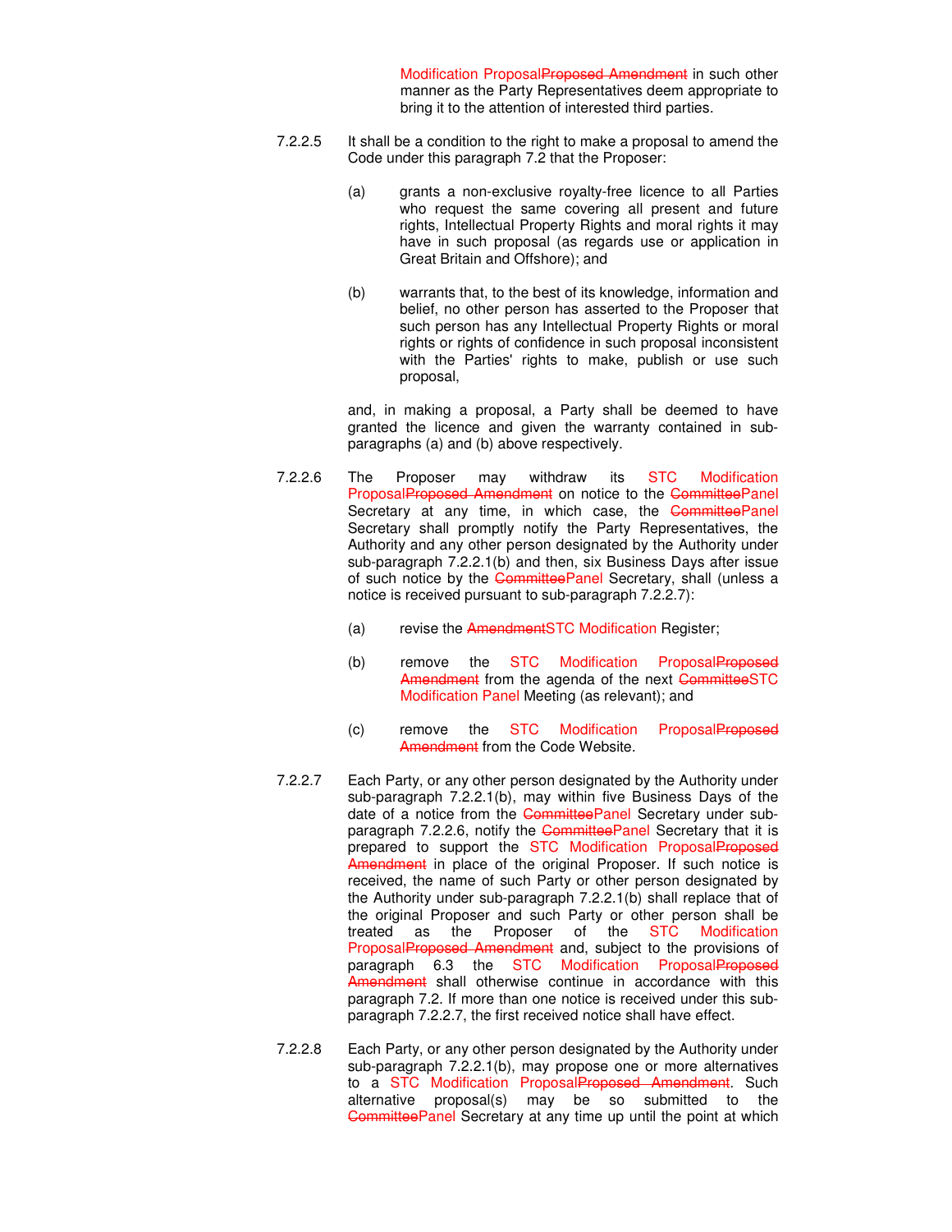Modification Proposal~~Proposed Amendment~~ in such other manner as the Party Representatives deem appropriate to bring it to the attention of interested third parties.

7.2.2.5 It shall be a condition to the right to make a proposal to amend the Code under this paragraph 7.2 that the Proposer:

(a) grants a non-exclusive royalty-free licence to all Parties who request the same covering all present and future rights, Intellectual Property Rights and moral rights it may have in such proposal (as regards use or application in Great Britain and Offshore); and

(b) warrants that, to the best of its knowledge, information and belief, no other person has asserted to the Proposer that such person has any Intellectual Property Rights or moral rights or rights of confidence in such proposal inconsistent with the Parties' rights to make, publish or use such proposal,

and, in making a proposal, a Party shall be deemed to have granted the licence and given the warranty contained in sub-paragraphs (a) and (b) above respectively.

7.2.2.6 The Proposer may withdraw its STC Modification Proposal~~Proposed Amendment~~ on notice to the ~~Committee~~Panel Secretary at any time, in which case, the ~~Committee~~Panel Secretary shall promptly notify the Party Representatives, the Authority and any other person designated by the Authority under sub-paragraph 7.2.2.1(b) and then, six Business Days after issue of such notice by the ~~Committee~~Panel Secretary, shall (unless a notice is received pursuant to sub-paragraph 7.2.2.7):

(a) revise the ~~Amendment~~STC Modification Register;

(b) remove the STC Modification Proposal~~Proposed Amendment~~ from the agenda of the next ~~Committee~~STC Modification Panel Meeting (as relevant); and

(c) remove the STC Modification Proposal~~Proposed Amendment~~ from the Code Website.

7.2.2.7 Each Party, or any other person designated by the Authority under sub-paragraph 7.2.2.1(b), may within five Business Days of the date of a notice from the ~~Committee~~Panel Secretary under sub-paragraph 7.2.2.6, notify the ~~Committee~~Panel Secretary that it is prepared to support the STC Modification Proposal~~Proposed Amendment~~ in place of the original Proposer. If such notice is received, the name of such Party or other person designated by the Authority under sub-paragraph 7.2.2.1(b) shall replace that of the original Proposer and such Party or other person shall be treated as the Proposer of the STC Modification Proposal~~Proposed Amendment~~ and, subject to the provisions of paragraph 6.3 the STC Modification Proposal~~Proposed Amendment~~ shall otherwise continue in accordance with this paragraph 7.2. If more than one notice is received under this sub-paragraph 7.2.2.7, the first received notice shall have effect.

7.2.2.8 Each Party, or any other person designated by the Authority under sub-paragraph 7.2.2.1(b), may propose one or more alternatives to a STC Modification Proposal~~Proposed Amendment~~. Such alternative proposal(s) may be so submitted to the ~~Committee~~Panel Secretary at any time up until the point at which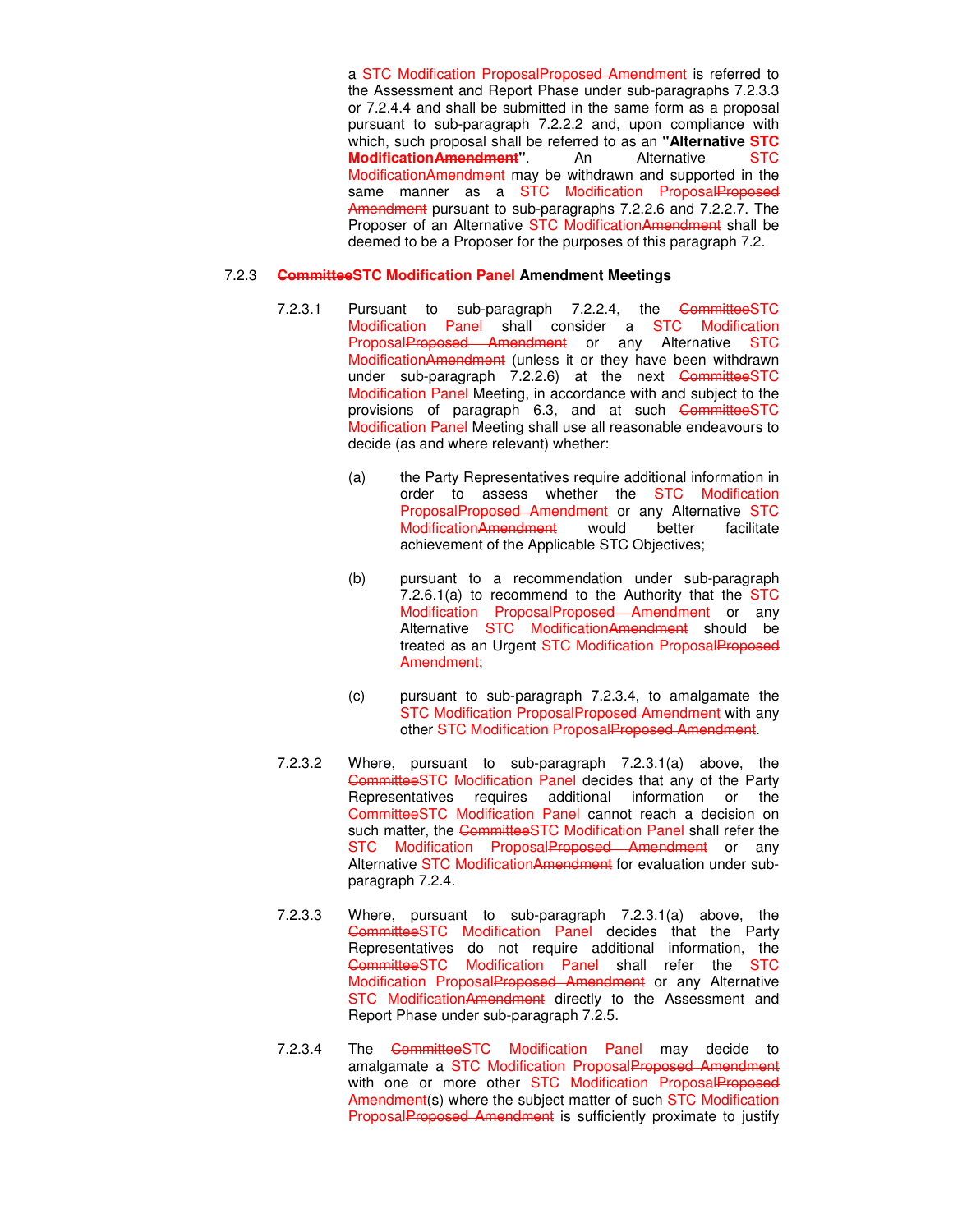a STC Modification Proposal~~Proposed Amendment~~ is referred to the Assessment and Report Phase under sub-paragraphs 7.2.3.3 or 7.2.4.4 and shall be submitted in the same form as a proposal pursuant to sub-paragraph 7.2.2.2 and, upon compliance with which, such proposal shall be referred to as an **"Alternative STC Modification~~Amendment~~"**. An Alternative STC Modification~~Amendment~~ may be withdrawn and supported in the same manner as a STC Modification Proposal~~Proposed Amendment~~ pursuant to sub-paragraphs 7.2.2.6 and 7.2.2.7. The Proposer of an Alternative STC Modification~~Amendment~~ shall be deemed to be a Proposer for the purposes of this paragraph 7.2.

### 7.2.3 ~~Committee~~STC Modification Panel Amendment Meetings

7.2.3.1 Pursuant to sub-paragraph 7.2.2.4, the ~~Committee~~STC Modification Panel shall consider a STC Modification Proposal~~Proposed Amendment~~ or any Alternative STC Modification~~Amendment~~ (unless it or they have been withdrawn under sub-paragraph 7.2.2.6) at the next ~~Committee~~STC Modification Panel Meeting, in accordance with and subject to the provisions of paragraph 6.3, and at such ~~Committee~~STC Modification Panel Meeting shall use all reasonable endeavours to decide (as and where relevant) whether:

(a) the Party Representatives require additional information in order to assess whether the STC Modification Proposal~~Proposed Amendment~~ or any Alternative STC Modification~~Amendment~~ would better facilitate achievement of the Applicable STC Objectives;

(b) pursuant to a recommendation under sub-paragraph 7.2.6.1(a) to recommend to the Authority that the STC Modification Proposal~~Proposed Amendment~~ or any Alternative STC Modification~~Amendment~~ should be treated as an Urgent STC Modification Proposal~~Proposed Amendment~~;

(c) pursuant to sub-paragraph 7.2.3.4, to amalgamate the STC Modification Proposal~~Proposed Amendment~~ with any other STC Modification Proposal~~Proposed Amendment~~.

7.2.3.2 Where, pursuant to sub-paragraph 7.2.3.1(a) above, the ~~Committee~~STC Modification Panel decides that any of the Party Representatives requires additional information or the ~~Committee~~STC Modification Panel cannot reach a decision on such matter, the ~~Committee~~STC Modification Panel shall refer the STC Modification Proposal~~Proposed Amendment~~ or any Alternative STC Modification~~Amendment~~ for evaluation under sub-paragraph 7.2.4.

7.2.3.3 Where, pursuant to sub-paragraph 7.2.3.1(a) above, the ~~Committee~~STC Modification Panel decides that the Party Representatives do not require additional information, the ~~Committee~~STC Modification Panel shall refer the STC Modification Proposal~~Proposed Amendment~~ or any Alternative STC Modification~~Amendment~~ directly to the Assessment and Report Phase under sub-paragraph 7.2.5.

7.2.3.4 The ~~Committee~~STC Modification Panel may decide to amalgamate a STC Modification Proposal~~Proposed Amendment~~ with one or more other STC Modification Proposal~~Proposed Amendment~~(s) where the subject matter of such STC Modification Proposal~~Proposed Amendment~~ is sufficiently proximate to justify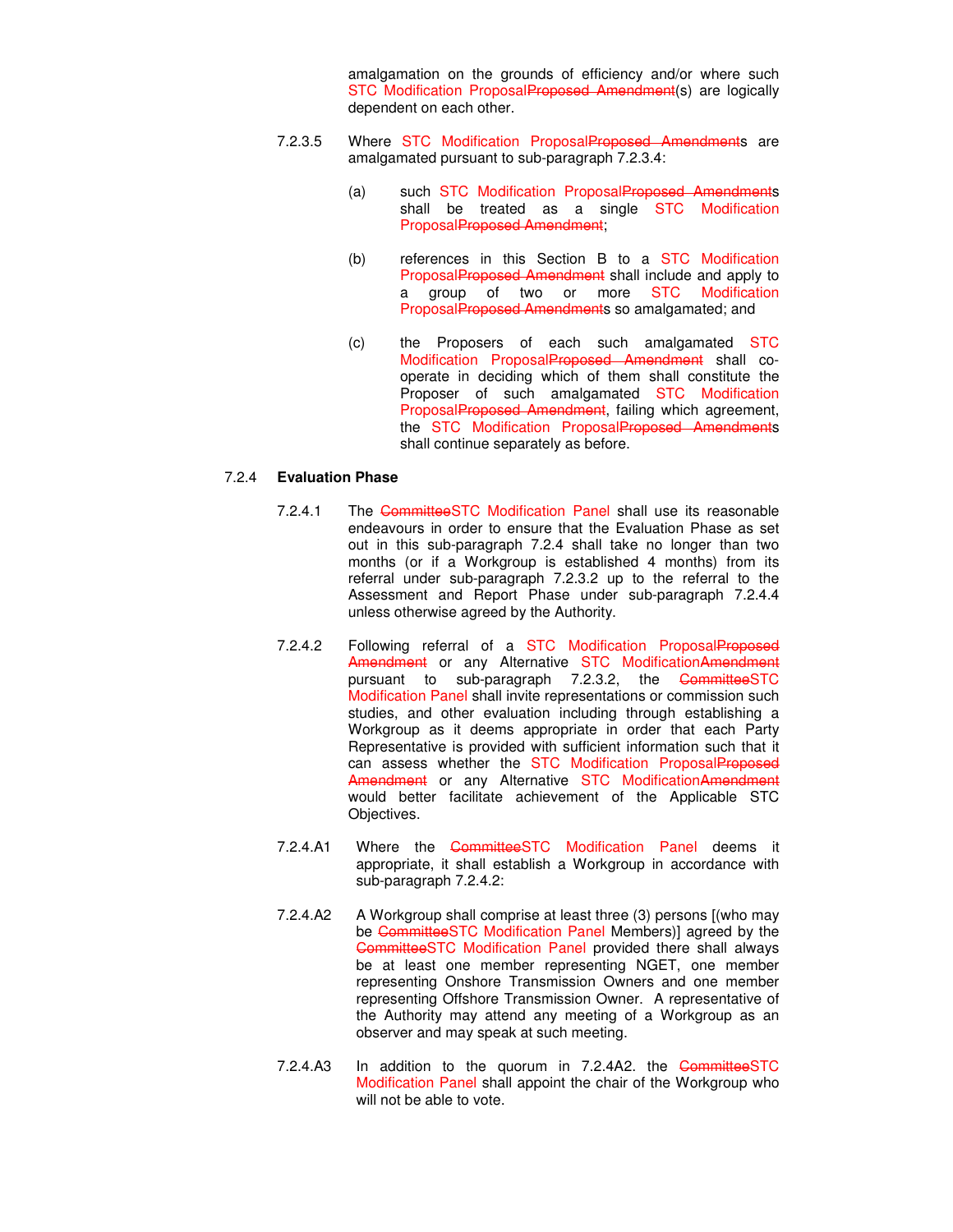amalgamation on the grounds of efficiency and/or where such STC Modification ProposalProposed Amendment(s) are logically dependent on each other.

7.2.3.5 Where STC Modification ProposalProposed Amendments are amalgamated pursuant to sub-paragraph 7.2.3.4:

(a) such STC Modification ProposalProposed Amendments shall be treated as a single STC Modification ProposalProposed Amendment;

(b) references in this Section B to a STC Modification ProposalProposed Amendment shall include and apply to a group of two or more STC Modification ProposalProposed Amendments so amalgamated; and

(c) the Proposers of each such amalgamated STC Modification ProposalProposed Amendment shall co-operate in deciding which of them shall constitute the Proposer of such amalgamated STC Modification ProposalProposed Amendment, failing which agreement, the STC Modification ProposalProposed Amendments shall continue separately as before.

7.2.4 **Evaluation Phase**

7.2.4.1 The CommitteeSTC Modification Panel shall use its reasonable endeavours in order to ensure that the Evaluation Phase as set out in this sub-paragraph 7.2.4 shall take no longer than two months (or if a Workgroup is established 4 months) from its referral under sub-paragraph 7.2.3.2 up to the referral to the Assessment and Report Phase under sub-paragraph 7.2.4.4 unless otherwise agreed by the Authority.

7.2.4.2 Following referral of a STC Modification ProposalProposed Amendment or any Alternative STC ModificationAmendment pursuant to sub-paragraph 7.2.3.2, the CommitteeSTC Modification Panel shall invite representations or commission such studies, and other evaluation including through establishing a Workgroup as it deems appropriate in order that each Party Representative is provided with sufficient information such that it can assess whether the STC Modification ProposalProposed Amendment or any Alternative STC ModificationAmendment would better facilitate achievement of the Applicable STC Objectives.

7.2.4.A1 Where the CommitteeSTC Modification Panel deems it appropriate, it shall establish a Workgroup in accordance with sub-paragraph 7.2.4.2:

7.2.4.A2 A Workgroup shall comprise at least three (3) persons [(who may be CommitteeSTC Modification Panel Members)] agreed by the CommitteeSTC Modification Panel provided there shall always be at least one member representing NGET, one member representing Onshore Transmission Owners and one member representing Offshore Transmission Owner. A representative of the Authority may attend any meeting of a Workgroup as an observer and may speak at such meeting.

7.2.4.A3 In addition to the quorum in 7.2.4A2. the CommitteeSTC Modification Panel shall appoint the chair of the Workgroup who will not be able to vote.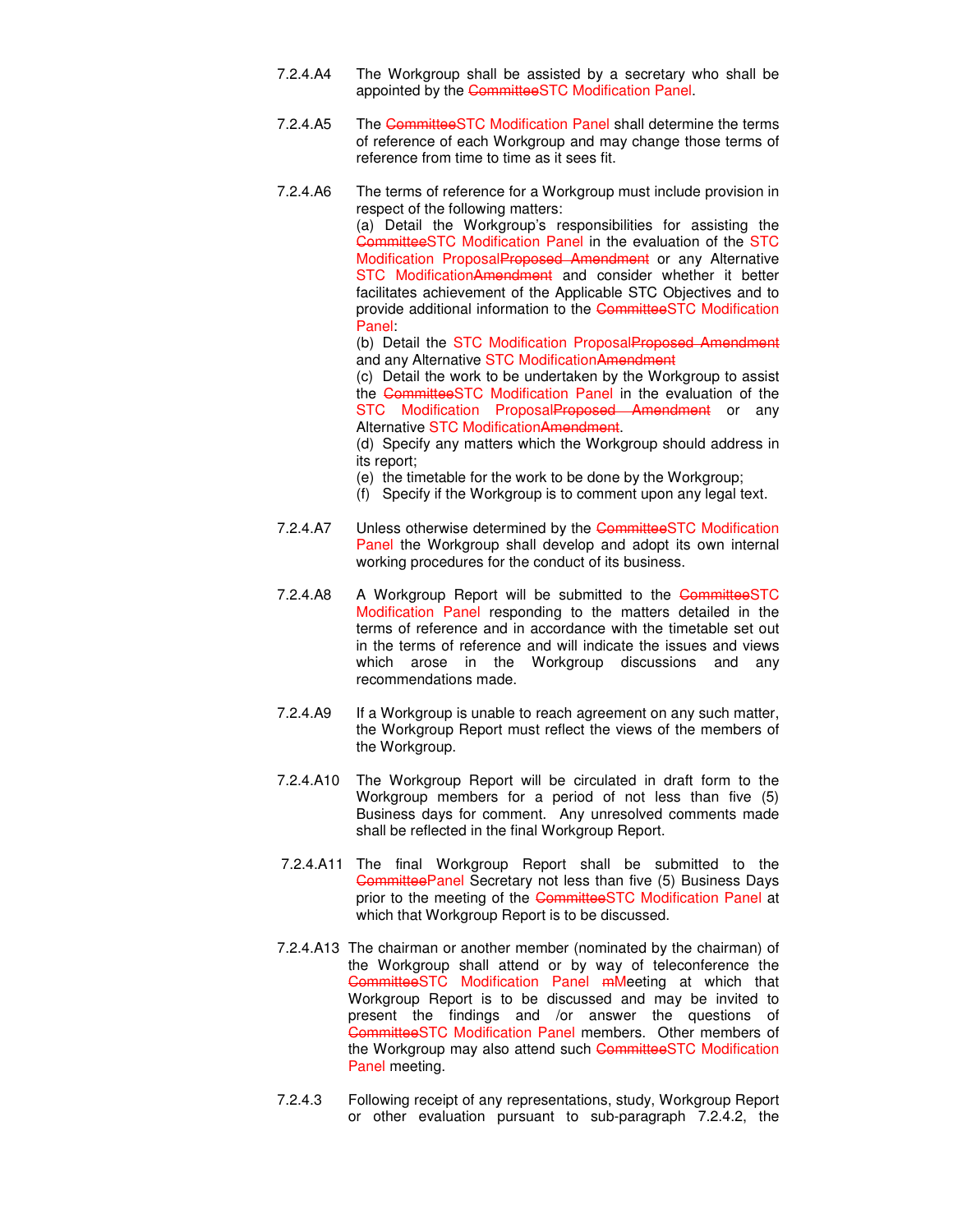7.2.4.A4 The Workgroup shall be assisted by a secretary who shall be appointed by the ~~Committee~~STC Modification Panel.

7.2.4.A5 The ~~Committee~~STC Modification Panel shall determine the terms of reference of each Workgroup and may change those terms of reference from time to time as it sees fit.

7.2.4.A6 The terms of reference for a Workgroup must include provision in respect of the following matters:

(a) Detail the Workgroup's responsibilities for assisting the ~~Committee~~STC Modification Panel in the evaluation of the STC Modification Proposal~~Proposed Amendment~~ or any Alternative STC Modification~~Amendment~~ and consider whether it better facilitates achievement of the Applicable STC Objectives and to provide additional information to the ~~Committee~~STC Modification Panel:

(b) Detail the STC Modification Proposal~~Proposed Amendment~~ and any Alternative STC Modification~~Amendment~~

(c) Detail the work to be undertaken by the Workgroup to assist the ~~Committee~~STC Modification Panel in the evaluation of the STC Modification Proposal~~Proposed Amendment~~ or any Alternative STC Modification~~Amendment~~.

(d) Specify any matters which the Workgroup should address in its report;

(e) the timetable for the work to be done by the Workgroup;

(f) Specify if the Workgroup is to comment upon any legal text.

7.2.4.A7 Unless otherwise determined by the ~~Committee~~STC Modification Panel the Workgroup shall develop and adopt its own internal working procedures for the conduct of its business.

7.2.4.A8 A Workgroup Report will be submitted to the ~~Committee~~STC Modification Panel responding to the matters detailed in the terms of reference and in accordance with the timetable set out in the terms of reference and will indicate the issues and views which arose in the Workgroup discussions and any recommendations made.

7.2.4.A9 If a Workgroup is unable to reach agreement on any such matter, the Workgroup Report must reflect the views of the members of the Workgroup.

7.2.4.A10 The Workgroup Report will be circulated in draft form to the Workgroup members for a period of not less than five (5) Business days for comment. Any unresolved comments made shall be reflected in the final Workgroup Report.

7.2.4.A11 The final Workgroup Report shall be submitted to the ~~Committee~~Panel Secretary not less than five (5) Business Days prior to the meeting of the ~~Committee~~STC Modification Panel at which that Workgroup Report is to be discussed.

7.2.4.A13 The chairman or another member (nominated by the chairman) of the Workgroup shall attend or by way of teleconference the ~~Committee~~STC Modification Panel ~~m~~Meeting at which that Workgroup Report is to be discussed and may be invited to present the findings and /or answer the questions of ~~Committee~~STC Modification Panel members. Other members of the Workgroup may also attend such ~~Committee~~STC Modification Panel meeting.

7.2.4.3 Following receipt of any representations, study, Workgroup Report or other evaluation pursuant to sub-paragraph 7.2.4.2, the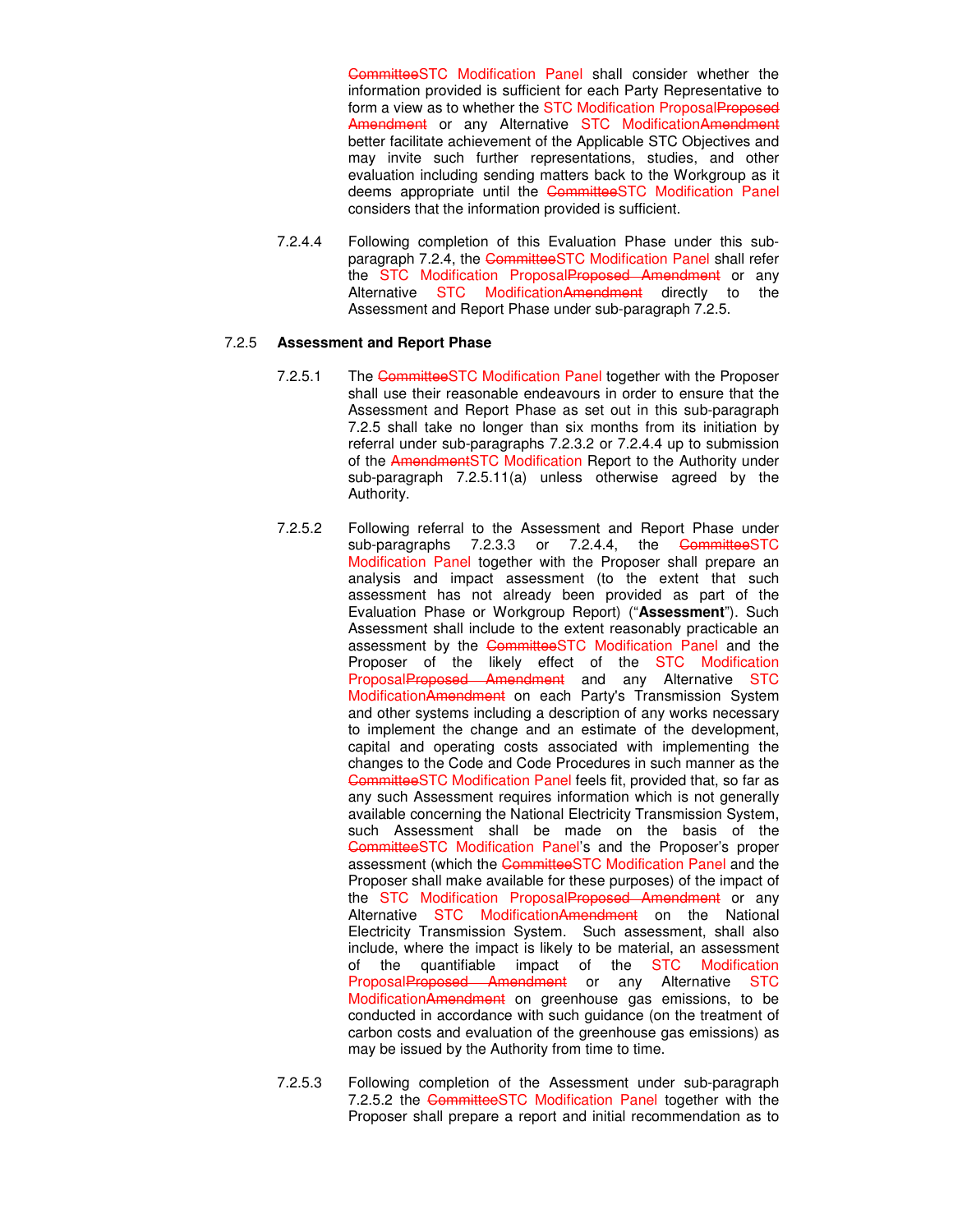~~Committee~~STC Modification Panel shall consider whether the information provided is sufficient for each Party Representative to form a view as to whether the STC Modification Proposal~~Proposed Amendment~~ or any Alternative STC Modification~~Amendment~~ better facilitate achievement of the Applicable STC Objectives and may invite such further representations, studies, and other evaluation including sending matters back to the Workgroup as it deems appropriate until the ~~Committee~~STC Modification Panel considers that the information provided is sufficient.

7.2.4.4 Following completion of this Evaluation Phase under this sub-paragraph 7.2.4, the ~~Committee~~STC Modification Panel shall refer the STC Modification Proposal~~Proposed Amendment~~ or any Alternative STC Modification~~Amendment~~ directly to the Assessment and Report Phase under sub-paragraph 7.2.5.

7.2.5 **Assessment and Report Phase**

7.2.5.1 The ~~Committee~~STC Modification Panel together with the Proposer shall use their reasonable endeavours in order to ensure that the Assessment and Report Phase as set out in this sub-paragraph 7.2.5 shall take no longer than six months from its initiation by referral under sub-paragraphs 7.2.3.2 or 7.2.4.4 up to submission of the ~~Amendment~~STC Modification Report to the Authority under sub-paragraph 7.2.5.11(a) unless otherwise agreed by the Authority.

7.2.5.2 Following referral to the Assessment and Report Phase under sub-paragraphs 7.2.3.3 or 7.2.4.4, the ~~Committee~~STC Modification Panel together with the Proposer shall prepare an analysis and impact assessment (to the extent that such assessment has not already been provided as part of the Evaluation Phase or Workgroup Report) ("**Assessment**"). Such Assessment shall include to the extent reasonably practicable an assessment by the ~~Committee~~STC Modification Panel and the Proposer of the likely effect of the STC Modification Proposal~~Proposed Amendment~~ and any Alternative STC Modification~~Amendment~~ on each Party's Transmission System and other systems including a description of any works necessary to implement the change and an estimate of the development, capital and operating costs associated with implementing the changes to the Code and Code Procedures in such manner as the ~~Committee~~STC Modification Panel feels fit, provided that, so far as any such Assessment requires information which is not generally available concerning the National Electricity Transmission System, such Assessment shall be made on the basis of the ~~Committee~~STC Modification Panel's and the Proposer's proper assessment (which the ~~Committee~~STC Modification Panel and the Proposer shall make available for these purposes) of the impact of the STC Modification Proposal~~Proposed Amendment~~ or any Alternative STC Modification~~Amendment~~ on the National Electricity Transmission System. Such assessment, shall also include, where the impact is likely to be material, an assessment of the quantifiable impact of the STC Modification Proposal~~Proposed Amendment~~ or any Alternative STC Modification~~Amendment~~ on greenhouse gas emissions, to be conducted in accordance with such guidance (on the treatment of carbon costs and evaluation of the greenhouse gas emissions) as may be issued by the Authority from time to time.

7.2.5.3 Following completion of the Assessment under sub-paragraph 7.2.5.2 the ~~Committee~~STC Modification Panel together with the Proposer shall prepare a report and initial recommendation as to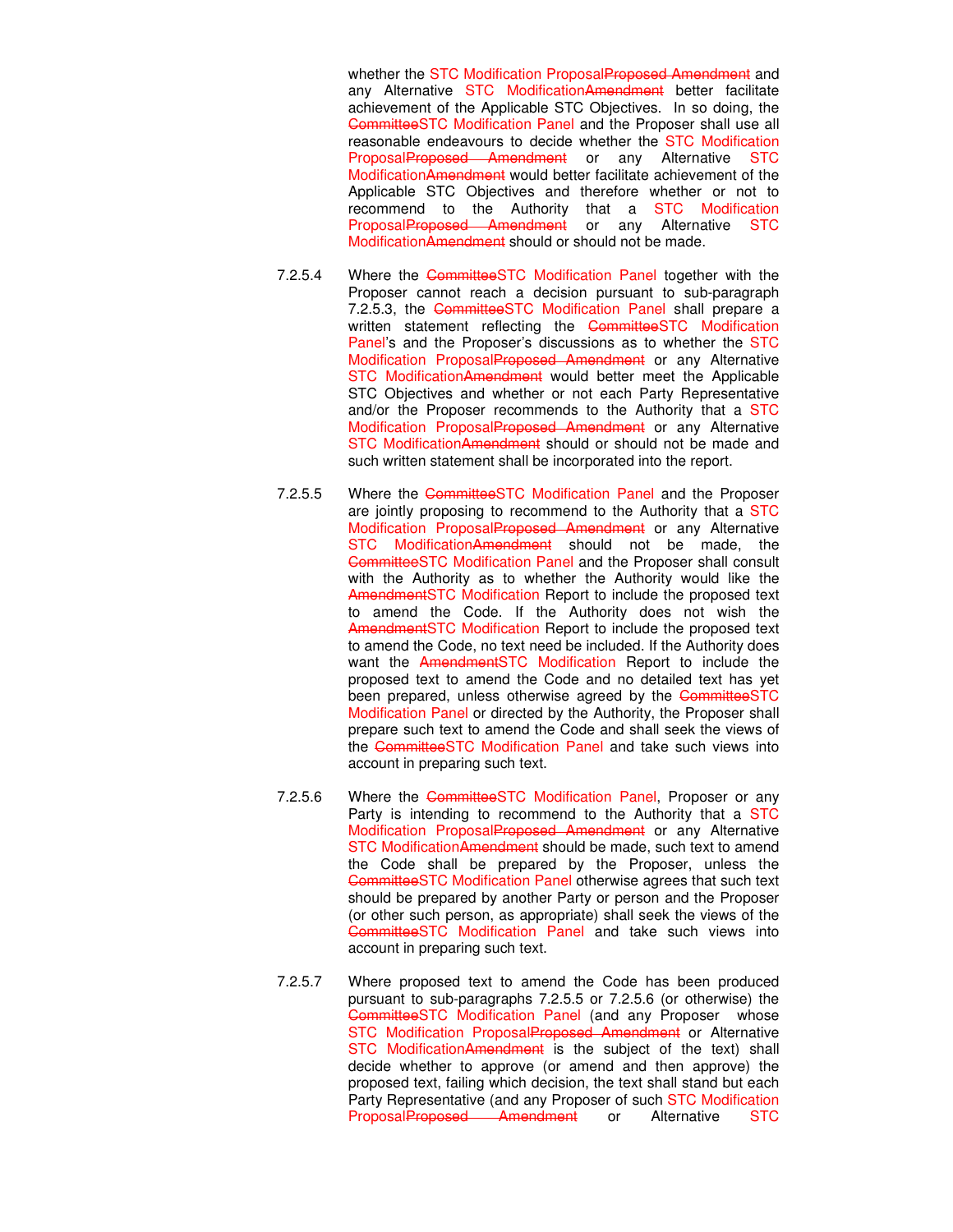whether the STC Modification Proposal~~Proposed Amendment~~ and any Alternative STC Modification~~Amendment~~ better facilitate achievement of the Applicable STC Objectives. In so doing, the ~~Committee~~STC Modification Panel and the Proposer shall use all reasonable endeavours to decide whether the STC Modification Proposal~~Proposed Amendment~~ or any Alternative STC Modification~~Amendment~~ would better facilitate achievement of the Applicable STC Objectives and therefore whether or not to recommend to the Authority that a STC Modification Proposal~~Proposed Amendment~~ or any Alternative STC Modification~~Amendment~~ should or should not be made.

7.2.5.4 Where the ~~Committee~~STC Modification Panel together with the Proposer cannot reach a decision pursuant to sub-paragraph 7.2.5.3, the ~~Committee~~STC Modification Panel shall prepare a written statement reflecting the ~~Committee~~STC Modification Panel's and the Proposer's discussions as to whether the STC Modification Proposal~~Proposed Amendment~~ or any Alternative STC Modification~~Amendment~~ would better meet the Applicable STC Objectives and whether or not each Party Representative and/or the Proposer recommends to the Authority that a STC Modification Proposal~~Proposed Amendment~~ or any Alternative STC Modification~~Amendment~~ should or should not be made and such written statement shall be incorporated into the report.

7.2.5.5 Where the ~~Committee~~STC Modification Panel and the Proposer are jointly proposing to recommend to the Authority that a STC Modification Proposal~~Proposed Amendment~~ or any Alternative STC Modification~~Amendment~~ should not be made, the ~~Committee~~STC Modification Panel and the Proposer shall consult with the Authority as to whether the Authority would like the ~~Amendment~~STC Modification Report to include the proposed text to amend the Code. If the Authority does not wish the ~~Amendment~~STC Modification Report to include the proposed text to amend the Code, no text need be included. If the Authority does want the ~~Amendment~~STC Modification Report to include the proposed text to amend the Code and no detailed text has yet been prepared, unless otherwise agreed by the ~~Committee~~STC Modification Panel or directed by the Authority, the Proposer shall prepare such text to amend the Code and shall seek the views of the ~~Committee~~STC Modification Panel and take such views into account in preparing such text.

7.2.5.6 Where the ~~Committee~~STC Modification Panel, Proposer or any Party is intending to recommend to the Authority that a STC Modification Proposal~~Proposed Amendment~~ or any Alternative STC Modification~~Amendment~~ should be made, such text to amend the Code shall be prepared by the Proposer, unless the ~~Committee~~STC Modification Panel otherwise agrees that such text should be prepared by another Party or person and the Proposer (or other such person, as appropriate) shall seek the views of the ~~Committee~~STC Modification Panel and take such views into account in preparing such text.

7.2.5.7 Where proposed text to amend the Code has been produced pursuant to sub-paragraphs 7.2.5.5 or 7.2.5.6 (or otherwise) the ~~Committee~~STC Modification Panel (and any Proposer whose STC Modification Proposal~~Proposed Amendment~~ or Alternative STC Modification~~Amendment~~ is the subject of the text) shall decide whether to approve (or amend and then approve) the proposed text, failing which decision, the text shall stand but each Party Representative (and any Proposer of such STC Modification Proposal~~Proposed Amendment~~ or Alternative STC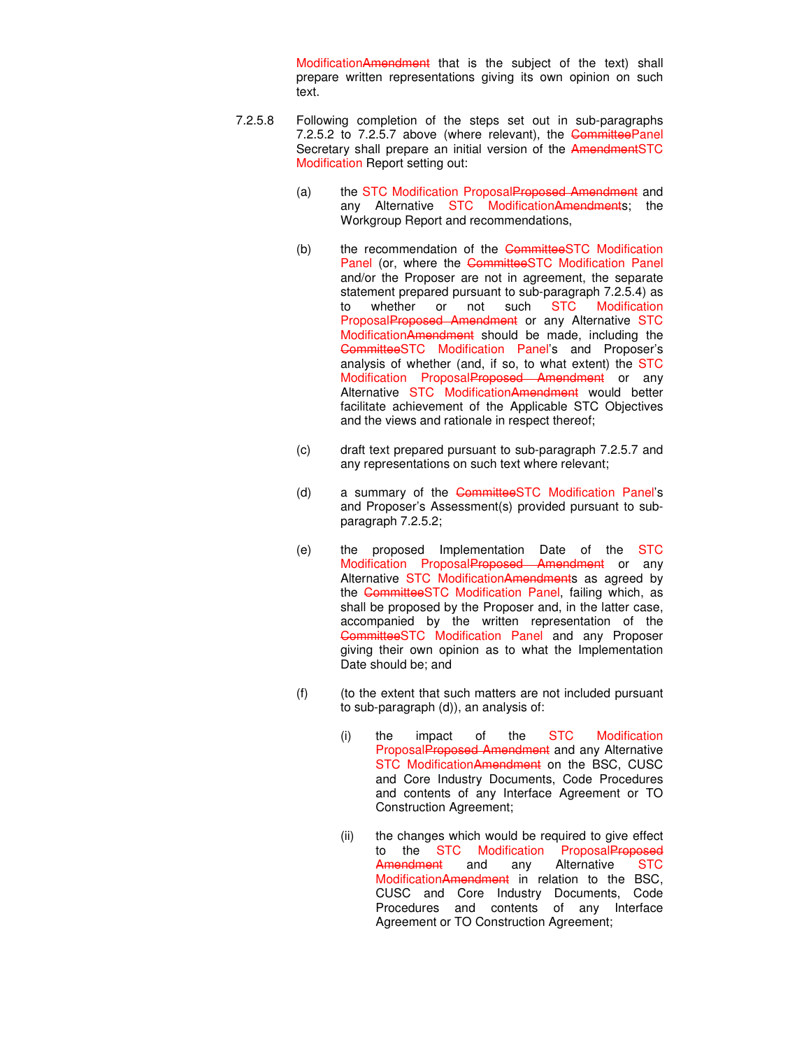Modification~~Amendment~~ that is the subject of the text) shall prepare written representations giving its own opinion on such text.

7.2.5.8 Following completion of the steps set out in sub-paragraphs 7.2.5.2 to 7.2.5.7 above (where relevant), the ~~Committee~~Panel Secretary shall prepare an initial version of the ~~Amendment~~STC Modification Report setting out:

(a) the STC Modification Proposal~~Proposed Amendment~~ and any Alternative STC Modification~~Amendment~~s; the Workgroup Report and recommendations,

(b) the recommendation of the ~~Committee~~STC Modification Panel (or, where the ~~Committee~~STC Modification Panel and/or the Proposer are not in agreement, the separate statement prepared pursuant to sub-paragraph 7.2.5.4) as to whether or not such STC Modification Proposal~~Proposed Amendment~~ or any Alternative STC Modification~~Amendment~~ should be made, including the ~~Committee~~STC Modification Panel's and Proposer's analysis of whether (and, if so, to what extent) the STC Modification Proposal~~Proposed Amendment~~ or any Alternative STC Modification~~Amendment~~ would better facilitate achievement of the Applicable STC Objectives and the views and rationale in respect thereof;

(c) draft text prepared pursuant to sub-paragraph 7.2.5.7 and any representations on such text where relevant;

(d) a summary of the ~~Committee~~STC Modification Panel's and Proposer's Assessment(s) provided pursuant to sub-paragraph 7.2.5.2;

(e) the proposed Implementation Date of the STC Modification Proposal~~Proposed Amendment~~ or any Alternative STC Modification~~Amendment~~s as agreed by the ~~Committee~~STC Modification Panel, failing which, as shall be proposed by the Proposer and, in the latter case, accompanied by the written representation of the ~~Committee~~STC Modification Panel and any Proposer giving their own opinion as to what the Implementation Date should be; and

(f) (to the extent that such matters are not included pursuant to sub-paragraph (d)), an analysis of:

   (i) the impact of the STC Modification Proposal~~Proposed Amendment~~ and any Alternative STC Modification~~Amendment~~ on the BSC, CUSC and Core Industry Documents, Code Procedures and contents of any Interface Agreement or TO Construction Agreement;

   (ii) the changes which would be required to give effect to the STC Modification Proposal~~Proposed Amendment~~ and any Alternative STC Modification~~Amendment~~ in relation to the BSC, CUSC and Core Industry Documents, Code Procedures and contents of any Interface Agreement or TO Construction Agreement;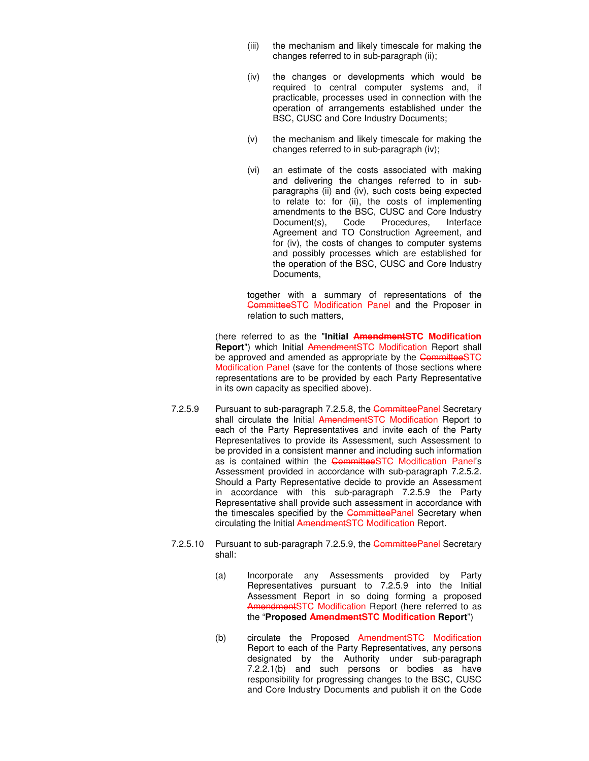(iii) the mechanism and likely timescale for making the changes referred to in sub-paragraph (ii);

(iv) the changes or developments which would be required to central computer systems and, if practicable, processes used in connection with the operation of arrangements established under the BSC, CUSC and Core Industry Documents;

(v) the mechanism and likely timescale for making the changes referred to in sub-paragraph (iv);

(vi) an estimate of the costs associated with making and delivering the changes referred to in sub-paragraphs (ii) and (iv), such costs being expected to relate to: for (ii), the costs of implementing amendments to the BSC, CUSC and Core Industry Document(s), Code Procedures, Interface Agreement and TO Construction Agreement, and for (iv), the costs of changes to computer systems and possibly processes which are established for the operation of the BSC, CUSC and Core Industry Documents,

together with a summary of representations of the ~~Committee~~STC Modification Panel and the Proposer in relation to such matters,

(here referred to as the "**Initial ~~Amendment~~STC Modification Report**") which Initial ~~Amendment~~STC Modification Report shall be approved and amended as appropriate by the ~~Committee~~STC Modification Panel (save for the contents of those sections where representations are to be provided by each Party Representative in its own capacity as specified above).

7.2.5.9 Pursuant to sub-paragraph 7.2.5.8, the ~~Committee~~Panel Secretary shall circulate the Initial ~~Amendment~~STC Modification Report to each of the Party Representatives and invite each of the Party Representatives to provide its Assessment, such Assessment to be provided in a consistent manner and including such information as is contained within the ~~Committee~~STC Modification Panel's Assessment provided in accordance with sub-paragraph 7.2.5.2. Should a Party Representative decide to provide an Assessment in accordance with this sub-paragraph 7.2.5.9 the Party Representative shall provide such assessment in accordance with the timescales specified by the ~~Committee~~Panel Secretary when circulating the Initial ~~Amendment~~STC Modification Report.

7.2.5.10 Pursuant to sub-paragraph 7.2.5.9, the ~~Committee~~Panel Secretary shall:

(a) Incorporate any Assessments provided by Party Representatives pursuant to 7.2.5.9 into the Initial Assessment Report in so doing forming a proposed ~~Amendment~~STC Modification Report (here referred to as the "**Proposed ~~Amendment~~STC Modification Report**")

(b) circulate the Proposed ~~Amendment~~STC Modification Report to each of the Party Representatives, any persons designated by the Authority under sub-paragraph 7.2.2.1(b) and such persons or bodies as have responsibility for progressing changes to the BSC, CUSC and Core Industry Documents and publish it on the Code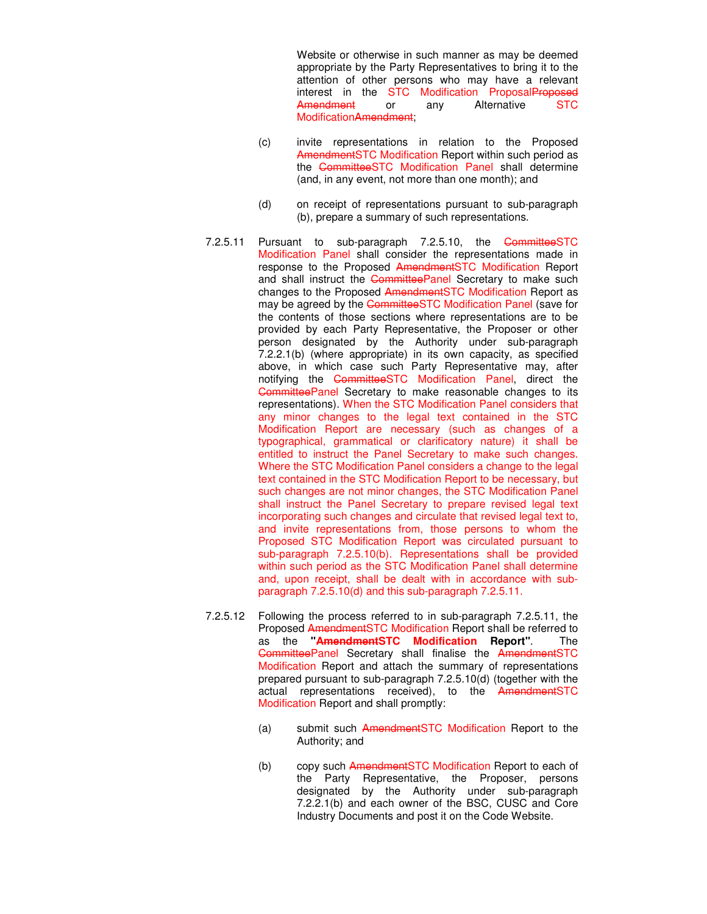Website or otherwise in such manner as may be deemed appropriate by the Party Representatives to bring it to the attention of other persons who may have a relevant interest in the STC Modification Proposal~~Proposed Amendment~~ or any Alternative STC Modification~~Amendment~~;

(c) invite representations in relation to the Proposed ~~Amendment~~STC Modification Report within such period as the ~~Committee~~STC Modification Panel shall determine (and, in any event, not more than one month); and

(d) on receipt of representations pursuant to sub-paragraph (b), prepare a summary of such representations.

7.2.5.11 Pursuant to sub-paragraph 7.2.5.10, the ~~Committee~~STC Modification Panel shall consider the representations made in response to the Proposed ~~Amendment~~STC Modification Report and shall instruct the ~~Committee~~Panel Secretary to make such changes to the Proposed ~~Amendment~~STC Modification Report as may be agreed by the ~~Committee~~STC Modification Panel (save for the contents of those sections where representations are to be provided by each Party Representative, the Proposer or other person designated by the Authority under sub-paragraph 7.2.2.1(b) (where appropriate) in its own capacity, as specified above, in which case such Party Representative may, after notifying the ~~Committee~~STC Modification Panel, direct the ~~Committee~~Panel Secretary to make reasonable changes to its representations). When the STC Modification Panel considers that any minor changes to the legal text contained in the STC Modification Report are necessary (such as changes of a typographical, grammatical or clarificatory nature) it shall be entitled to instruct the Panel Secretary to make such changes. Where the STC Modification Panel considers a change to the legal text contained in the STC Modification Report to be necessary, but such changes are not minor changes, the STC Modification Panel shall instruct the Panel Secretary to prepare revised legal text incorporating such changes and circulate that revised legal text to, and invite representations from, those persons to whom the Proposed STC Modification Report was circulated pursuant to sub-paragraph 7.2.5.10(b). Representations shall be provided within such period as the STC Modification Panel shall determine and, upon receipt, shall be dealt with in accordance with sub-paragraph 7.2.5.10(d) and this sub-paragraph 7.2.5.11.

7.2.5.12 Following the process referred to in sub-paragraph 7.2.5.11, the Proposed ~~Amendment~~STC Modification Report shall be referred to as the **"~~Amendment~~STC Modification Report"**. The ~~Committee~~Panel Secretary shall finalise the ~~Amendment~~STC Modification Report and attach the summary of representations prepared pursuant to sub-paragraph 7.2.5.10(d) (together with the actual representations received), to the ~~Amendment~~STC Modification Report and shall promptly:

(a) submit such ~~Amendment~~STC Modification Report to the Authority; and

(b) copy such ~~Amendment~~STC Modification Report to each of the Party Representative, the Proposer, persons designated by the Authority under sub-paragraph 7.2.2.1(b) and each owner of the BSC, CUSC and Core Industry Documents and post it on the Code Website.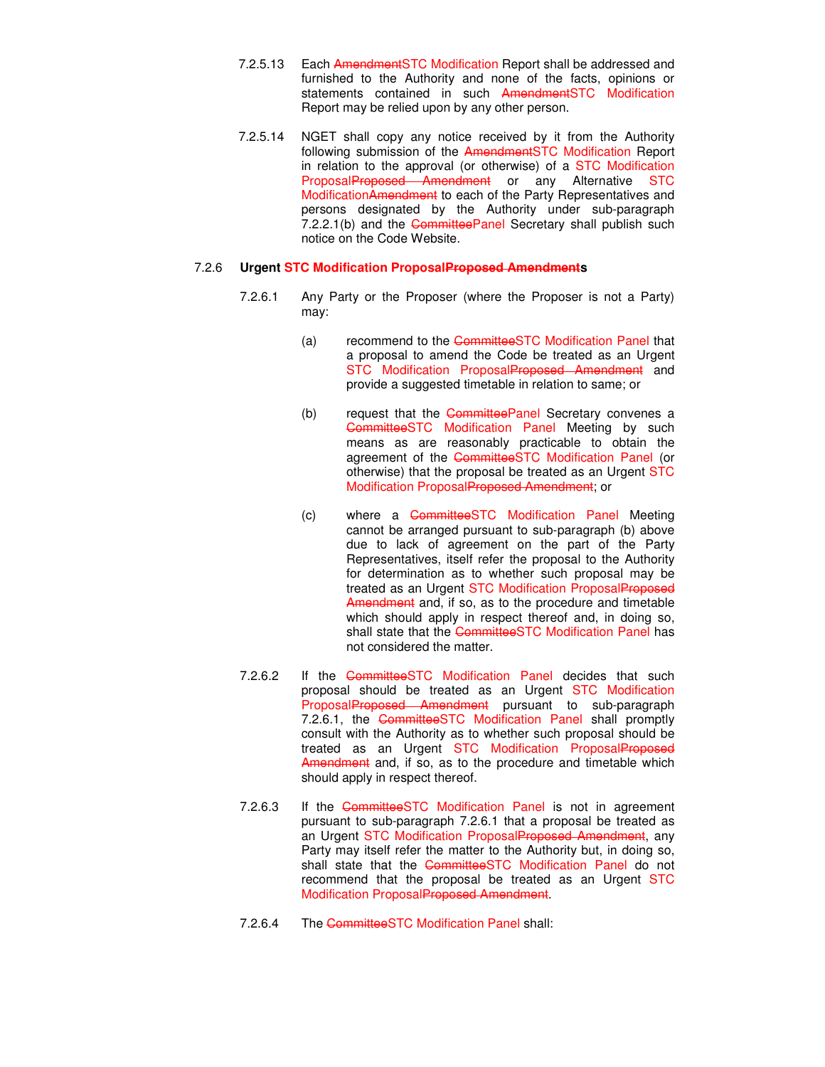7.2.5.13 Each ~~Amendment~~STC Modification Report shall be addressed and furnished to the Authority and none of the facts, opinions or statements contained in such ~~Amendment~~STC Modification Report may be relied upon by any other person.

7.2.5.14 NGET shall copy any notice received by it from the Authority following submission of the ~~Amendment~~STC Modification Report in relation to the approval (or otherwise) of a STC Modification Proposal~~Proposed Amendment~~ or any Alternative STC Modification~~Amendment~~ to each of the Party Representatives and persons designated by the Authority under sub-paragraph 7.2.2.1(b) and the ~~Committee~~Panel Secretary shall publish such notice on the Code Website.

### 7.2.6 Urgent STC Modification Proposal~~Proposed Amendment~~s

7.2.6.1 Any Party or the Proposer (where the Proposer is not a Party) may:

(a) recommend to the ~~Committee~~STC Modification Panel that a proposal to amend the Code be treated as an Urgent STC Modification Proposal~~Proposed Amendment~~ and provide a suggested timetable in relation to same; or

(b) request that the ~~Committee~~Panel Secretary convenes a ~~Committee~~STC Modification Panel Meeting by such means as are reasonably practicable to obtain the agreement of the ~~Committee~~STC Modification Panel (or otherwise) that the proposal be treated as an Urgent STC Modification Proposal~~Proposed Amendment~~; or

(c) where a ~~Committee~~STC Modification Panel Meeting cannot be arranged pursuant to sub-paragraph (b) above due to lack of agreement on the part of the Party Representatives, itself refer the proposal to the Authority for determination as to whether such proposal may be treated as an Urgent STC Modification Proposal~~Proposed Amendment~~ and, if so, as to the procedure and timetable which should apply in respect thereof and, in doing so, shall state that the ~~Committee~~STC Modification Panel has not considered the matter.

7.2.6.2 If the ~~Committee~~STC Modification Panel decides that such proposal should be treated as an Urgent STC Modification Proposal~~Proposed Amendment~~ pursuant to sub-paragraph 7.2.6.1, the ~~Committee~~STC Modification Panel shall promptly consult with the Authority as to whether such proposal should be treated as an Urgent STC Modification Proposal~~Proposed Amendment~~ and, if so, as to the procedure and timetable which should apply in respect thereof.

7.2.6.3 If the ~~Committee~~STC Modification Panel is not in agreement pursuant to sub-paragraph 7.2.6.1 that a proposal be treated as an Urgent STC Modification Proposal~~Proposed Amendment~~, any Party may itself refer the matter to the Authority but, in doing so, shall state that the ~~Committee~~STC Modification Panel do not recommend that the proposal be treated as an Urgent STC Modification Proposal~~Proposed Amendment~~.

7.2.6.4 The ~~Committee~~STC Modification Panel shall: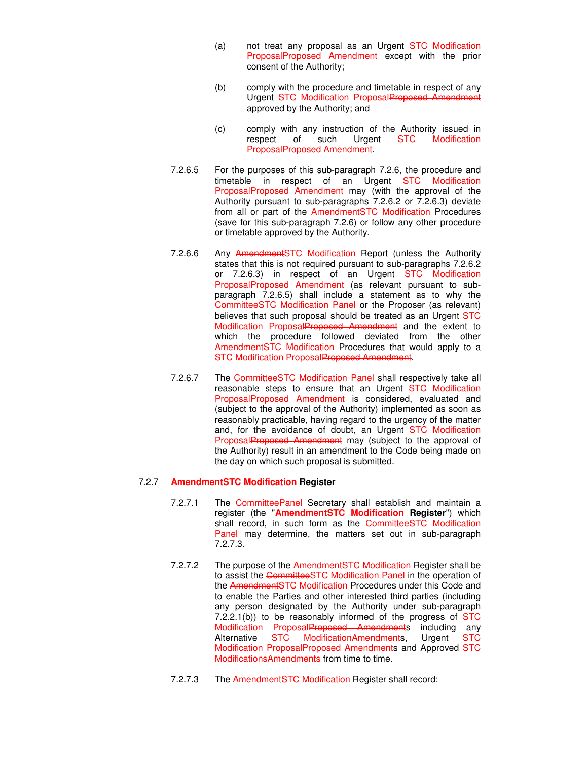(a) not treat any proposal as an Urgent STC Modification ProposalProposed Amendment except with the prior consent of the Authority;

(b) comply with the procedure and timetable in respect of any Urgent STC Modification ProposalProposed Amendment approved by the Authority; and

(c) comply with any instruction of the Authority issued in respect of such Urgent STC Modification ProposalProposed Amendment.

7.2.6.5 For the purposes of this sub-paragraph 7.2.6, the procedure and timetable in respect of an Urgent STC Modification ProposalProposed Amendment may (with the approval of the Authority pursuant to sub-paragraphs 7.2.6.2 or 7.2.6.3) deviate from all or part of the AmendmentSTC Modification Procedures (save for this sub-paragraph 7.2.6) or follow any other procedure or timetable approved by the Authority.

7.2.6.6 Any AmendmentSTC Modification Report (unless the Authority states that this is not required pursuant to sub-paragraphs 7.2.6.2 or 7.2.6.3) in respect of an Urgent STC Modification ProposalProposed Amendment (as relevant pursuant to sub-paragraph 7.2.6.5) shall include a statement as to why the CommitteeSTC Modification Panel or the Proposer (as relevant) believes that such proposal should be treated as an Urgent STC Modification ProposalProposed Amendment and the extent to which the procedure followed deviated from the other AmendmentSTC Modification Procedures that would apply to a STC Modification ProposalProposed Amendment.

7.2.6.7 The CommitteeSTC Modification Panel shall respectively take all reasonable steps to ensure that an Urgent STC Modification ProposalProposed Amendment is considered, evaluated and (subject to the approval of the Authority) implemented as soon as reasonably practicable, having regard to the urgency of the matter and, for the avoidance of doubt, an Urgent STC Modification ProposalProposed Amendment may (subject to the approval of the Authority) result in an amendment to the Code being made on the day on which such proposal is submitted.

### 7.2.7 **AmendmentSTC Modification Register**

7.2.7.1 The CommitteePanel Secretary shall establish and maintain a register (the "**AmendmentSTC Modification Register**") which shall record, in such form as the CommitteeSTC Modification Panel may determine, the matters set out in sub-paragraph 7.2.7.3.

7.2.7.2 The purpose of the AmendmentSTC Modification Register shall be to assist the CommitteeSTC Modification Panel in the operation of the AmendmentSTC Modification Procedures under this Code and to enable the Parties and other interested third parties (including any person designated by the Authority under sub-paragraph 7.2.2.1(b)) to be reasonably informed of the progress of STC Modification ProposalProposed Amendments including any Alternative STC ModificationAmendments, Urgent STC Modification ProposalProposed Amendments and Approved STC ModificationsAmendments from time to time.

7.2.7.3 The AmendmentSTC Modification Register shall record: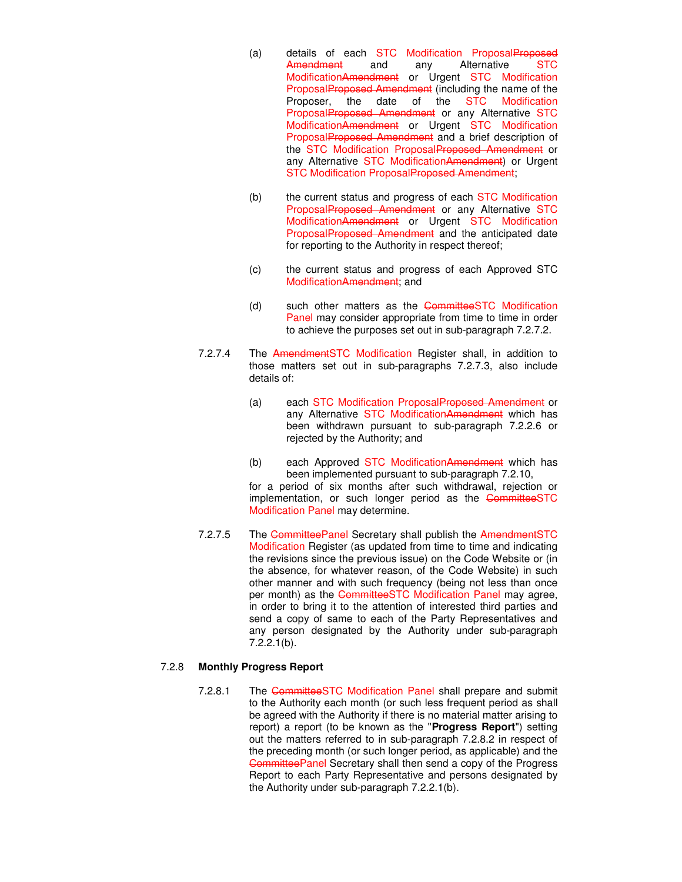(a) details of each STC Modification ProposalProposed Amendment and any Alternative STC ModificationAmendment or Urgent STC Modification ProposalProposed Amendment (including the name of the Proposer, the date of the STC Modification ProposalProposed Amendment or any Alternative STC ModificationAmendment or Urgent STC Modification ProposalProposed Amendment and a brief description of the STC Modification ProposalProposed Amendment or any Alternative STC ModificationAmendment) or Urgent STC Modification ProposalProposed Amendment;

(b) the current status and progress of each STC Modification ProposalProposed Amendment or any Alternative STC ModificationAmendment or Urgent STC Modification ProposalProposed Amendment and the anticipated date for reporting to the Authority in respect thereof;

(c) the current status and progress of each Approved STC ModificationAmendment; and

(d) such other matters as the CommitteeSTC Modification Panel may consider appropriate from time to time in order to achieve the purposes set out in sub-paragraph 7.2.7.2.

7.2.7.4 The AmendmentSTC Modification Register shall, in addition to those matters set out in sub-paragraphs 7.2.7.3, also include details of:

(a) each STC Modification ProposalProposed Amendment or any Alternative STC ModificationAmendment which has been withdrawn pursuant to sub-paragraph 7.2.2.6 or rejected by the Authority; and

(b) each Approved STC ModificationAmendment which has been implemented pursuant to sub-paragraph 7.2.10,

for a period of six months after such withdrawal, rejection or implementation, or such longer period as the CommitteeSTC Modification Panel may determine.

7.2.7.5 The CommitteePanel Secretary shall publish the AmendmentSTC Modification Register (as updated from time to time and indicating the revisions since the previous issue) on the Code Website or (in the absence, for whatever reason, of the Code Website) in such other manner and with such frequency (being not less than once per month) as the CommitteeSTC Modification Panel may agree, in order to bring it to the attention of interested third parties and send a copy of same to each of the Party Representatives and any person designated by the Authority under sub-paragraph 7.2.2.1(b).

7.2.8 **Monthly Progress Report**

7.2.8.1 The CommitteeSTC Modification Panel shall prepare and submit to the Authority each month (or such less frequent period as shall be agreed with the Authority if there is no material matter arising to report) a report (to be known as the "**Progress Report**") setting out the matters referred to in sub-paragraph 7.2.8.2 in respect of the preceding month (or such longer period, as applicable) and the CommitteePanel Secretary shall then send a copy of the Progress Report to each Party Representative and persons designated by the Authority under sub-paragraph 7.2.2.1(b).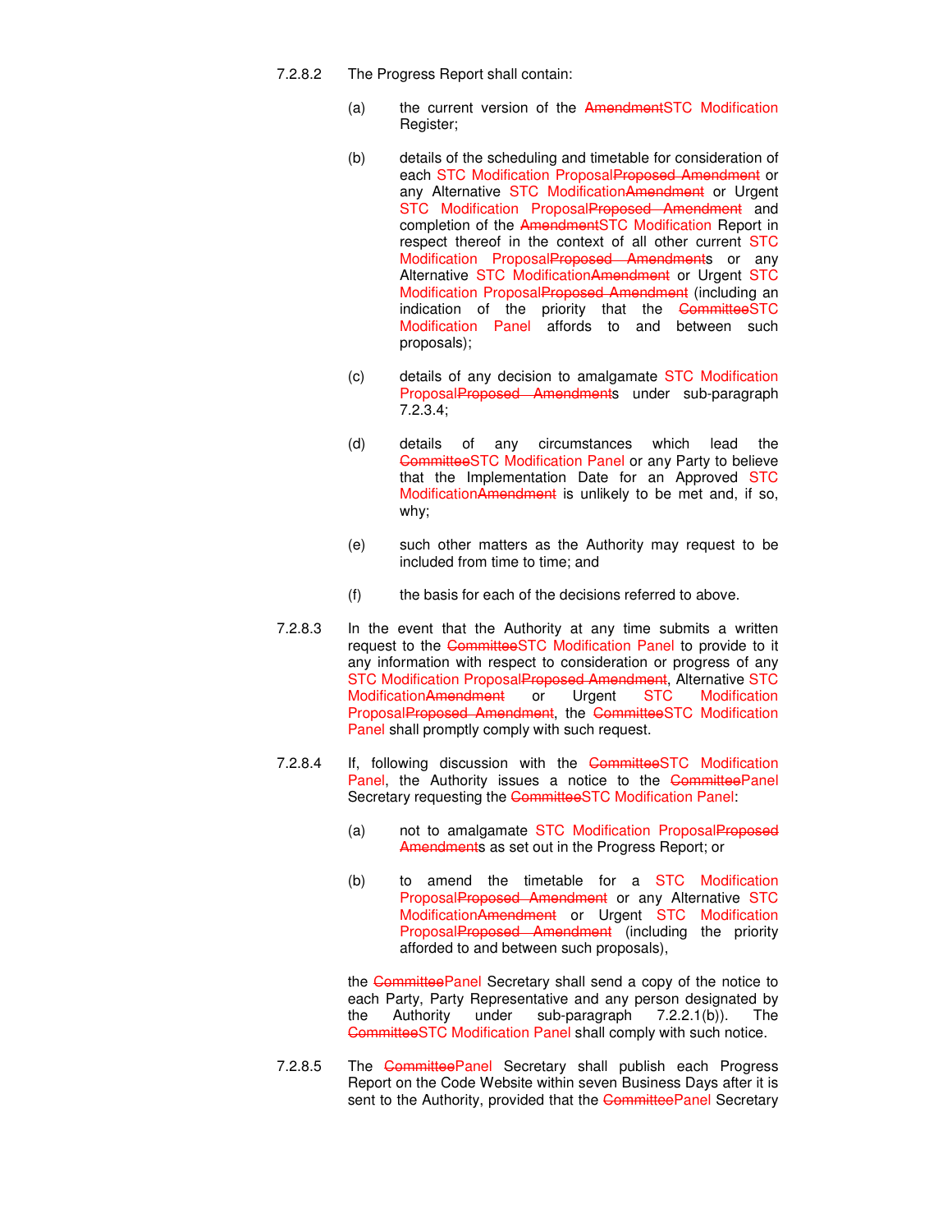7.2.8.2 The Progress Report shall contain:

(a) the current version of the ~~Amendment~~STC Modification Register;

(b) details of the scheduling and timetable for consideration of each STC Modification Proposal~~Proposed Amendment~~ or any Alternative STC Modification~~Amendment~~ or Urgent STC Modification Proposal~~Proposed Amendment~~ and completion of the ~~Amendment~~STC Modification Report in respect thereof in the context of all other current STC Modification Proposal~~Proposed Amendment~~s or any Alternative STC Modification~~Amendment~~ or Urgent STC Modification Proposal~~Proposed Amendment~~ (including an indication of the priority that the ~~Committee~~STC Modification Panel affords to and between such proposals);

(c) details of any decision to amalgamate STC Modification Proposal~~Proposed Amendment~~s under sub-paragraph 7.2.3.4;

(d) details of any circumstances which lead the ~~Committee~~STC Modification Panel or any Party to believe that the Implementation Date for an Approved STC Modification~~Amendment~~ is unlikely to be met and, if so, why;

(e) such other matters as the Authority may request to be included from time to time; and

(f) the basis for each of the decisions referred to above.

7.2.8.3 In the event that the Authority at any time submits a written request to the ~~Committee~~STC Modification Panel to provide to it any information with respect to consideration or progress of any STC Modification Proposal~~Proposed Amendment~~, Alternative STC Modification~~Amendment~~ or Urgent STC Modification Proposal~~Proposed Amendment~~, the ~~Committee~~STC Modification Panel shall promptly comply with such request.

7.2.8.4 If, following discussion with the ~~Committee~~STC Modification Panel, the Authority issues a notice to the ~~Committee~~Panel Secretary requesting the ~~Committee~~STC Modification Panel:

(a) not to amalgamate STC Modification Proposal~~Proposed Amendment~~s as set out in the Progress Report; or

(b) to amend the timetable for a STC Modification Proposal~~Proposed Amendment~~ or any Alternative STC Modification~~Amendment~~ or Urgent STC Modification Proposal~~Proposed Amendment~~ (including the priority afforded to and between such proposals),

the ~~Committee~~Panel Secretary shall send a copy of the notice to each Party, Party Representative and any person designated by the Authority under sub-paragraph 7.2.2.1(b)). The ~~Committee~~STC Modification Panel shall comply with such notice.

7.2.8.5 The ~~Committee~~Panel Secretary shall publish each Progress Report on the Code Website within seven Business Days after it is sent to the Authority, provided that the ~~Committee~~Panel Secretary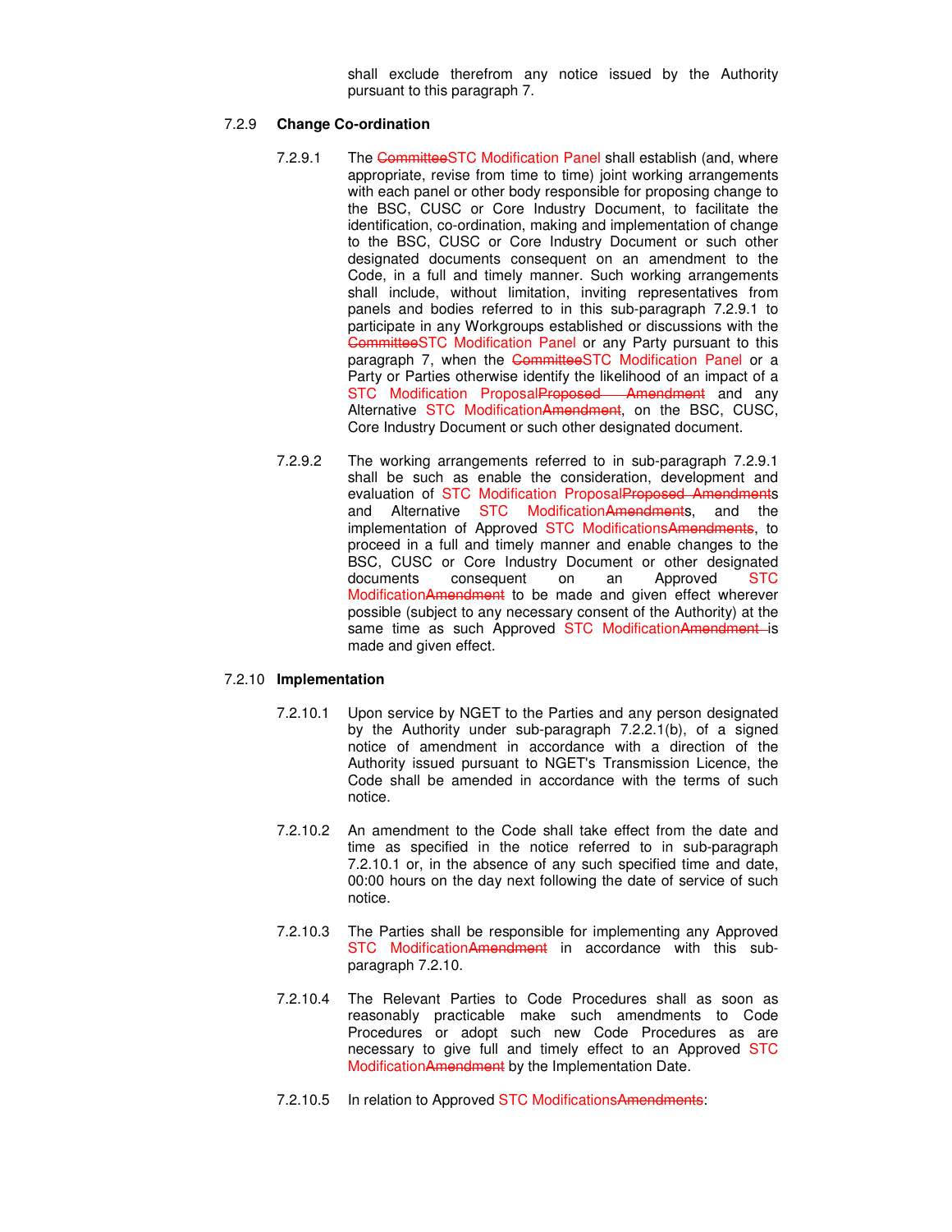shall exclude therefrom any notice issued by the Authority pursuant to this paragraph 7.

7.2.9 **Change Co-ordination**

7.2.9.1 The ~~Committee~~STC Modification Panel shall establish (and, where appropriate, revise from time to time) joint working arrangements with each panel or other body responsible for proposing change to the BSC, CUSC or Core Industry Document, to facilitate the identification, co-ordination, making and implementation of change to the BSC, CUSC or Core Industry Document or such other designated documents consequent on an amendment to the Code, in a full and timely manner. Such working arrangements shall include, without limitation, inviting representatives from panels and bodies referred to in this sub-paragraph 7.2.9.1 to participate in any Workgroups established or discussions with the ~~Committee~~STC Modification Panel or any Party pursuant to this paragraph 7, when the ~~Committee~~STC Modification Panel or a Party or Parties otherwise identify the likelihood of an impact of a STC Modification Proposal~~Proposed Amendment~~ and any Alternative STC Modification~~Amendment~~, on the BSC, CUSC, Core Industry Document or such other designated document.

7.2.9.2 The working arrangements referred to in sub-paragraph 7.2.9.1 shall be such as enable the consideration, development and evaluation of STC Modification Proposal~~Proposed Amendment~~s and Alternative STC Modification~~Amendment~~s, and the implementation of Approved STC Modifications~~Amendments~~, to proceed in a full and timely manner and enable changes to the BSC, CUSC or Core Industry Document or other designated documents consequent on an Approved STC Modification~~Amendment~~ to be made and given effect wherever possible (subject to any necessary consent of the Authority) at the same time as such Approved STC Modification~~Amendment~~ is made and given effect.

7.2.10 **Implementation**

7.2.10.1 Upon service by NGET to the Parties and any person designated by the Authority under sub-paragraph 7.2.2.1(b), of a signed notice of amendment in accordance with a direction of the Authority issued pursuant to NGET's Transmission Licence, the Code shall be amended in accordance with the terms of such notice.

7.2.10.2 An amendment to the Code shall take effect from the date and time as specified in the notice referred to in sub-paragraph 7.2.10.1 or, in the absence of any such specified time and date, 00:00 hours on the day next following the date of service of such notice.

7.2.10.3 The Parties shall be responsible for implementing any Approved STC Modification~~Amendment~~ in accordance with this sub-paragraph 7.2.10.

7.2.10.4 The Relevant Parties to Code Procedures shall as soon as reasonably practicable make such amendments to Code Procedures or adopt such new Code Procedures as are necessary to give full and timely effect to an Approved STC Modification~~Amendment~~ by the Implementation Date.

7.2.10.5 In relation to Approved STC Modifications~~Amendments~~: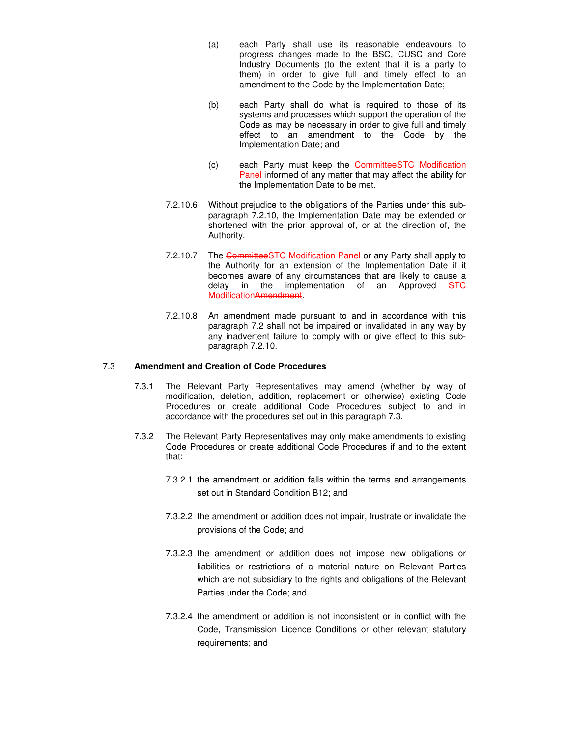(a) each Party shall use its reasonable endeavours to progress changes made to the BSC, CUSC and Core Industry Documents (to the extent that it is a party to them) in order to give full and timely effect to an amendment to the Code by the Implementation Date;

(b) each Party shall do what is required to those of its systems and processes which support the operation of the Code as may be necessary in order to give full and timely effect to an amendment to the Code by the Implementation Date; and

(c) each Party must keep the ~~Committee~~STC Modification Panel informed of any matter that may affect the ability for the Implementation Date to be met.

7.2.10.6 Without prejudice to the obligations of the Parties under this sub-paragraph 7.2.10, the Implementation Date may be extended or shortened with the prior approval of, or at the direction of, the Authority.

7.2.10.7 The ~~Committee~~STC Modification Panel or any Party shall apply to the Authority for an extension of the Implementation Date if it becomes aware of any circumstances that are likely to cause a delay in the implementation of an Approved STC Modification~~Amendment~~.

7.2.10.8 An amendment made pursuant to and in accordance with this paragraph 7.2 shall not be impaired or invalidated in any way by any inadvertent failure to comply with or give effect to this sub-paragraph 7.2.10.

## 7.3 Amendment and Creation of Code Procedures

7.3.1 The Relevant Party Representatives may amend (whether by way of modification, deletion, addition, replacement or otherwise) existing Code Procedures or create additional Code Procedures subject to and in accordance with the procedures set out in this paragraph 7.3.

7.3.2 The Relevant Party Representatives may only make amendments to existing Code Procedures or create additional Code Procedures if and to the extent that:

7.3.2.1 the amendment or addition falls within the terms and arrangements set out in Standard Condition B12; and

7.3.2.2 the amendment or addition does not impair, frustrate or invalidate the provisions of the Code; and

7.3.2.3 the amendment or addition does not impose new obligations or liabilities or restrictions of a material nature on Relevant Parties which are not subsidiary to the rights and obligations of the Relevant Parties under the Code; and

7.3.2.4 the amendment or addition is not inconsistent or in conflict with the Code, Transmission Licence Conditions or other relevant statutory requirements; and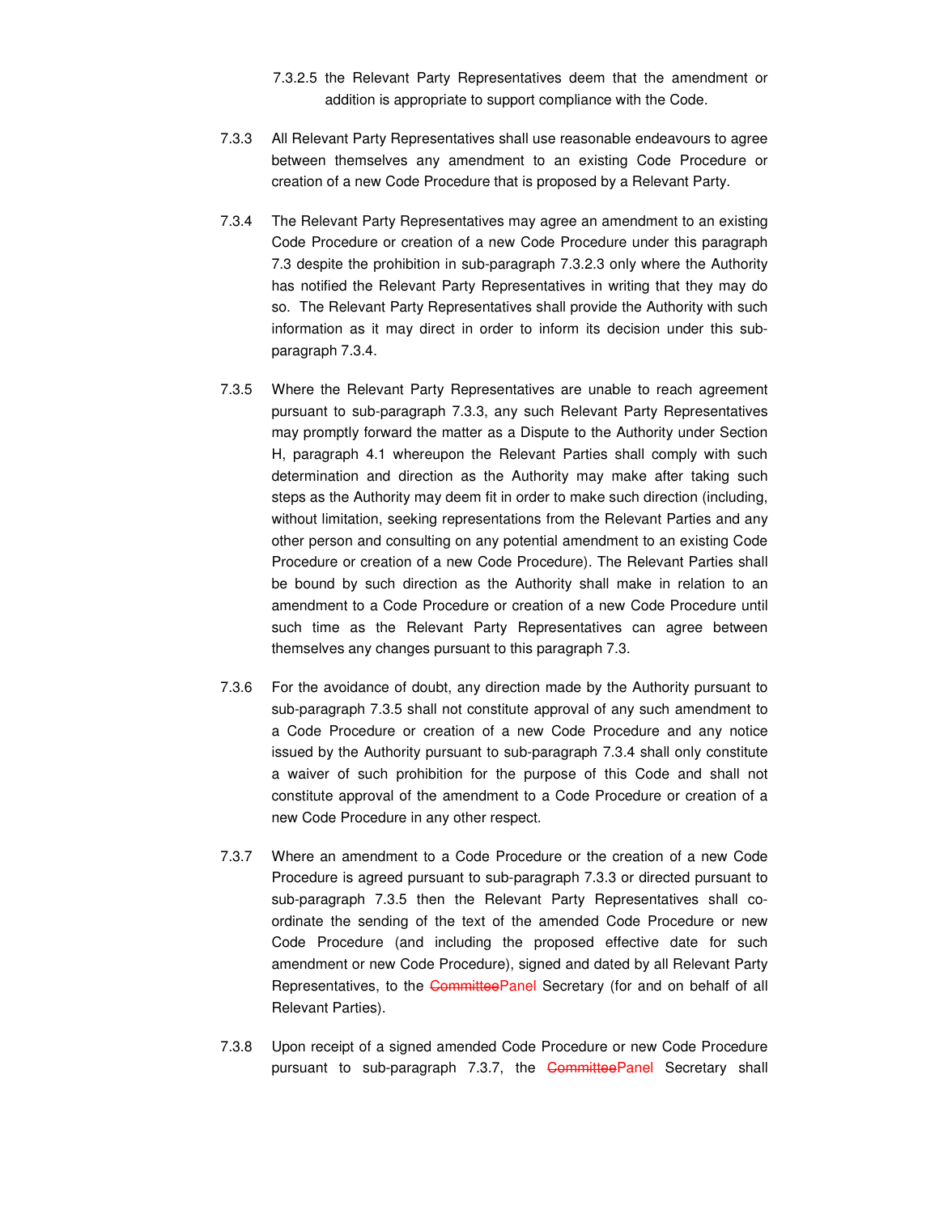7.3.2.5 the Relevant Party Representatives deem that the amendment or addition is appropriate to support compliance with the Code.

7.3.3 All Relevant Party Representatives shall use reasonable endeavours to agree between themselves any amendment to an existing Code Procedure or creation of a new Code Procedure that is proposed by a Relevant Party.

7.3.4 The Relevant Party Representatives may agree an amendment to an existing Code Procedure or creation of a new Code Procedure under this paragraph 7.3 despite the prohibition in sub-paragraph 7.3.2.3 only where the Authority has notified the Relevant Party Representatives in writing that they may do so. The Relevant Party Representatives shall provide the Authority with such information as it may direct in order to inform its decision under this sub-paragraph 7.3.4.

7.3.5 Where the Relevant Party Representatives are unable to reach agreement pursuant to sub-paragraph 7.3.3, any such Relevant Party Representatives may promptly forward the matter as a Dispute to the Authority under Section H, paragraph 4.1 whereupon the Relevant Parties shall comply with such determination and direction as the Authority may make after taking such steps as the Authority may deem fit in order to make such direction (including, without limitation, seeking representations from the Relevant Parties and any other person and consulting on any potential amendment to an existing Code Procedure or creation of a new Code Procedure). The Relevant Parties shall be bound by such direction as the Authority shall make in relation to an amendment to a Code Procedure or creation of a new Code Procedure until such time as the Relevant Party Representatives can agree between themselves any changes pursuant to this paragraph 7.3.

7.3.6 For the avoidance of doubt, any direction made by the Authority pursuant to sub-paragraph 7.3.5 shall not constitute approval of any such amendment to a Code Procedure or creation of a new Code Procedure and any notice issued by the Authority pursuant to sub-paragraph 7.3.4 shall only constitute a waiver of such prohibition for the purpose of this Code and shall not constitute approval of the amendment to a Code Procedure or creation of a new Code Procedure in any other respect.

7.3.7 Where an amendment to a Code Procedure or the creation of a new Code Procedure is agreed pursuant to sub-paragraph 7.3.3 or directed pursuant to sub-paragraph 7.3.5 then the Relevant Party Representatives shall co-ordinate the sending of the text of the amended Code Procedure or new Code Procedure (and including the proposed effective date for such amendment or new Code Procedure), signed and dated by all Relevant Party Representatives, to the ~~Committee~~Panel Secretary (for and on behalf of all Relevant Parties).

7.3.8 Upon receipt of a signed amended Code Procedure or new Code Procedure pursuant to sub-paragraph 7.3.7, the ~~Committee~~Panel Secretary shall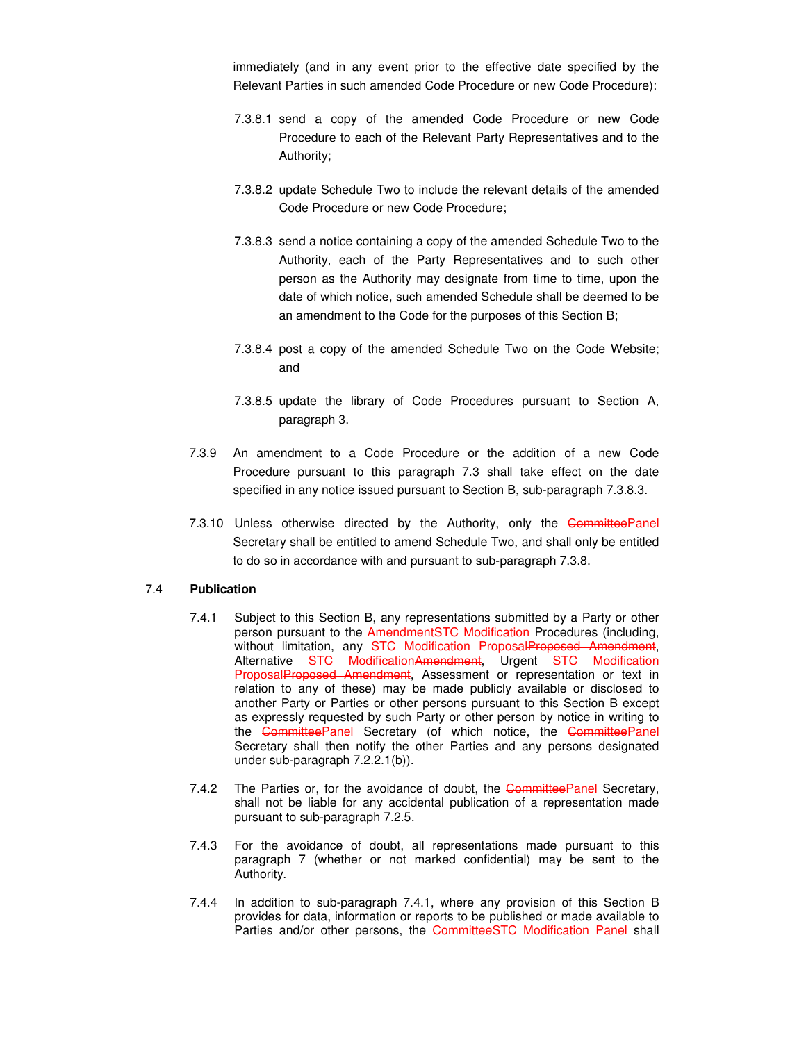immediately (and in any event prior to the effective date specified by the Relevant Parties in such amended Code Procedure or new Code Procedure):

7.3.8.1 send a copy of the amended Code Procedure or new Code Procedure to each of the Relevant Party Representatives and to the Authority;

7.3.8.2 update Schedule Two to include the relevant details of the amended Code Procedure or new Code Procedure;

7.3.8.3 send a notice containing a copy of the amended Schedule Two to the Authority, each of the Party Representatives and to such other person as the Authority may designate from time to time, upon the date of which notice, such amended Schedule shall be deemed to be an amendment to the Code for the purposes of this Section B;

7.3.8.4 post a copy of the amended Schedule Two on the Code Website; and

7.3.8.5 update the library of Code Procedures pursuant to Section A, paragraph 3.

7.3.9 An amendment to a Code Procedure or the addition of a new Code Procedure pursuant to this paragraph 7.3 shall take effect on the date specified in any notice issued pursuant to Section B, sub-paragraph 7.3.8.3.

7.3.10 Unless otherwise directed by the Authority, only the ~~Committee~~Panel Secretary shall be entitled to amend Schedule Two, and shall only be entitled to do so in accordance with and pursuant to sub-paragraph 7.3.8.

7.4 **Publication**

7.4.1 Subject to this Section B, any representations submitted by a Party or other person pursuant to the ~~Amendment~~STC Modification Procedures (including, without limitation, any STC Modification Proposal~~Proposed Amendment~~, Alternative STC Modification~~Amendment~~, Urgent STC Modification Proposal~~Proposed Amendment~~, Assessment or representation or text in relation to any of these) may be made publicly available or disclosed to another Party or Parties or other persons pursuant to this Section B except as expressly requested by such Party or other person by notice in writing to the ~~Committee~~Panel Secretary (of which notice, the ~~Committee~~Panel Secretary shall then notify the other Parties and any persons designated under sub-paragraph 7.2.2.1(b)).

7.4.2 The Parties or, for the avoidance of doubt, the ~~Committee~~Panel Secretary, shall not be liable for any accidental publication of a representation made pursuant to sub-paragraph 7.2.5.

7.4.3 For the avoidance of doubt, all representations made pursuant to this paragraph 7 (whether or not marked confidential) may be sent to the Authority.

7.4.4 In addition to sub-paragraph 7.4.1, where any provision of this Section B provides for data, information or reports to be published or made available to Parties and/or other persons, the ~~Committee~~STC Modification Panel shall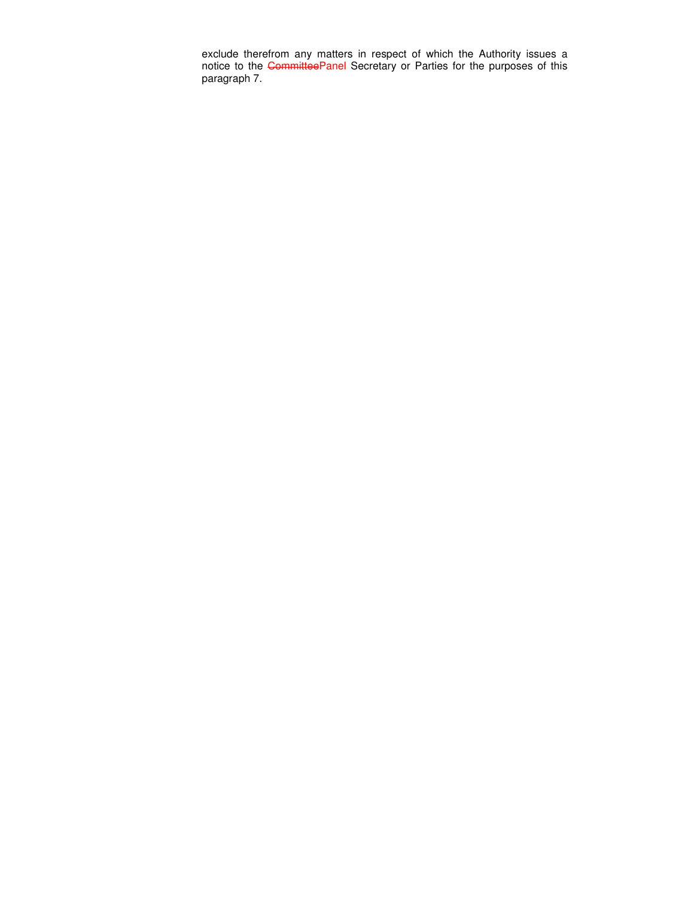exclude therefrom any matters in respect of which the Authority issues a notice to the ~~Committee~~Panel Secretary or Parties for the purposes of this paragraph 7.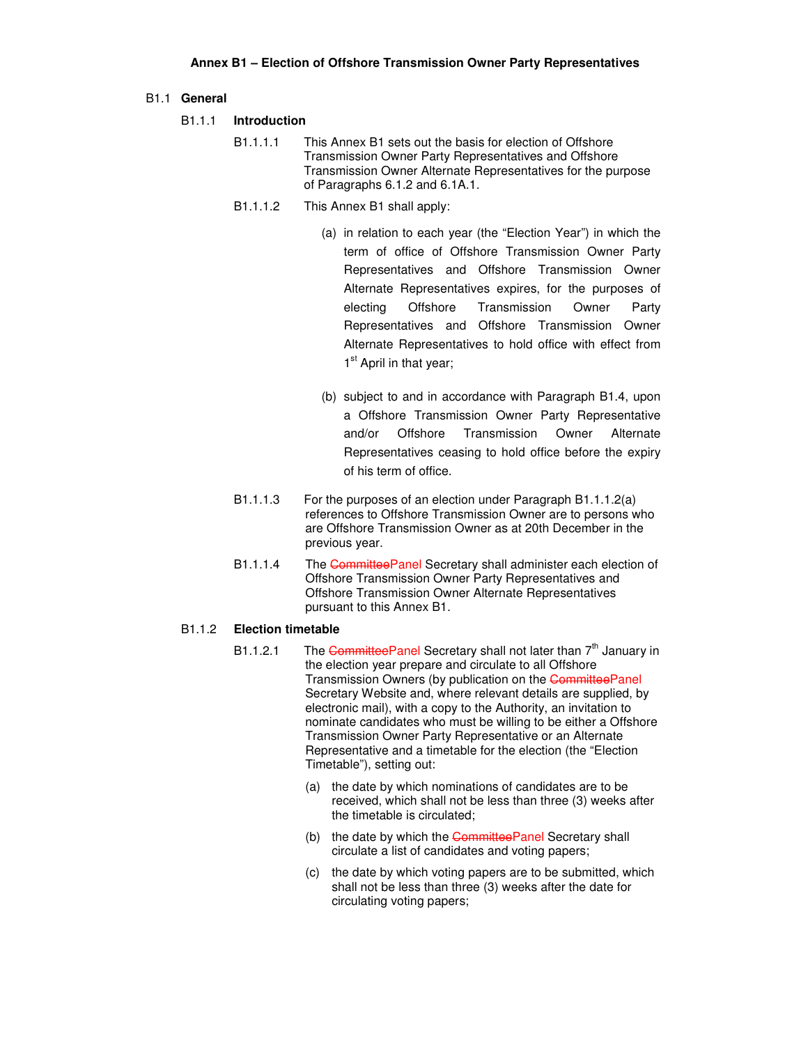**Annex B1 – Election of Offshore Transmission Owner Party Representatives**

B1.1 **General**

B1.1.1 **Introduction**

B1.1.1.1 This Annex B1 sets out the basis for election of Offshore Transmission Owner Party Representatives and Offshore Transmission Owner Alternate Representatives for the purpose of Paragraphs 6.1.2 and 6.1A.1.

B1.1.1.2 This Annex B1 shall apply:

(a) in relation to each year (the "Election Year") in which the term of office of Offshore Transmission Owner Party Representatives and Offshore Transmission Owner Alternate Representatives expires, for the purposes of electing Offshore Transmission Owner Party Representatives and Offshore Transmission Owner Alternate Representatives to hold office with effect from 1st April in that year;

(b) subject to and in accordance with Paragraph B1.4, upon a Offshore Transmission Owner Party Representative and/or Offshore Transmission Owner Alternate Representatives ceasing to hold office before the expiry of his term of office.

B1.1.1.3 For the purposes of an election under Paragraph B1.1.1.2(a) references to Offshore Transmission Owner are to persons who are Offshore Transmission Owner as at 20th December in the previous year.

B1.1.1.4 The ~~Committee~~Panel Secretary shall administer each election of Offshore Transmission Owner Party Representatives and Offshore Transmission Owner Alternate Representatives pursuant to this Annex B1.

B1.1.2 **Election timetable**

B1.1.2.1 The ~~Committee~~Panel Secretary shall not later than 7th January in the election year prepare and circulate to all Offshore Transmission Owners (by publication on the ~~Committee~~Panel Secretary Website and, where relevant details are supplied, by electronic mail), with a copy to the Authority, an invitation to nominate candidates who must be willing to be either a Offshore Transmission Owner Party Representative or an Alternate Representative and a timetable for the election (the "Election Timetable"), setting out:

(a) the date by which nominations of candidates are to be received, which shall not be less than three (3) weeks after the timetable is circulated;

(b) the date by which the ~~Committee~~Panel Secretary shall circulate a list of candidates and voting papers;

(c) the date by which voting papers are to be submitted, which shall not be less than three (3) weeks after the date for circulating voting papers;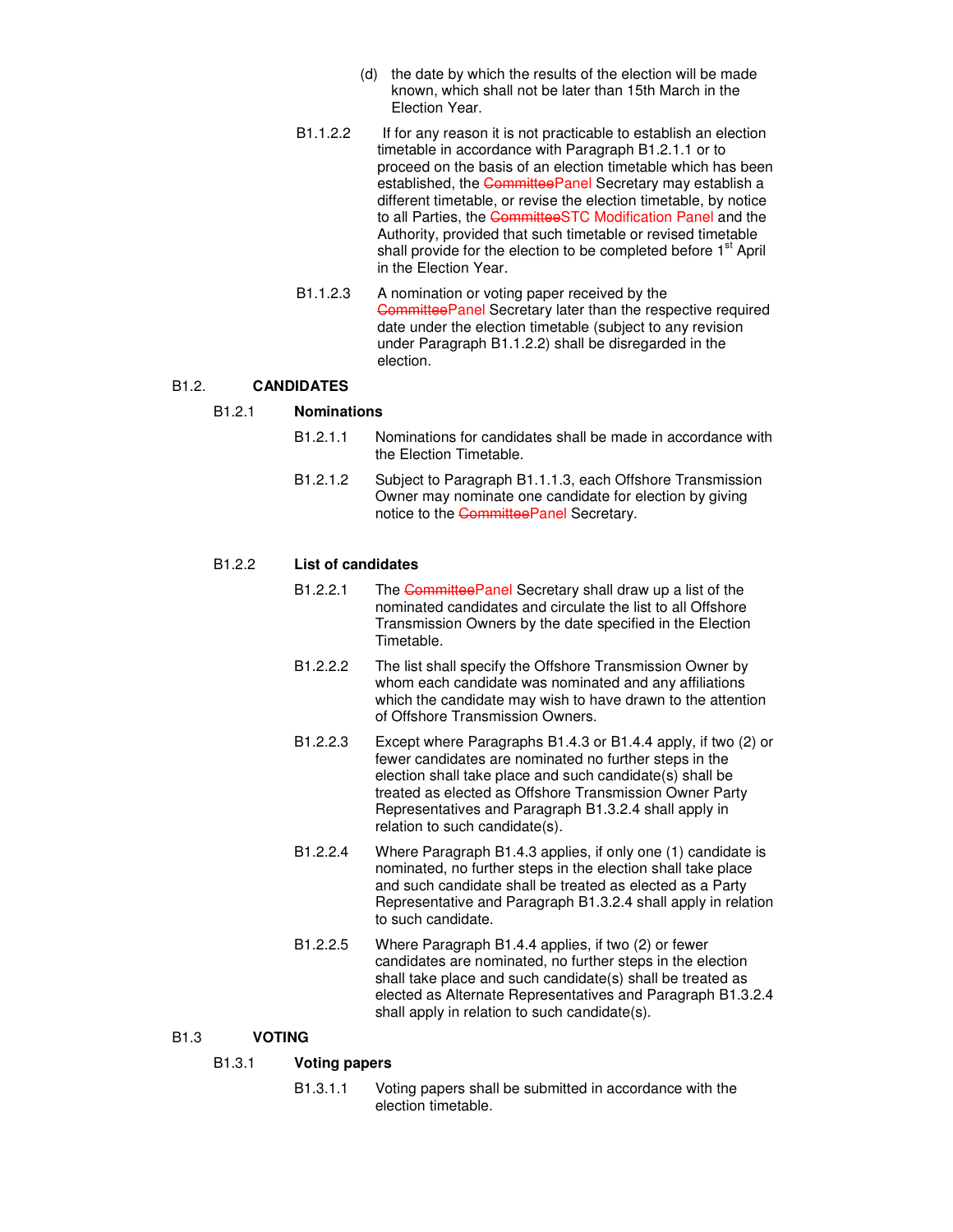(d) the date by which the results of the election will be made known, which shall not be later than 15th March in the Election Year.

B1.1.2.2 If for any reason it is not practicable to establish an election timetable in accordance with Paragraph B1.2.1.1 or to proceed on the basis of an election timetable which has been established, the ~~Committee~~Panel Secretary may establish a different timetable, or revise the election timetable, by notice to all Parties, the ~~Committee~~STC Modification Panel and the Authority, provided that such timetable or revised timetable shall provide for the election to be completed before 1st April in the Election Year.

B1.1.2.3 A nomination or voting paper received by the ~~Committee~~Panel Secretary later than the respective required date under the election timetable (subject to any revision under Paragraph B1.1.2.2) shall be disregarded in the election.

## B1.2. CANDIDATES

### B1.2.1 Nominations

B1.2.1.1 Nominations for candidates shall be made in accordance with the Election Timetable.

B1.2.1.2 Subject to Paragraph B1.1.1.3, each Offshore Transmission Owner may nominate one candidate for election by giving notice to the ~~Committee~~Panel Secretary.

### B1.2.2 List of candidates

B1.2.2.1 The ~~Committee~~Panel Secretary shall draw up a list of the nominated candidates and circulate the list to all Offshore Transmission Owners by the date specified in the Election Timetable.

B1.2.2.2 The list shall specify the Offshore Transmission Owner by whom each candidate was nominated and any affiliations which the candidate may wish to have drawn to the attention of Offshore Transmission Owners.

B1.2.2.3 Except where Paragraphs B1.4.3 or B1.4.4 apply, if two (2) or fewer candidates are nominated no further steps in the election shall take place and such candidate(s) shall be treated as elected as Offshore Transmission Owner Party Representatives and Paragraph B1.3.2.4 shall apply in relation to such candidate(s).

B1.2.2.4 Where Paragraph B1.4.3 applies, if only one (1) candidate is nominated, no further steps in the election shall take place and such candidate shall be treated as elected as a Party Representative and Paragraph B1.3.2.4 shall apply in relation to such candidate.

B1.2.2.5 Where Paragraph B1.4.4 applies, if two (2) or fewer candidates are nominated, no further steps in the election shall take place and such candidate(s) shall be treated as elected as Alternate Representatives and Paragraph B1.3.2.4 shall apply in relation to such candidate(s).

## B1.3 VOTING

### B1.3.1 Voting papers

B1.3.1.1 Voting papers shall be submitted in accordance with the election timetable.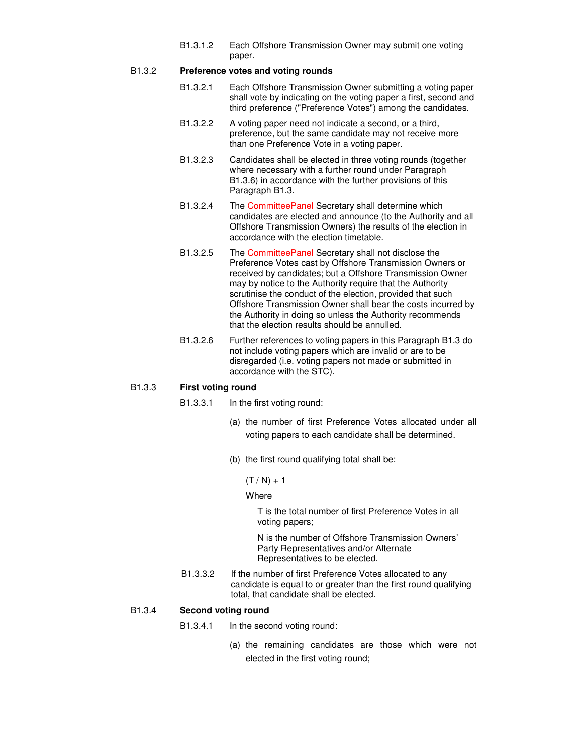B1.3.1.2 Each Offshore Transmission Owner may submit one voting paper.

**B1.3.2 Preference votes and voting rounds**

B1.3.2.1 Each Offshore Transmission Owner submitting a voting paper shall vote by indicating on the voting paper a first, second and third preference ("Preference Votes") among the candidates.

B1.3.2.2 A voting paper need not indicate a second, or a third, preference, but the same candidate may not receive more than one Preference Vote in a voting paper.

B1.3.2.3 Candidates shall be elected in three voting rounds (together where necessary with a further round under Paragraph B1.3.6) in accordance with the further provisions of this Paragraph B1.3.

B1.3.2.4 The ~~Committee~~Panel Secretary shall determine which candidates are elected and announce (to the Authority and all Offshore Transmission Owners) the results of the election in accordance with the election timetable.

B1.3.2.5 The ~~Committee~~Panel Secretary shall not disclose the Preference Votes cast by Offshore Transmission Owners or received by candidates; but a Offshore Transmission Owner may by notice to the Authority require that the Authority scrutinise the conduct of the election, provided that such Offshore Transmission Owner shall bear the costs incurred by the Authority in doing so unless the Authority recommends that the election results should be annulled.

B1.3.2.6 Further references to voting papers in this Paragraph B1.3 do not include voting papers which are invalid or are to be disregarded (i.e. voting papers not made or submitted in accordance with the STC).

**B1.3.3 First voting round**

B1.3.3.1 In the first voting round:

(a) the number of first Preference Votes allocated under all voting papers to each candidate shall be determined.

(b) the first round qualifying total shall be:

$(T / N) + 1$

Where

T is the total number of first Preference Votes in all voting papers;

N is the number of Offshore Transmission Owners' Party Representatives and/or Alternate Representatives to be elected.

B1.3.3.2 If the number of first Preference Votes allocated to any candidate is equal to or greater than the first round qualifying total, that candidate shall be elected.

**B1.3.4 Second voting round**

B1.3.4.1 In the second voting round:

(a) the remaining candidates are those which were not elected in the first voting round;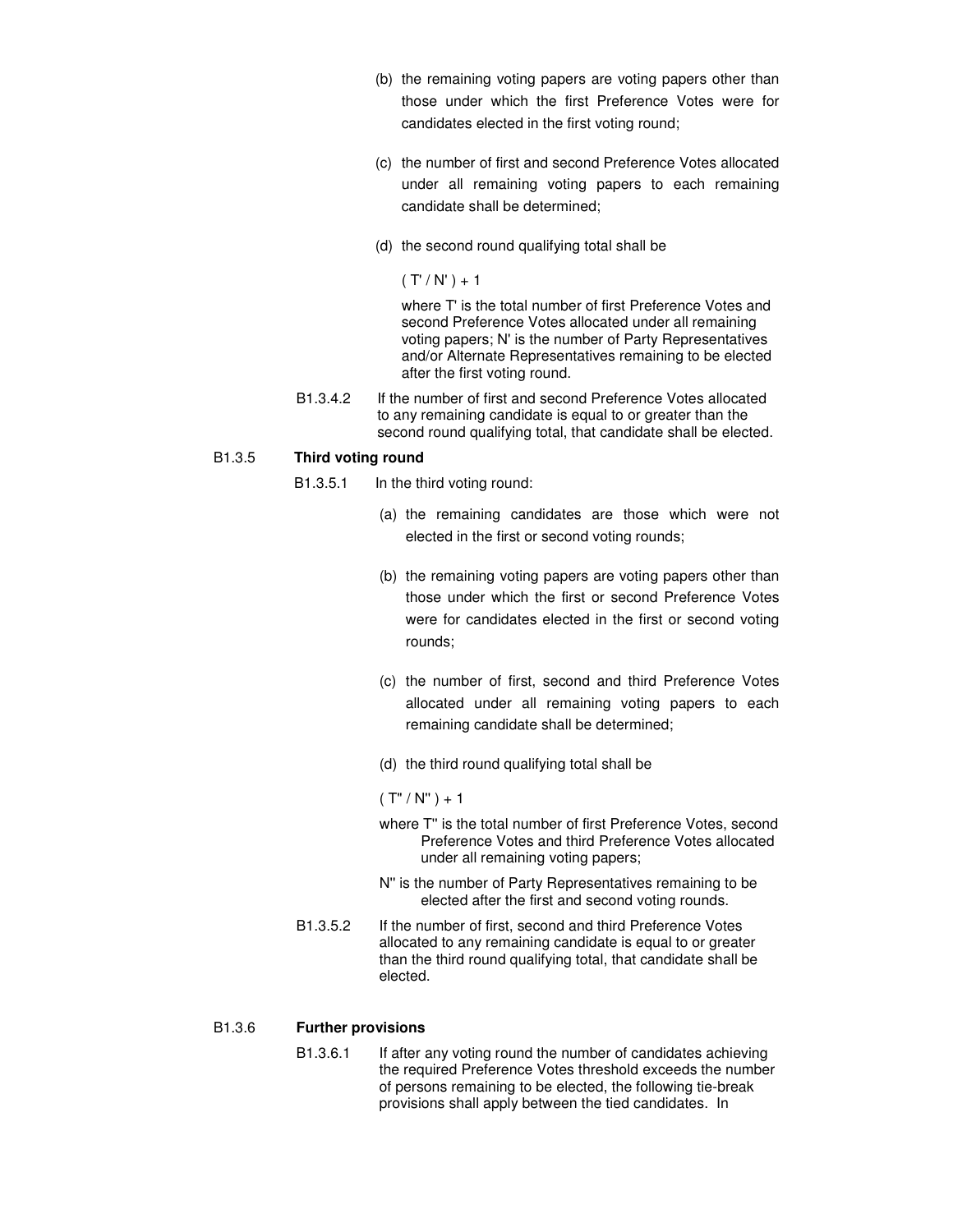(b) the remaining voting papers are voting papers other than those under which the first Preference Votes were for candidates elected in the first voting round;

(c) the number of first and second Preference Votes allocated under all remaining voting papers to each remaining candidate shall be determined;

(d) the second round qualifying total shall be

$(T' / N') + 1$

where T' is the total number of first Preference Votes and second Preference Votes allocated under all remaining voting papers; N' is the number of Party Representatives and/or Alternate Representatives remaining to be elected after the first voting round.

B1.3.4.2 If the number of first and second Preference Votes allocated to any remaining candidate is equal to or greater than the second round qualifying total, that candidate shall be elected.

B1.3.5 **Third voting round**

B1.3.5.1 In the third voting round:

(a) the remaining candidates are those which were not elected in the first or second voting rounds;

(b) the remaining voting papers are voting papers other than those under which the first or second Preference Votes were for candidates elected in the first or second voting rounds;

(c) the number of first, second and third Preference Votes allocated under all remaining voting papers to each remaining candidate shall be determined;

(d) the third round qualifying total shall be

$(T'' / N'') + 1$

where T'' is the total number of first Preference Votes, second Preference Votes and third Preference Votes allocated under all remaining voting papers;

N'' is the number of Party Representatives remaining to be elected after the first and second voting rounds.

B1.3.5.2 If the number of first, second and third Preference Votes allocated to any remaining candidate is equal to or greater than the third round qualifying total, that candidate shall be elected.

B1.3.6 **Further provisions**

B1.3.6.1 If after any voting round the number of candidates achieving the required Preference Votes threshold exceeds the number of persons remaining to be elected, the following tie-break provisions shall apply between the tied candidates. In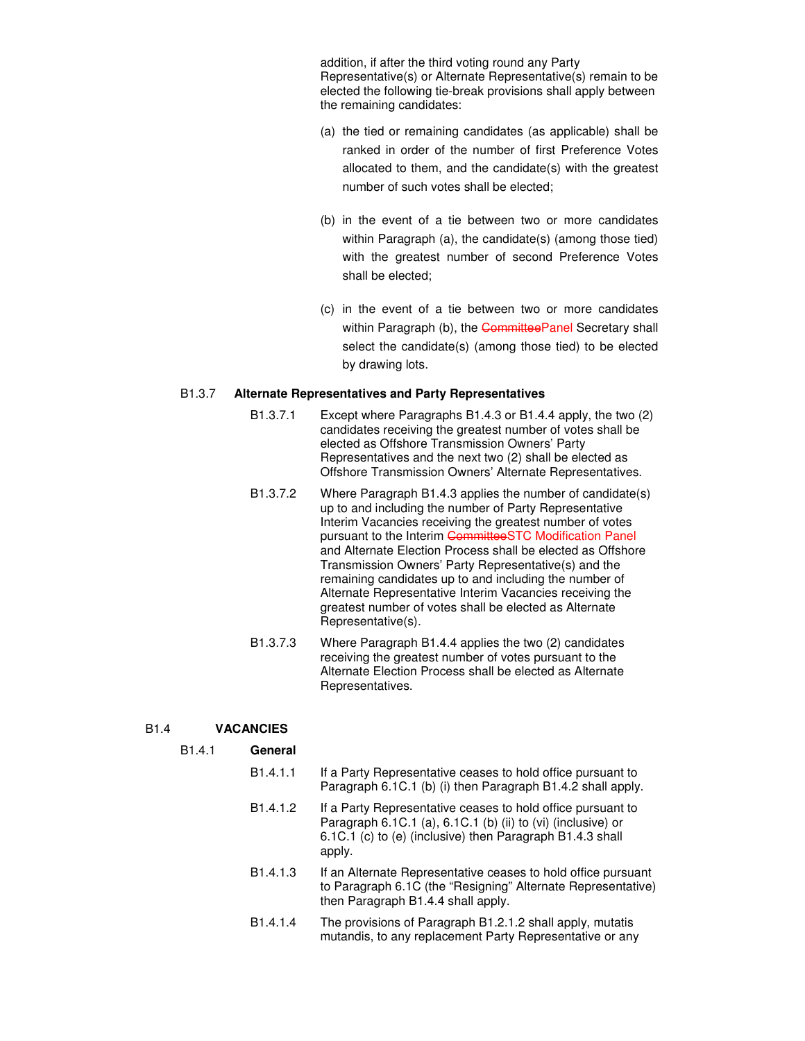addition, if after the third voting round any Party Representative(s) or Alternate Representative(s) remain to be elected the following tie-break provisions shall apply between the remaining candidates:

(a) the tied or remaining candidates (as applicable) shall be ranked in order of the number of first Preference Votes allocated to them, and the candidate(s) with the greatest number of such votes shall be elected;

(b) in the event of a tie between two or more candidates within Paragraph (a), the candidate(s) (among those tied) with the greatest number of second Preference Votes shall be elected;

(c) in the event of a tie between two or more candidates within Paragraph (b), the ~~Committee~~Panel Secretary shall select the candidate(s) (among those tied) to be elected by drawing lots.

B1.3.7 **Alternate Representatives and Party Representatives**

B1.3.7.1 Except where Paragraphs B1.4.3 or B1.4.4 apply, the two (2) candidates receiving the greatest number of votes shall be elected as Offshore Transmission Owners' Party Representatives and the next two (2) shall be elected as Offshore Transmission Owners' Alternate Representatives.

B1.3.7.2 Where Paragraph B1.4.3 applies the number of candidate(s) up to and including the number of Party Representative Interim Vacancies receiving the greatest number of votes pursuant to the Interim ~~Committee~~STC Modification Panel and Alternate Election Process shall be elected as Offshore Transmission Owners' Party Representative(s) and the remaining candidates up to and including the number of Alternate Representative Interim Vacancies receiving the greatest number of votes shall be elected as Alternate Representative(s).

B1.3.7.3 Where Paragraph B1.4.4 applies the two (2) candidates receiving the greatest number of votes pursuant to the Alternate Election Process shall be elected as Alternate Representatives.

## B1.4 VACANCIES

B1.4.1 **General**

B1.4.1.1 If a Party Representative ceases to hold office pursuant to Paragraph 6.1C.1 (b) (i) then Paragraph B1.4.2 shall apply.

B1.4.1.2 If a Party Representative ceases to hold office pursuant to Paragraph 6.1C.1 (a), 6.1C.1 (b) (ii) to (vi) (inclusive) or 6.1C.1 (c) to (e) (inclusive) then Paragraph B1.4.3 shall apply.

B1.4.1.3 If an Alternate Representative ceases to hold office pursuant to Paragraph 6.1C (the "Resigning" Alternate Representative) then Paragraph B1.4.4 shall apply.

B1.4.1.4 The provisions of Paragraph B1.2.1.2 shall apply, mutatis mutandis, to any replacement Party Representative or any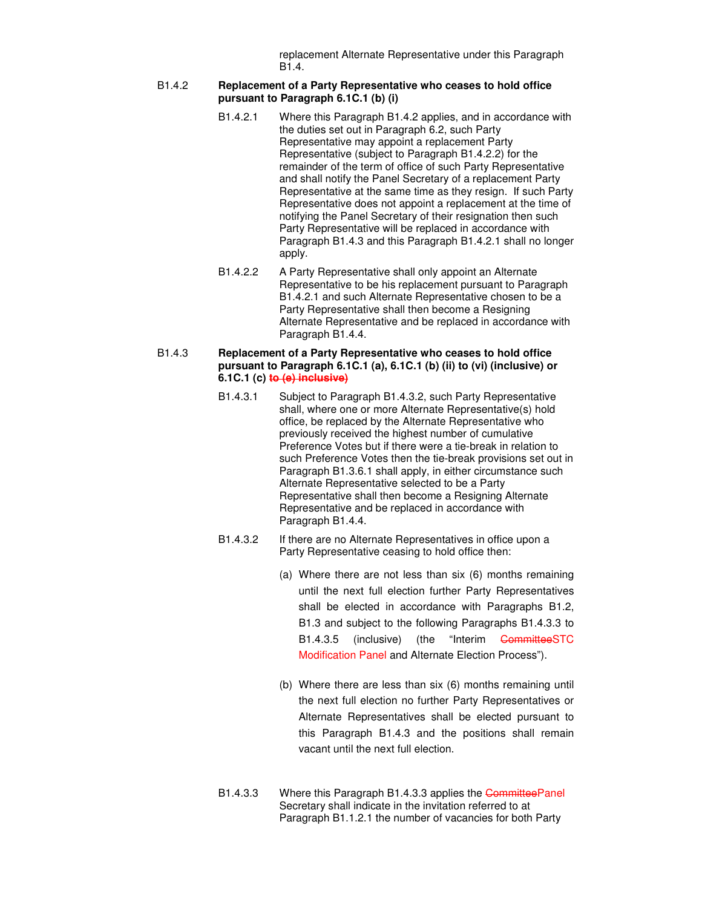replacement Alternate Representative under this Paragraph B1.4.

B1.4.2 **Replacement of a Party Representative who ceases to hold office pursuant to Paragraph 6.1C.1 (b) (i)**

B1.4.2.1 Where this Paragraph B1.4.2 applies, and in accordance with the duties set out in Paragraph 6.2, such Party Representative may appoint a replacement Party Representative (subject to Paragraph B1.4.2.2) for the remainder of the term of office of such Party Representative and shall notify the Panel Secretary of a replacement Party Representative at the same time as they resign. If such Party Representative does not appoint a replacement at the time of notifying the Panel Secretary of their resignation then such Party Representative will be replaced in accordance with Paragraph B1.4.3 and this Paragraph B1.4.2.1 shall no longer apply.

B1.4.2.2 A Party Representative shall only appoint an Alternate Representative to be his replacement pursuant to Paragraph B1.4.2.1 and such Alternate Representative chosen to be a Party Representative shall then become a Resigning Alternate Representative and be replaced in accordance with Paragraph B1.4.4.

B1.4.3 **Replacement of a Party Representative who ceases to hold office pursuant to Paragraph 6.1C.1 (a), 6.1C.1 (b) (ii) to (vi) (inclusive) or 6.1C.1 (c) ~~to (e) inclusive)~~**

B1.4.3.1 Subject to Paragraph B1.4.3.2, such Party Representative shall, where one or more Alternate Representative(s) hold office, be replaced by the Alternate Representative who previously received the highest number of cumulative Preference Votes but if there were a tie-break in relation to such Preference Votes then the tie-break provisions set out in Paragraph B1.3.6.1 shall apply, in either circumstance such Alternate Representative selected to be a Party Representative shall then become a Resigning Alternate Representative and be replaced in accordance with Paragraph B1.4.4.

B1.4.3.2 If there are no Alternate Representatives in office upon a Party Representative ceasing to hold office then:

(a) Where there are not less than six (6) months remaining until the next full election further Party Representatives shall be elected in accordance with Paragraphs B1.2, B1.3 and subject to the following Paragraphs B1.4.3.3 to B1.4.3.5 (inclusive) (the "Interim ~~Committee~~STC Modification Panel and Alternate Election Process").

(b) Where there are less than six (6) months remaining until the next full election no further Party Representatives or Alternate Representatives shall be elected pursuant to this Paragraph B1.4.3 and the positions shall remain vacant until the next full election.

B1.4.3.3 Where this Paragraph B1.4.3.3 applies the ~~Committee~~Panel Secretary shall indicate in the invitation referred to at Paragraph B1.1.2.1 the number of vacancies for both Party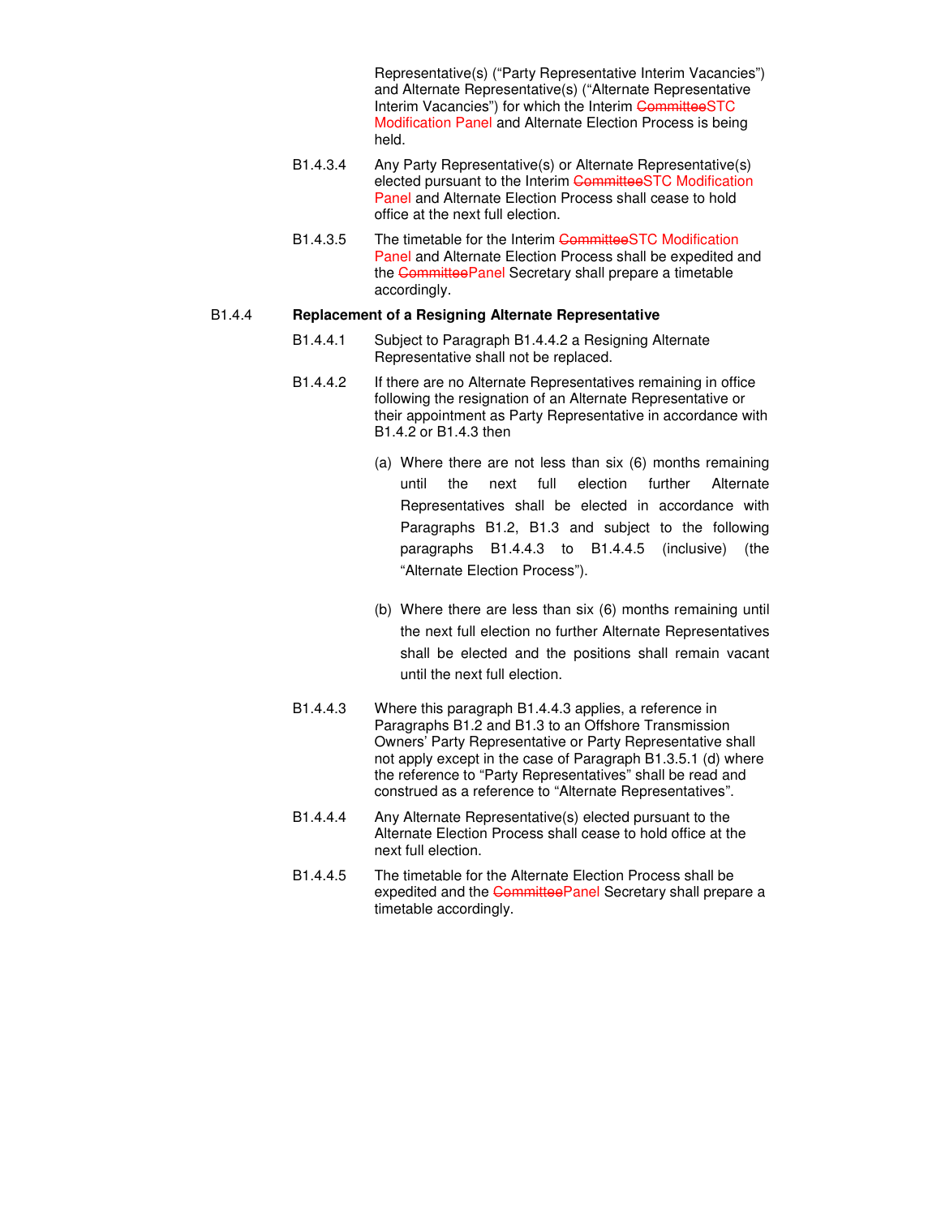Representative(s) ("Party Representative Interim Vacancies") and Alternate Representative(s) ("Alternate Representative Interim Vacancies") for which the Interim ~~Committee~~STC Modification Panel and Alternate Election Process is being held.

B1.4.3.4 Any Party Representative(s) or Alternate Representative(s) elected pursuant to the Interim ~~Committee~~STC Modification Panel and Alternate Election Process shall cease to hold office at the next full election.

B1.4.3.5 The timetable for the Interim ~~Committee~~STC Modification Panel and Alternate Election Process shall be expedited and the ~~Committee~~Panel Secretary shall prepare a timetable accordingly.

B1.4.4 **Replacement of a Resigning Alternate Representative**

B1.4.4.1 Subject to Paragraph B1.4.4.2 a Resigning Alternate Representative shall not be replaced.

B1.4.4.2 If there are no Alternate Representatives remaining in office following the resignation of an Alternate Representative or their appointment as Party Representative in accordance with B1.4.2 or B1.4.3 then

(a) Where there are not less than six (6) months remaining until the next full election further Alternate Representatives shall be elected in accordance with Paragraphs B1.2, B1.3 and subject to the following paragraphs B1.4.4.3 to B1.4.4.5 (inclusive) (the "Alternate Election Process").

(b) Where there are less than six (6) months remaining until the next full election no further Alternate Representatives shall be elected and the positions shall remain vacant until the next full election.

B1.4.4.3 Where this paragraph B1.4.4.3 applies, a reference in Paragraphs B1.2 and B1.3 to an Offshore Transmission Owners' Party Representative or Party Representative shall not apply except in the case of Paragraph B1.3.5.1 (d) where the reference to "Party Representatives" shall be read and construed as a reference to "Alternate Representatives".

B1.4.4.4 Any Alternate Representative(s) elected pursuant to the Alternate Election Process shall cease to hold office at the next full election.

B1.4.4.5 The timetable for the Alternate Election Process shall be expedited and the ~~Committee~~Panel Secretary shall prepare a timetable accordingly.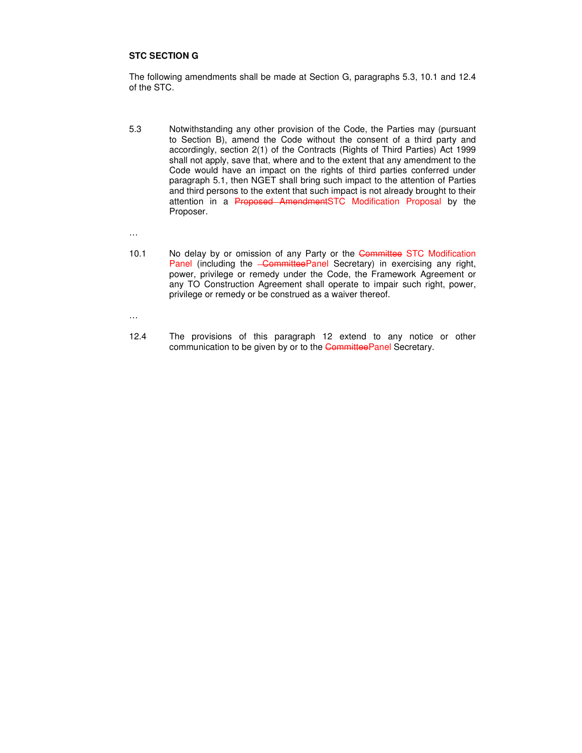**STC SECTION G**

The following amendments shall be made at Section G, paragraphs 5.3, 10.1 and 12.4 of the STC.

5.3 Notwithstanding any other provision of the Code, the Parties may (pursuant to Section B), amend the Code without the consent of a third party and accordingly, section 2(1) of the Contracts (Rights of Third Parties) Act 1999 shall not apply, save that, where and to the extent that any amendment to the Code would have an impact on the rights of third parties conferred under paragraph 5.1, then NGET shall bring such impact to the attention of Parties and third persons to the extent that such impact is not already brought to their attention in a ~~Proposed Amendment~~STC Modification Proposal by the Proposer.

…

10.1 No delay by or omission of any Party or the ~~Committee~~ STC Modification Panel (including the ~~Committee~~Panel Secretary) in exercising any right, power, privilege or remedy under the Code, the Framework Agreement or any TO Construction Agreement shall operate to impair such right, power, privilege or remedy or be construed as a waiver thereof.

…

12.4 The provisions of this paragraph 12 extend to any notice or other communication to be given by or to the ~~Committee~~Panel Secretary.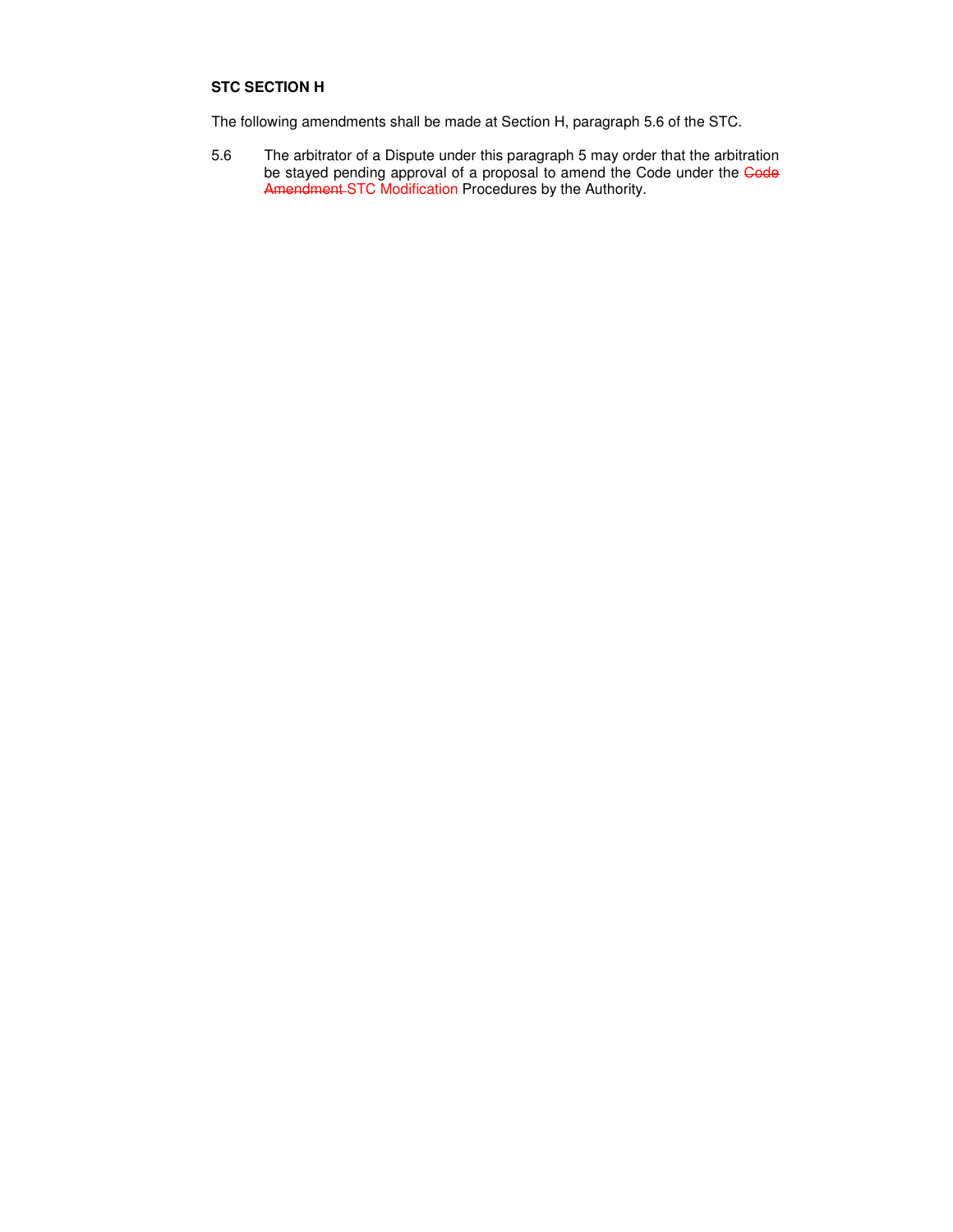**STC SECTION H**

The following amendments shall be made at Section H, paragraph 5.6 of the STC.

5.6 The arbitrator of a Dispute under this paragraph 5 may order that the arbitration be stayed pending approval of a proposal to amend the Code under the ~~Code Amendment~~ STC Modification Procedures by the Authority.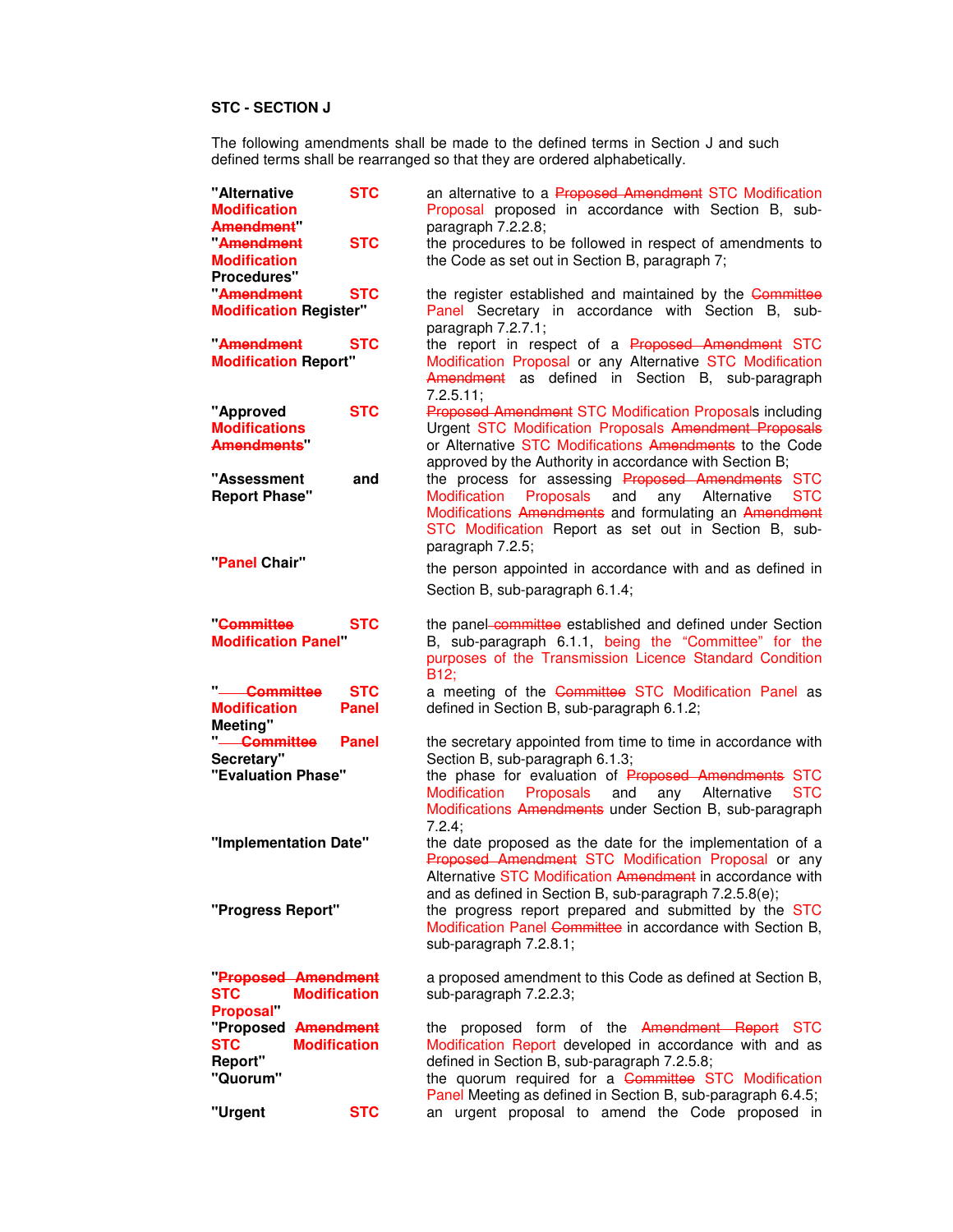**STC - SECTION J**

The following amendments shall be made to the defined terms in Section J and such defined terms shall be rearranged so that they are ordered alphabetically.

| | |
|---|---|
| **"Alternative STC Modification ~~Amendment~~"** | an alternative to a ~~Proposed Amendment~~ STC Modification Proposal proposed in accordance with Section B, sub-paragraph 7.2.2.8; |
| **"~~Amendment~~ STC Modification Procedures"** | the procedures to be followed in respect of amendments to the Code as set out in Section B, paragraph 7; |
| **"~~Amendment~~ STC Modification Register"** | the register established and maintained by the ~~Committee~~ Panel Secretary in accordance with Section B, sub-paragraph 7.2.7.1; |
| **"~~Amendment~~ STC Modification Report"** | the report in respect of a ~~Proposed Amendment~~ STC Modification Proposal or any Alternative STC Modification ~~Amendment~~ as defined in Section B, sub-paragraph 7.2.5.11; |
| **"Approved STC Modifications ~~Amendments~~"** | ~~Proposed Amendment~~ STC Modification Proposals including Urgent STC Modification Proposals ~~Amendment Proposals~~ or Alternative STC Modifications ~~Amendments~~ to the Code approved by the Authority in accordance with Section B; |
| **"Assessment and Report Phase"** | the process for assessing ~~Proposed Amendments~~ STC Modification Proposals and any Alternative STC Modifications ~~Amendments~~ and formulating an ~~Amendment~~ STC Modification Report as set out in Section B, sub-paragraph 7.2.5; |
| **"Panel Chair"** | the person appointed in accordance with and as defined in Section B, sub-paragraph 6.1.4; |
| **"~~Committee~~ STC Modification Panel"** | the panel ~~committee~~ established and defined under Section B, sub-paragraph 6.1.1, being the "Committee" for the purposes of the Transmission Licence Standard Condition B12; |
| **"~~Committee~~ STC Modification Panel Meeting"** | a meeting of the ~~Committee~~ STC Modification Panel as defined in Section B, sub-paragraph 6.1.2; |
| **"~~Committee~~ Panel Secretary"** | the secretary appointed from time to time in accordance with Section B, sub-paragraph 6.1.3; |
| **"Evaluation Phase"** | the phase for evaluation of ~~Proposed Amendments~~ STC Modification Proposals and any Alternative STC Modifications ~~Amendments~~ under Section B, sub-paragraph 7.2.4; |
| **"Implementation Date"** | the date proposed as the date for the implementation of a ~~Proposed Amendment~~ STC Modification Proposal or any Alternative STC Modification ~~Amendment~~ in accordance with and as defined in Section B, sub-paragraph 7.2.5.8(e); |
| **"Progress Report"** | the progress report prepared and submitted by the STC Modification Panel ~~Committee~~ in accordance with Section B, sub-paragraph 7.2.8.1; |
| **"~~Proposed Amendment~~ STC Modification Proposal"** | a proposed amendment to this Code as defined at Section B, sub-paragraph 7.2.2.3; |
| **"Proposed ~~Amendment~~ STC Modification Report"** | the proposed form of the ~~Amendment Report~~ STC Modification Report developed in accordance with and as defined in Section B, sub-paragraph 7.2.5.8; |
| **"Quorum"** | the quorum required for a ~~Committee~~ STC Modification Panel Meeting as defined in Section B, sub-paragraph 6.4.5; |
| **"Urgent STC** | an urgent proposal to amend the Code proposed in |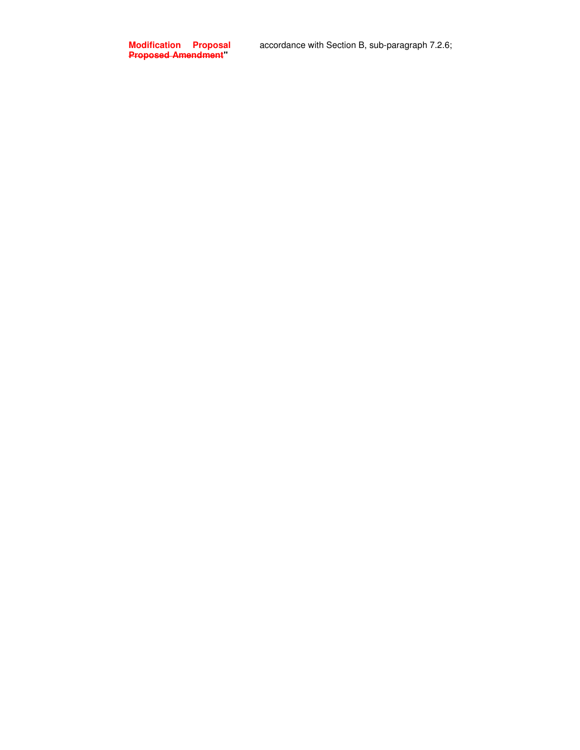| | |
|---|---|
| **Modification Proposal** ~~**Proposed Amendment**~~" | accordance with Section B, sub-paragraph 7.2.6; |